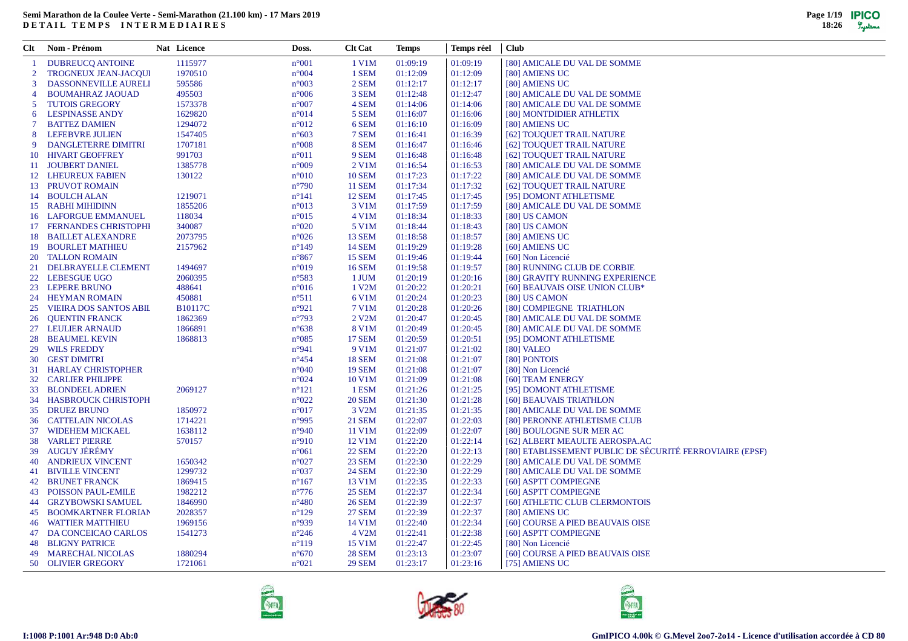**Semi Marathon de la Coulee Verte - Semi-Marathon (21.100 km) - 17 Mars 2019**
**DETAIL TEMPS INTERMEDIAIRES**

| Clt | Nom - Prénom | Nat | Licence | Doss. | Clt Cat | Temps | Temps réel | Club |
|---|---|---|---|---|---|---|---|---|
| 1 | DUBREUCQ ANTOINE | | 1115977 | n°001 | 1 V1M | 01:09:19 | 01:09:19 | [80] AMICALE DU VAL DE SOMME |
| 2 | TROGNEUX JEAN-JACQUI | | 1970510 | n°004 | 1 SEM | 01:12:09 | 01:12:09 | [80] AMIENS UC |
| 3 | DASSONNEVILLE AURELI | | 595586 | n°003 | 2 SEM | 01:12:17 | 01:12:17 | [80] AMIENS UC |
| 4 | BOUMAHRAZ JAOUAD | | 495503 | n°006 | 3 SEM | 01:12:48 | 01:12:47 | [80] AMICALE DU VAL DE SOMME |
| 5 | TUTOIS GREGORY | | 1573378 | n°007 | 4 SEM | 01:14:06 | 01:14:06 | [80] AMICALE DU VAL DE SOMME |
| 6 | LESPINASSE ANDY | | 1629820 | n°014 | 5 SEM | 01:16:07 | 01:16:06 | [80] MONTDIDIER ATHLETIX |
| 7 | BATTEZ DAMIEN | | 1294072 | n°012 | 6 SEM | 01:16:10 | 01:16:09 | [80] AMIENS UC |
| 8 | LEFEBVRE JULIEN | | 1547405 | n°603 | 7 SEM | 01:16:41 | 01:16:39 | [62] TOUQUET TRAIL NATURE |
| 9 | DANGLETERRE DIMITRI | | 1707181 | n°008 | 8 SEM | 01:16:47 | 01:16:46 | [62] TOUQUET TRAIL NATURE |
| 10 | HIVART GEOFFREY | | 991703 | n°011 | 9 SEM | 01:16:48 | 01:16:48 | [62] TOUQUET TRAIL NATURE |
| 11 | JOUBERT DANIEL | | 1385778 | n°009 | 2 V1M | 01:16:54 | 01:16:53 | [80] AMICALE DU VAL DE SOMME |
| 12 | LHEUREUX FABIEN | | 130122 | n°010 | 10 SEM | 01:17:23 | 01:17:22 | [80] AMICALE DU VAL DE SOMME |
| 13 | PRUVOT ROMAIN | | | n°790 | 11 SEM | 01:17:34 | 01:17:32 | [62] TOUQUET TRAIL NATURE |
| 14 | BOULCH ALAN | | 1219071 | n°141 | 12 SEM | 01:17:45 | 01:17:45 | [95] DOMONT ATHLETISME |
| 15 | RABHI MIHIDINN | | 1855206 | n°013 | 3 V1M | 01:17:59 | 01:17:59 | [80] AMICALE DU VAL DE SOMME |
| 16 | LAFORGUE EMMANUEL | | 118034 | n°015 | 4 V1M | 01:18:34 | 01:18:33 | [80] US CAMON |
| 17 | FERNANDES CHRISTOPHI | | 340087 | n°020 | 5 V1M | 01:18:44 | 01:18:43 | [80] US CAMON |
| 18 | BAILLET ALEXANDRE | | 2073795 | n°026 | 13 SEM | 01:18:58 | 01:18:57 | [80] AMIENS UC |
| 19 | BOURLET MATHIEU | | 2157962 | n°149 | 14 SEM | 01:19:29 | 01:19:28 | [60] AMIENS UC |
| 20 | TALLON ROMAIN | | | n°867 | 15 SEM | 01:19:46 | 01:19:44 | [60] Non Licencié |
| 21 | DELBRAYELLE CLEMENT | | 1494697 | n°019 | 16 SEM | 01:19:58 | 01:19:57 | [80] RUNNING CLUB DE CORBIE |
| 22 | LEBESGUE UGO | | 2060395 | n°583 | 1 JUM | 01:20:19 | 01:20:16 | [80] GRAVITY RUNNING EXPERIENCE |
| 23 | LEPERE BRUNO | | 488641 | n°016 | 1 V2M | 01:20:22 | 01:20:21 | [60] BEAUVAIS OISE UNION CLUB* |
| 24 | HEYMAN ROMAIN | | 450881 | n°511 | 6 V1M | 01:20:24 | 01:20:23 | [80] US CAMON |
| 25 | VIEIRA DOS SANTOS ABIL | | B10117C | n°921 | 7 V1M | 01:20:28 | 01:20:26 | [80] COMPIEGNE TRIATHLON |
| 26 | QUENTIN FRANCK | | 1862369 | n°793 | 2 V2M | 01:20:47 | 01:20:45 | [80] AMICALE DU VAL DE SOMME |
| 27 | LEULIER ARNAUD | | 1866891 | n°638 | 8 V1M | 01:20:49 | 01:20:45 | [80] AMICALE DU VAL DE SOMME |
| 28 | BEAUMEL KEVIN | | 1868813 | n°085 | 17 SEM | 01:20:59 | 01:20:51 | [95] DOMONT ATHLETISME |
| 29 | WILS FREDDY | | | n°941 | 9 V1M | 01:21:07 | 01:21:02 | [80] VALEO |
| 30 | GEST DIMITRI | | | n°454 | 18 SEM | 01:21:08 | 01:21:07 | [80] PONTOIS |
| 31 | HARLAY CHRISTOPHER | | | n°040 | 19 SEM | 01:21:08 | 01:21:07 | [80] Non Licencié |
| 32 | CARLIER PHILIPPE | | | n°024 | 10 V1M | 01:21:09 | 01:21:08 | [60] TEAM ENERGY |
| 33 | BLONDEEL ADRIEN | | 2069127 | n°121 | 1 ESM | 01:21:26 | 01:21:25 | [95] DOMONT ATHLETISME |
| 34 | HASBROUCK CHRISTOPH | | | n°022 | 20 SEM | 01:21:30 | 01:21:28 | [60] BEAUVAIS TRIATHLON |
| 35 | DRUEZ BRUNO | | 1850972 | n°017 | 3 V2M | 01:21:35 | 01:21:35 | [80] AMICALE DU VAL DE SOMME |
| 36 | CATTELAIN NICOLAS | | 1714221 | n°995 | 21 SEM | 01:22:07 | 01:22:03 | [80] PERONNE ATHLETISME CLUB |
| 37 | WIDEHEM MICKAEL | | 1638112 | n°940 | 11 V1M | 01:22:09 | 01:22:07 | [80] BOULOGNE SUR MER AC |
| 38 | VARLET PIERRE | | 570157 | n°910 | 12 V1M | 01:22:20 | 01:22:14 | [62] ALBERT MEAULTE AEROSPA.AC |
| 39 | AUGUY JÉRÉMY | | | n°061 | 22 SEM | 01:22:20 | 01:22:13 | [80] ETABLISSEMENT PUBLIC DE SÉCURITÉ FERROVIAIRE (EPSF) |
| 40 | ANDRIEUX VINCENT | | 1650342 | n°027 | 23 SEM | 01:22:30 | 01:22:29 | [80] AMICALE DU VAL DE SOMME |
| 41 | BIVILLE VINCENT | | 1299732 | n°037 | 24 SEM | 01:22:30 | 01:22:29 | [80] AMICALE DU VAL DE SOMME |
| 42 | BRUNET FRANCK | | 1869415 | n°167 | 13 V1M | 01:22:35 | 01:22:33 | [60] ASPTT COMPIEGNE |
| 43 | POISSON PAUL-EMILE | | 1982212 | n°776 | 25 SEM | 01:22:37 | 01:22:34 | [60] ASPTT COMPIEGNE |
| 44 | GRZYBOWSKI SAMUEL | | 1846990 | n°480 | 26 SEM | 01:22:39 | 01:22:37 | [60] ATHLETIC CLUB CLERMONTOIS |
| 45 | BOOMKARTNER FLORIAN | | 2028357 | n°129 | 27 SEM | 01:22:39 | 01:22:37 | [80] AMIENS UC |
| 46 | WATTIER MATTHIEU | | 1969156 | n°939 | 14 V1M | 01:22:40 | 01:22:34 | [60] COURSE A PIED BEAUVAIS OISE |
| 47 | DA CONCEICAO CARLOS | | 1541273 | n°246 | 4 V2M | 01:22:41 | 01:22:38 | [60] ASPTT COMPIEGNE |
| 48 | BLIGNY PATRICE | | | n°119 | 15 V1M | 01:22:47 | 01:22:45 | [80] Non Licencié |
| 49 | MARECHAL NICOLAS | | 1880294 | n°670 | 28 SEM | 01:23:13 | 01:23:07 | [60] COURSE A PIED BEAUVAIS OISE |
| 50 | OLIVIER GREGORY | | 1721061 | n°021 | 29 SEM | 01:23:17 | 01:23:16 | [75] AMIENS UC |

I:1008 P:1001 Ar:948 D:0 Ab:0

GmIPICO 4.00k © G.Mevel 2oo7-2o14 - Licence d'utilisation accordée à CD 80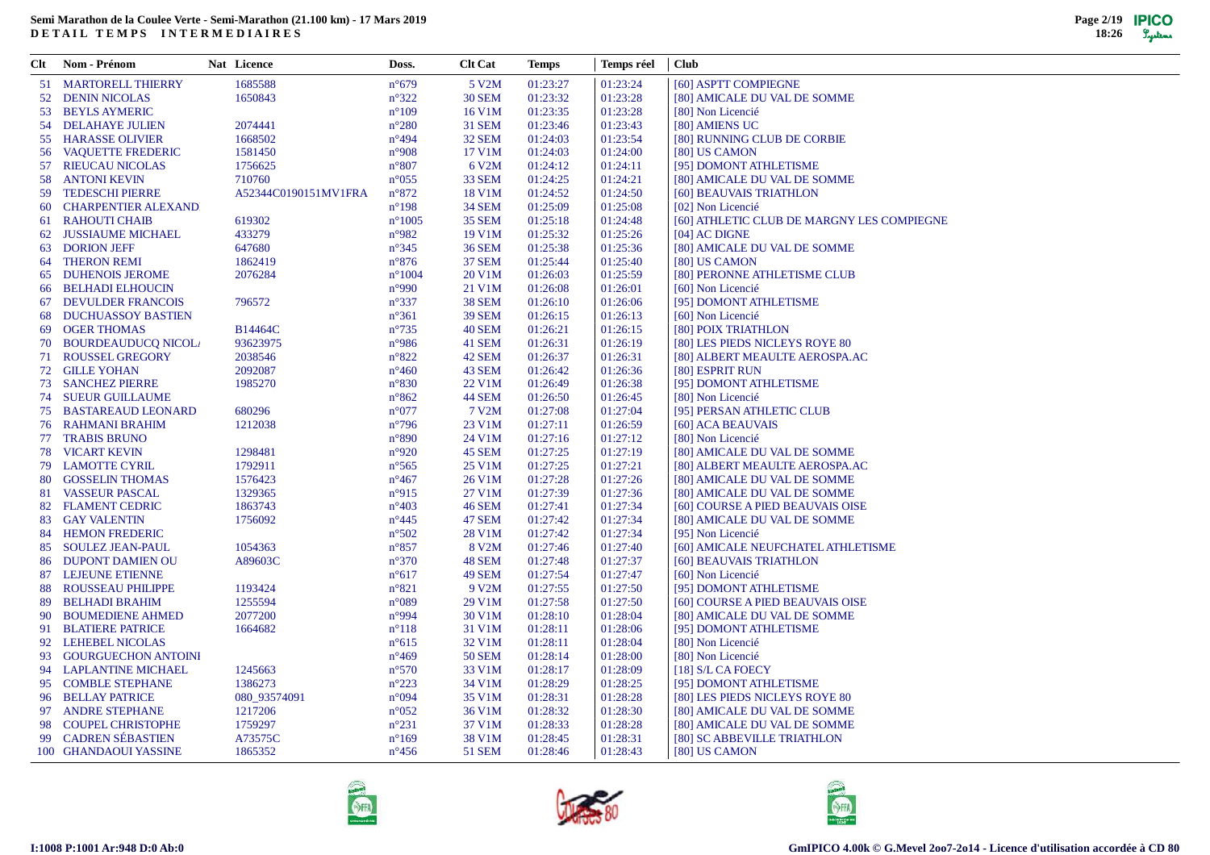**Semi Marathon de la Coulee Verte - Semi-Marathon (21.100 km) - 17 Mars 2019**
**DETAIL TEMPS INTERMEDIAIRES**

| Clt | Nom - Prénom | Nat | Licence | Doss. | Clt Cat | Temps | Temps réel | Club |
|---|---|---|---|---|---|---|---|---|
| 51 | MARTORELL THIERRY | | 1685588 | n°679 | 5 V2M | 01:23:27 | 01:23:24 | [60] ASPTT COMPIEGNE |
| 52 | DENIN NICOLAS | | 1650843 | n°322 | 30 SEM | 01:23:32 | 01:23:28 | [80] AMICALE DU VAL DE SOMME |
| 53 | BEYLS AYMERIC | | | n°109 | 16 V1M | 01:23:35 | 01:23:28 | [80] Non Licencié |
| 54 | DELAHAYE JULIEN | | 2074441 | n°280 | 31 SEM | 01:23:46 | 01:23:43 | [80] AMIENS UC |
| 55 | HARASSE OLIVIER | | 1668502 | n°494 | 32 SEM | 01:24:03 | 01:23:54 | [80] RUNNING CLUB DE CORBIE |
| 56 | VAQUETTE FREDERIC | | 1581450 | n°908 | 17 V1M | 01:24:03 | 01:24:00 | [80] US CAMON |
| 57 | RIEUCAU NICOLAS | | 1756625 | n°807 | 6 V2M | 01:24:12 | 01:24:11 | [95] DOMONT ATHLETISME |
| 58 | ANTONI KEVIN | | 710760 | n°055 | 33 SEM | 01:24:25 | 01:24:21 | [80] AMICALE DU VAL DE SOMME |
| 59 | TEDESCHI PIERRE | | A52344C0190151MV1FRA | n°872 | 18 V1M | 01:24:52 | 01:24:50 | [60] BEAUVAIS TRIATHLON |
| 60 | CHARPENTIER ALEXAND | | | n°198 | 34 SEM | 01:25:09 | 01:25:08 | [02] Non Licencié |
| 61 | RAHOUTI CHAIB | | 619302 | n°1005 | 35 SEM | 01:25:18 | 01:24:48 | [60] ATHLETIC CLUB DE MARGNY LES COMPIEGNE |
| 62 | JUSSIAUME MICHAEL | | 433279 | n°982 | 19 V1M | 01:25:32 | 01:25:26 | [04] AC DIGNE |
| 63 | DORION JEFF | | 647680 | n°345 | 36 SEM | 01:25:38 | 01:25:36 | [80] AMICALE DU VAL DE SOMME |
| 64 | THERON REMI | | 1862419 | n°876 | 37 SEM | 01:25:44 | 01:25:40 | [80] US CAMON |
| 65 | DUHENOIS JEROME | | 2076284 | n°1004 | 20 V1M | 01:26:03 | 01:25:59 | [80] PERONNE ATHLETISME CLUB |
| 66 | BELHADI ELHOUCIN | | | n°990 | 21 V1M | 01:26:08 | 01:26:01 | [60] Non Licencié |
| 67 | DEVULDER FRANCOIS | | 796572 | n°337 | 38 SEM | 01:26:10 | 01:26:06 | [95] DOMONT ATHLETISME |
| 68 | DUCHUASSOY BASTIEN | | | n°361 | 39 SEM | 01:26:15 | 01:26:13 | [60] Non Licencié |
| 69 | OGER THOMAS | | B14464C | n°735 | 40 SEM | 01:26:21 | 01:26:15 | [80] POIX TRIATHLON |
| 70 | BOURDEAUDUCQ NICOL/ | | 93623975 | n°986 | 41 SEM | 01:26:31 | 01:26:19 | [80] LES PIEDS NICLEYS ROYE 80 |
| 71 | ROUSSEL GREGORY | | 2038546 | n°822 | 42 SEM | 01:26:37 | 01:26:31 | [80] ALBERT MEAULTE AEROSPA.AC |
| 72 | GILLE YOHAN | | 2092087 | n°460 | 43 SEM | 01:26:42 | 01:26:36 | [80] ESPRIT RUN |
| 73 | SANCHEZ PIERRE | | 1985270 | n°830 | 22 V1M | 01:26:49 | 01:26:38 | [95] DOMONT ATHLETISME |
| 74 | SUEUR GUILLAUME | | | n°862 | 44 SEM | 01:26:50 | 01:26:45 | [80] Non Licencié |
| 75 | BASTAREAUD LEONARD | | 680296 | n°077 | 7 V2M | 01:27:08 | 01:27:04 | [95] PERSAN ATHLETIC CLUB |
| 76 | RAHMANI BRAHIM | | 1212038 | n°796 | 23 V1M | 01:27:11 | 01:26:59 | [60] ACA BEAUVAIS |
| 77 | TRABIS BRUNO | | | n°890 | 24 V1M | 01:27:16 | 01:27:12 | [80] Non Licencié |
| 78 | VICART KEVIN | | 1298481 | n°920 | 45 SEM | 01:27:25 | 01:27:19 | [80] AMICALE DU VAL DE SOMME |
| 79 | LAMOTTE CYRIL | | 1792911 | n°565 | 25 V1M | 01:27:25 | 01:27:21 | [80] ALBERT MEAULTE AEROSPA.AC |
| 80 | GOSSELIN THOMAS | | 1576423 | n°467 | 26 V1M | 01:27:28 | 01:27:26 | [80] AMICALE DU VAL DE SOMME |
| 81 | VASSEUR PASCAL | | 1329365 | n°915 | 27 V1M | 01:27:39 | 01:27:36 | [80] AMICALE DU VAL DE SOMME |
| 82 | FLAMENT CEDRIC | | 1863743 | n°403 | 46 SEM | 01:27:41 | 01:27:34 | [60] COURSE A PIED BEAUVAIS OISE |
| 83 | GAY VALENTIN | | 1756092 | n°445 | 47 SEM | 01:27:42 | 01:27:34 | [80] AMICALE DU VAL DE SOMME |
| 84 | HEMON FREDERIC | | | n°502 | 28 V1M | 01:27:42 | 01:27:34 | [95] Non Licencié |
| 85 | SOULEZ JEAN-PAUL | | 1054363 | n°857 | 8 V2M | 01:27:46 | 01:27:40 | [60] AMICALE NEUFCHATEL ATHLETISME |
| 86 | DUPONT DAMIEN OU | | A89603C | n°370 | 48 SEM | 01:27:48 | 01:27:37 | [60] BEAUVAIS TRIATHLON |
| 87 | LEJEUNE ETIENNE | | | n°617 | 49 SEM | 01:27:54 | 01:27:47 | [60] Non Licencié |
| 88 | ROUSSEAU PHILIPPE | | 1193424 | n°821 | 9 V2M | 01:27:55 | 01:27:50 | [95] DOMONT ATHLETISME |
| 89 | BELHADI BRAHIM | | 1255594 | n°089 | 29 V1M | 01:27:58 | 01:27:50 | [60] COURSE A PIED BEAUVAIS OISE |
| 90 | BOUMEDIENE AHMED | | 2077200 | n°994 | 30 V1M | 01:28:10 | 01:28:04 | [80] AMICALE DU VAL DE SOMME |
| 91 | BLATIERE PATRICE | | 1664682 | n°118 | 31 V1M | 01:28:11 | 01:28:06 | [95] DOMONT ATHLETISME |
| 92 | LEHEBEL NICOLAS | | | n°615 | 32 V1M | 01:28:11 | 01:28:04 | [80] Non Licencié |
| 93 | GOURGUECHON ANTOINI | | | n°469 | 50 SEM | 01:28:14 | 01:28:00 | [80] Non Licencié |
| 94 | LAPLANTINE MICHAEL | | 1245663 | n°570 | 33 V1M | 01:28:17 | 01:28:09 | [18] S/L CA FOECY |
| 95 | COMBLE STEPHANE | | 1386273 | n°223 | 34 V1M | 01:28:29 | 01:28:25 | [95] DOMONT ATHLETISME |
| 96 | BELLAY PATRICE | | 080_93574091 | n°094 | 35 V1M | 01:28:31 | 01:28:28 | [80] LES PIEDS NICLEYS ROYE 80 |
| 97 | ANDRE STEPHANE | | 1217206 | n°052 | 36 V1M | 01:28:32 | 01:28:30 | [80] AMICALE DU VAL DE SOMME |
| 98 | COUPEL CHRISTOPHE | | 1759297 | n°231 | 37 V1M | 01:28:33 | 01:28:28 | [80] AMICALE DU VAL DE SOMME |
| 99 | CADREN SÉBASTIEN | | A73575C | n°169 | 38 V1M | 01:28:45 | 01:28:31 | [80] SC ABBEVILLE TRIATHLON |
| 100 | GHANDAOUI YASSINE | | 1865352 | n°456 | 51 SEM | 01:28:46 | 01:28:43 | [80] US CAMON |

I:1008 P:1001 Ar:948 D:0 Ab:0

GmIPICO 4.00k © G.Mevel 2oo7-2o14 - Licence d'utilisation accordée à CD 80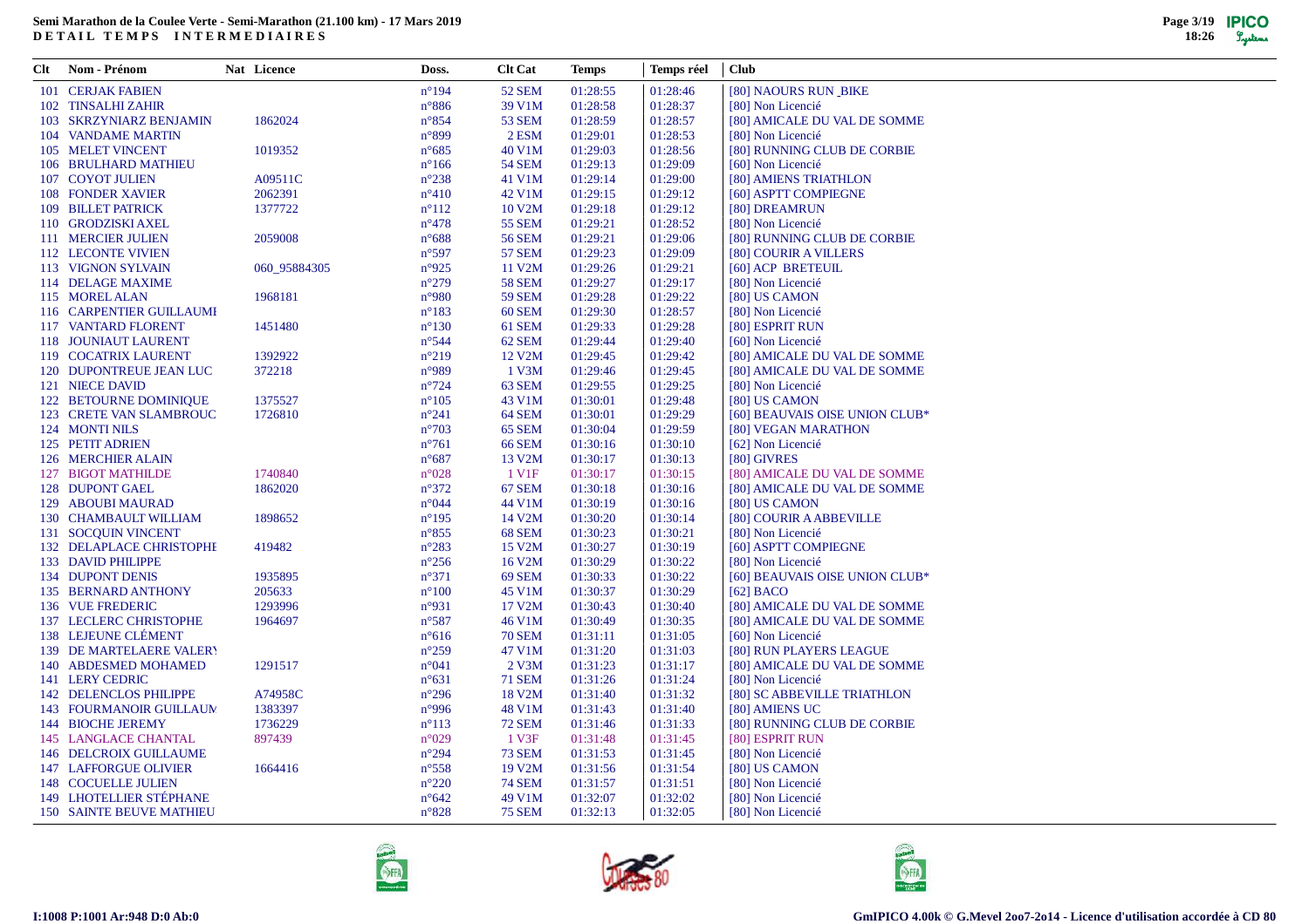**Semi Marathon de la Coulee Verte - Semi-Marathon (21.100 km) - 17 Mars 2019**
**DETAIL TEMPS INTERMEDIAIRES**

| Clt | Nom - Prénom | Nat | Licence | Doss. | Clt Cat | Temps | Temps réel | Club |
|---|---|---|---|---|---|---|---|---|
| 101 | CERJAK FABIEN | | | n°194 | 52 SEM | 01:28:55 | 01:28:46 | [80] NAOURS RUN _BIKE |
| 102 | TINSALHI ZAHIR | | | n°886 | 39 V1M | 01:28:58 | 01:28:37 | [80] Non Licencié |
| 103 | SKRZYNIARZ BENJAMIN | | 1862024 | n°854 | 53 SEM | 01:28:59 | 01:28:57 | [80] AMICALE DU VAL DE SOMME |
| 104 | VANDAME MARTIN | | | n°899 | 2 ESM | 01:29:01 | 01:28:53 | [80] Non Licencié |
| 105 | MELET VINCENT | | 1019352 | n°685 | 40 V1M | 01:29:03 | 01:28:56 | [80] RUNNING CLUB DE CORBIE |
| 106 | BRULHARD MATHIEU | | | n°166 | 54 SEM | 01:29:13 | 01:29:09 | [60] Non Licencié |
| 107 | COYOT JULIEN | | A09511C | n°238 | 41 V1M | 01:29:14 | 01:29:00 | [80] AMIENS TRIATHLON |
| 108 | FONDER XAVIER | | 2062391 | n°410 | 42 V1M | 01:29:15 | 01:29:12 | [60] ASPTT COMPIEGNE |
| 109 | BILLET PATRICK | | 1377722 | n°112 | 10 V2M | 01:29:18 | 01:29:12 | [80] DREAMRUN |
| 110 | GRODZISKI AXEL | | | n°478 | 55 SEM | 01:29:21 | 01:28:52 | [80] Non Licencié |
| 111 | MERCIER JULIEN | | 2059008 | n°688 | 56 SEM | 01:29:21 | 01:29:06 | [80] RUNNING CLUB DE CORBIE |
| 112 | LECONTE VIVIEN | | | n°597 | 57 SEM | 01:29:23 | 01:29:09 | [80] COURIR A VILLERS |
| 113 | VIGNON SYLVAIN | | 060_95884305 | n°925 | 11 V2M | 01:29:26 | 01:29:21 | [60] ACP BRETEUIL |
| 114 | DELAGE MAXIME | | | n°279 | 58 SEM | 01:29:27 | 01:29:17 | [80] Non Licencié |
| 115 | MOREL ALAN | | 1968181 | n°980 | 59 SEM | 01:29:28 | 01:29:22 | [80] US CAMON |
| 116 | CARPENTIER GUILLAUMI | | | n°183 | 60 SEM | 01:29:30 | 01:28:57 | [80] Non Licencié |
| 117 | VANTARD FLORENT | | 1451480 | n°130 | 61 SEM | 01:29:33 | 01:29:28 | [80] ESPRIT RUN |
| 118 | JOUNIAUT LAURENT | | | n°544 | 62 SEM | 01:29:44 | 01:29:40 | [60] Non Licencié |
| 119 | COCATRIX LAURENT | | 1392922 | n°219 | 12 V2M | 01:29:45 | 01:29:42 | [80] AMICALE DU VAL DE SOMME |
| 120 | DUPONTREUE JEAN LUC | | 372218 | n°989 | 1 V3M | 01:29:46 | 01:29:45 | [80] AMICALE DU VAL DE SOMME |
| 121 | NIECE DAVID | | | n°724 | 63 SEM | 01:29:55 | 01:29:25 | [80] Non Licencié |
| 122 | BETOURNE DOMINIQUE | | 1375527 | n°105 | 43 V1M | 01:30:01 | 01:29:48 | [80] US CAMON |
| 123 | CRETE VAN SLAMBROUC | | 1726810 | n°241 | 64 SEM | 01:30:01 | 01:29:29 | [60] BEAUVAIS OISE UNION CLUB* |
| 124 | MONTI NILS | | | n°703 | 65 SEM | 01:30:04 | 01:29:59 | [80] VEGAN MARATHON |
| 125 | PETIT ADRIEN | | | n°761 | 66 SEM | 01:30:16 | 01:30:10 | [62] Non Licencié |
| 126 | MERCHIER ALAIN | | | n°687 | 13 V2M | 01:30:17 | 01:30:13 | [80] GIVRES |
| 127 | BIGOT MATHILDE | | 1740840 | n°028 | 1 V1F | 01:30:17 | 01:30:15 | [80] AMICALE DU VAL DE SOMME |
| 128 | DUPONT GAEL | | 1862020 | n°372 | 67 SEM | 01:30:18 | 01:30:16 | [80] AMICALE DU VAL DE SOMME |
| 129 | ABOUBI MAURAD | | | n°044 | 44 V1M | 01:30:19 | 01:30:16 | [80] US CAMON |
| 130 | CHAMBAULT WILLIAM | | 1898652 | n°195 | 14 V2M | 01:30:20 | 01:30:14 | [80] COURIR A ABBEVILLE |
| 131 | SOCQUIN VINCENT | | | n°855 | 68 SEM | 01:30:23 | 01:30:21 | [80] Non Licencié |
| 132 | DELAPLACE CHRISTOPHI | | 419482 | n°283 | 15 V2M | 01:30:27 | 01:30:19 | [60] ASPTT COMPIEGNE |
| 133 | DAVID PHILIPPE | | | n°256 | 16 V2M | 01:30:29 | 01:30:22 | [80] Non Licencié |
| 134 | DUPONT DENIS | | 1935895 | n°371 | 69 SEM | 01:30:33 | 01:30:22 | [60] BEAUVAIS OISE UNION CLUB* |
| 135 | BERNARD ANTHONY | | 205633 | n°100 | 45 V1M | 01:30:37 | 01:30:29 | [62] BACO |
| 136 | VUE FREDERIC | | 1293996 | n°931 | 17 V2M | 01:30:43 | 01:30:40 | [80] AMICALE DU VAL DE SOMME |
| 137 | LECLERC CHRISTOPHE | | 1964697 | n°587 | 46 V1M | 01:30:49 | 01:30:35 | [80] AMICALE DU VAL DE SOMME |
| 138 | LEJEUNE CLÉMENT | | | n°616 | 70 SEM | 01:31:11 | 01:31:05 | [60] Non Licencié |
| 139 | DE MARTELAERE VALERY | | | n°259 | 47 V1M | 01:31:20 | 01:31:03 | [80] RUN PLAYERS LEAGUE |
| 140 | ABDESMED MOHAMED | | 1291517 | n°041 | 2 V3M | 01:31:23 | 01:31:17 | [80] AMICALE DU VAL DE SOMME |
| 141 | LERY CEDRIC | | | n°631 | 71 SEM | 01:31:26 | 01:31:24 | [80] Non Licencié |
| 142 | DELENCLOS PHILIPPE | | A74958C | n°296 | 18 V2M | 01:31:40 | 01:31:32 | [80] SC ABBEVILLE TRIATHLON |
| 143 | FOURMANOIR GUILLAUM | | 1383397 | n°996 | 48 V1M | 01:31:43 | 01:31:40 | [80] AMIENS UC |
| 144 | BIOCHE JEREMY | | 1736229 | n°113 | 72 SEM | 01:31:46 | 01:31:33 | [80] RUNNING CLUB DE CORBIE |
| 145 | LANGLACE CHANTAL | | 897439 | n°029 | 1 V3F | 01:31:48 | 01:31:45 | [80] ESPRIT RUN |
| 146 | DELCROIX GUILLAUME | | | n°294 | 73 SEM | 01:31:53 | 01:31:45 | [80] Non Licencié |
| 147 | LAFFORGUE OLIVIER | | 1664416 | n°558 | 19 V2M | 01:31:56 | 01:31:54 | [80] US CAMON |
| 148 | COCUELLE JULIEN | | | n°220 | 74 SEM | 01:31:57 | 01:31:51 | [80] Non Licencié |
| 149 | LHOTELLIER STÉPHANE | | | n°642 | 49 V1M | 01:32:07 | 01:32:02 | [80] Non Licencié |
| 150 | SAINTE BEUVE MATHIEU | | | n°828 | 75 SEM | 01:32:13 | 01:32:05 | [80] Non Licencié |

I:1008 P:1001 Ar:948 D:0 Ab:0

GmIPICO 4.00k © G.Mevel 2oo7-2o14 - Licence d'utilisation accordée à CD 80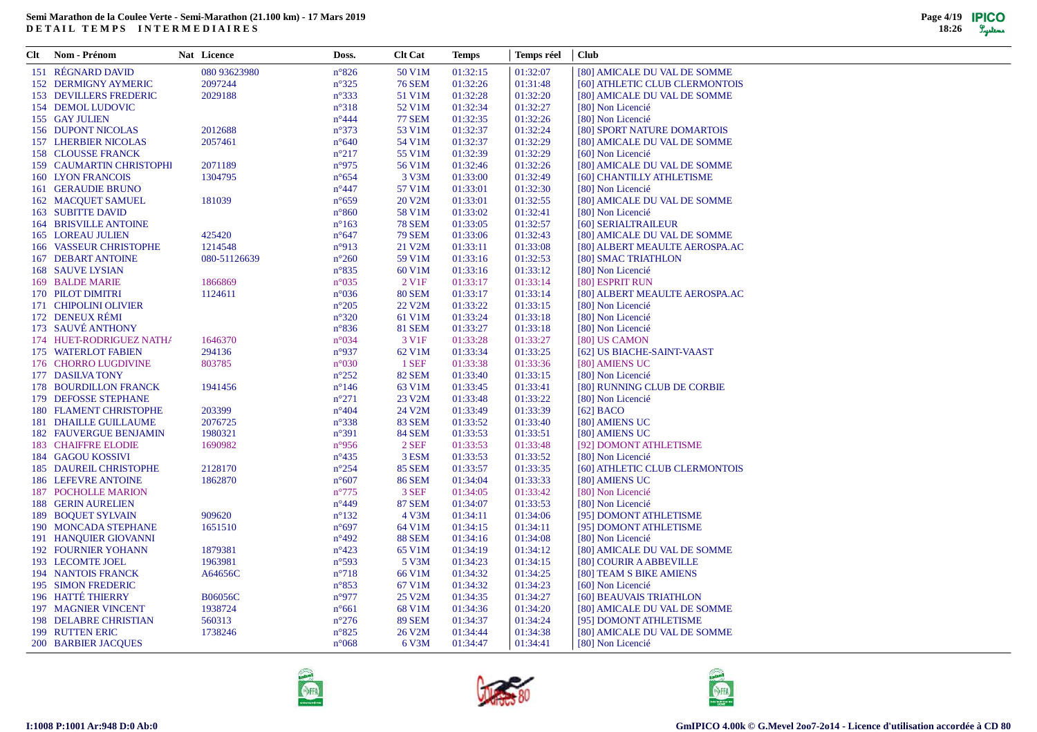# Semi Marathon de la Coulee Verte - Semi-Marathon (21.100 km) - 17 Mars 2019

**DETAIL TEMPS INTERMEDIAIRES**

| Clt | Nom - Prénom | Nat | Licence | Doss. | Clt Cat | Temps | Temps réel | Club |
|---|---|---|---|---|---|---|---|---|
| 151 | RÉGNARD DAVID | | 080 93623980 | n°826 | 50 V1M | 01:32:15 | 01:32:07 | [80] AMICALE DU VAL DE SOMME |
| 152 | DERMIGNY AYMERIC | | 2097244 | n°325 | 76 SEM | 01:32:26 | 01:31:48 | [60] ATHLETIC CLUB CLERMONTOIS |
| 153 | DEVILLERS FREDERIC | | 2029188 | n°333 | 51 V1M | 01:32:28 | 01:32:20 | [80] AMICALE DU VAL DE SOMME |
| 154 | DEMOL LUDOVIC | | | n°318 | 52 V1M | 01:32:34 | 01:32:27 | [80] Non Licencié |
| 155 | GAY JULIEN | | | n°444 | 77 SEM | 01:32:35 | 01:32:26 | [80] Non Licencié |
| 156 | DUPONT NICOLAS | | 2012688 | n°373 | 53 V1M | 01:32:37 | 01:32:24 | [80] SPORT NATURE DOMARTOIS |
| 157 | LHERBIER NICOLAS | | 2057461 | n°640 | 54 V1M | 01:32:37 | 01:32:29 | [80] AMICALE DU VAL DE SOMME |
| 158 | CLOUSSE FRANCK | | | n°217 | 55 V1M | 01:32:39 | 01:32:29 | [60] Non Licencié |
| 159 | CAUMARTIN CHRISTOPHI | | 2071189 | n°975 | 56 V1M | 01:32:46 | 01:32:26 | [80] AMICALE DU VAL DE SOMME |
| 160 | LYON FRANCOIS | | 1304795 | n°654 | 3 V3M | 01:33:00 | 01:32:49 | [60] CHANTILLY ATHLETISME |
| 161 | GERAUDIE BRUNO | | | n°447 | 57 V1M | 01:33:01 | 01:32:30 | [80] Non Licencié |
| 162 | MACQUET SAMUEL | | 181039 | n°659 | 20 V2M | 01:33:01 | 01:32:55 | [80] AMICALE DU VAL DE SOMME |
| 163 | SUBITTE DAVID | | | n°860 | 58 V1M | 01:33:02 | 01:32:41 | [80] Non Licencié |
| 164 | BRISVILLE ANTOINE | | | n°163 | 78 SEM | 01:33:05 | 01:32:57 | [60] SERIALTRAILEUR |
| 165 | LOREAU JULIEN | | 425420 | n°647 | 79 SEM | 01:33:06 | 01:32:43 | [80] AMICALE DU VAL DE SOMME |
| 166 | VASSEUR CHRISTOPHE | | 1214548 | n°913 | 21 V2M | 01:33:11 | 01:33:08 | [80] ALBERT MEAULTE AEROSPA.AC |
| 167 | DEBART ANTOINE | | 080-51126639 | n°260 | 59 V1M | 01:33:16 | 01:32:53 | [80] SMAC TRIATHLON |
| 168 | SAUVE LYSIAN | | | n°835 | 60 V1M | 01:33:16 | 01:33:12 | [80] Non Licencié |
| 169 | BALDE MARIE | | 1866869 | n°035 | 2 V1F | 01:33:17 | 01:33:14 | [80] ESPRIT RUN |
| 170 | PILOT DIMITRI | | 1124611 | n°036 | 80 SEM | 01:33:17 | 01:33:14 | [80] ALBERT MEAULTE AEROSPA.AC |
| 171 | CHIPOLINI OLIVIER | | | n°205 | 22 V2M | 01:33:22 | 01:33:15 | [80] Non Licencié |
| 172 | DENEUX RÉMI | | | n°320 | 61 V1M | 01:33:24 | 01:33:18 | [80] Non Licencié |
| 173 | SAUVÉ ANTHONY | | | n°836 | 81 SEM | 01:33:27 | 01:33:18 | [80] Non Licencié |
| 174 | HUET-RODRIGUEZ NATHA | | 1646370 | n°034 | 3 V1F | 01:33:28 | 01:33:27 | [80] US CAMON |
| 175 | WATERLOT FABIEN | | 294136 | n°937 | 62 V1M | 01:33:34 | 01:33:25 | [62] US BIACHE-SAINT-VAAST |
| 176 | CHORRO LUGDIVINE | | 803785 | n°030 | 1 SEF | 01:33:38 | 01:33:36 | [80] AMIENS UC |
| 177 | DASILVA TONY | | | n°252 | 82 SEM | 01:33:40 | 01:33:15 | [80] Non Licencié |
| 178 | BOURDILLON FRANCK | | 1941456 | n°146 | 63 V1M | 01:33:45 | 01:33:41 | [80] RUNNING CLUB DE CORBIE |
| 179 | DEFOSSE STEPHANE | | | n°271 | 23 V2M | 01:33:48 | 01:33:22 | [80] Non Licencié |
| 180 | FLAMENT CHRISTOPHE | | 203399 | n°404 | 24 V2M | 01:33:49 | 01:33:39 | [62] BACO |
| 181 | DHAILLE GUILLAUME | | 2076725 | n°338 | 83 SEM | 01:33:52 | 01:33:40 | [80] AMIENS UC |
| 182 | FAUVERGUE BENJAMIN | | 1980321 | n°391 | 84 SEM | 01:33:53 | 01:33:51 | [80] AMIENS UC |
| 183 | CHAIFFRE ELODIE | | 1690982 | n°956 | 2 SEF | 01:33:53 | 01:33:48 | [92] DOMONT ATHLETISME |
| 184 | GAGOU KOSSIVI | | | n°435 | 3 ESM | 01:33:53 | 01:33:52 | [80] Non Licencié |
| 185 | DAUREIL CHRISTOPHE | | 2128170 | n°254 | 85 SEM | 01:33:57 | 01:33:35 | [60] ATHLETIC CLUB CLERMONTOIS |
| 186 | LEFEVRE ANTOINE | | 1862870 | n°607 | 86 SEM | 01:34:04 | 01:33:33 | [80] AMIENS UC |
| 187 | POCHOLLE MARION | | | n°775 | 3 SEF | 01:34:05 | 01:33:42 | [80] Non Licencié |
| 188 | GERIN AURELIEN | | | n°449 | 87 SEM | 01:34:07 | 01:33:53 | [80] Non Licencié |
| 189 | BOQUET SYLVAIN | | 909620 | n°132 | 4 V3M | 01:34:11 | 01:34:06 | [95] DOMONT ATHLETISME |
| 190 | MONCADA STEPHANE | | 1651510 | n°697 | 64 V1M | 01:34:15 | 01:34:11 | [95] DOMONT ATHLETISME |
| 191 | HANQUIER GIOVANNI | | | n°492 | 88 SEM | 01:34:16 | 01:34:08 | [80] Non Licencié |
| 192 | FOURNIER YOHANN | | 1879381 | n°423 | 65 V1M | 01:34:19 | 01:34:12 | [80] AMICALE DU VAL DE SOMME |
| 193 | LECOMTE JOEL | | 1963981 | n°593 | 5 V3M | 01:34:23 | 01:34:15 | [80] COURIR A ABBEVILLE |
| 194 | NANTOIS FRANCK | | A64656C | n°718 | 66 V1M | 01:34:32 | 01:34:25 | [80] TEAM S BIKE AMIENS |
| 195 | SIMON FREDERIC | | | n°853 | 67 V1M | 01:34:32 | 01:34:23 | [60] Non Licencié |
| 196 | HATTÉ THIERRY | | B06056C | n°977 | 25 V2M | 01:34:35 | 01:34:27 | [60] BEAUVAIS TRIATHLON |
| 197 | MAGNIER VINCENT | | 1938724 | n°661 | 68 V1M | 01:34:36 | 01:34:20 | [80] AMICALE DU VAL DE SOMME |
| 198 | DELABRE CHRISTIAN | | 560313 | n°276 | 89 SEM | 01:34:37 | 01:34:24 | [95] DOMONT ATHLETISME |
| 199 | RUTTEN ERIC | | 1738246 | n°825 | 26 V2M | 01:34:44 | 01:34:38 | [80] AMICALE DU VAL DE SOMME |
| 200 | BARBIER JACQUES | | | n°068 | 6 V3M | 01:34:47 | 01:34:41 | [80] Non Licencié |

I:1008 P:1001 Ar:948 D:0 Ab:0

GmIPICO 4.00k © G.Mevel 2oo7-2o14 - Licence d'utilisation accordée à CD 80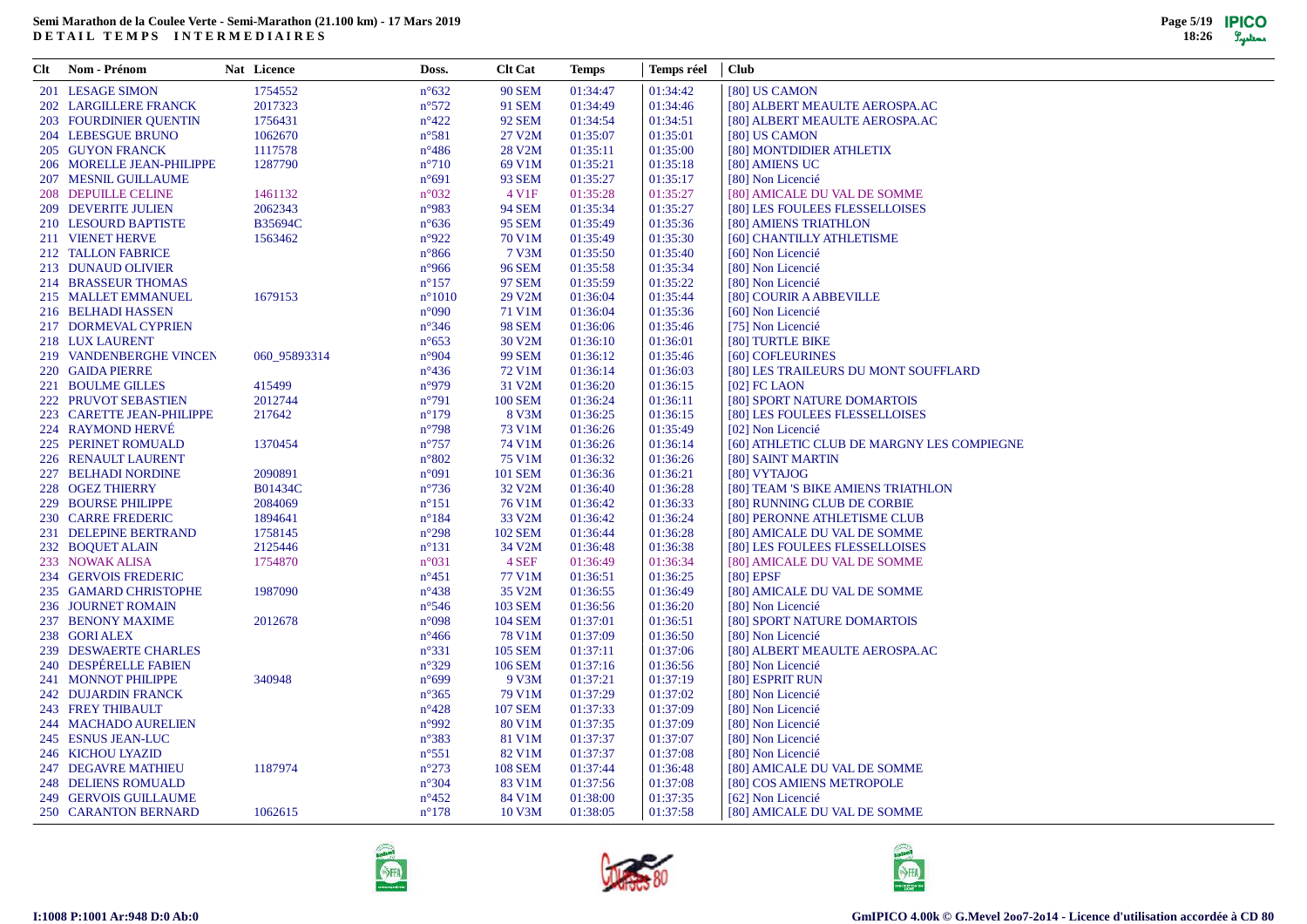# Semi Marathon de la Coulee Verte - Semi-Marathon (21.100 km) - 17 Mars 2019

**DETAIL TEMPS INTERMEDIAIRES**

| Clt | Nom - Prénom | Nat | Licence | Doss. | Clt Cat | Temps | Temps réel | Club |
|---|---|---|---|---|---|---|---|---|
| 201 | LESAGE SIMON | | 1754552 | n°632 | 90 SEM | 01:34:47 | 01:34:42 | [80] US CAMON |
| 202 | LARGILLERE FRANCK | | 2017323 | n°572 | 91 SEM | 01:34:49 | 01:34:46 | [80] ALBERT MEAULTE AEROSPA.AC |
| 203 | FOURDINIER QUENTIN | | 1756431 | n°422 | 92 SEM | 01:34:54 | 01:34:51 | [80] ALBERT MEAULTE AEROSPA.AC |
| 204 | LEBESGUE BRUNO | | 1062670 | n°581 | 27 V2M | 01:35:07 | 01:35:01 | [80] US CAMON |
| 205 | GUYON FRANCK | | 1117578 | n°486 | 28 V2M | 01:35:11 | 01:35:00 | [80] MONTDIDIER ATHLETIX |
| 206 | MORELLE JEAN-PHILIPPE | | 1287790 | n°710 | 69 V1M | 01:35:21 | 01:35:18 | [80] AMIENS UC |
| 207 | MESNIL GUILLAUME | | | n°691 | 93 SEM | 01:35:27 | 01:35:17 | [80] Non Licencié |
| 208 | DEPUILLE CELINE | | 1461132 | n°032 | 4 V1F | 01:35:28 | 01:35:27 | [80] AMICALE DU VAL DE SOMME |
| 209 | DEVERITE JULIEN | | 2062343 | n°983 | 94 SEM | 01:35:34 | 01:35:27 | [80] LES FOULEES FLESSELLOISES |
| 210 | LESOURD BAPTISTE | | B35694C | n°636 | 95 SEM | 01:35:49 | 01:35:36 | [80] AMIENS TRIATHLON |
| 211 | VIENET HERVE | | 1563462 | n°922 | 70 V1M | 01:35:49 | 01:35:30 | [60] CHANTILLY ATHLETISME |
| 212 | TALLON FABRICE | | | n°866 | 7 V3M | 01:35:50 | 01:35:40 | [60] Non Licencié |
| 213 | DUNAUD OLIVIER | | | n°966 | 96 SEM | 01:35:58 | 01:35:34 | [80] Non Licencié |
| 214 | BRASSEUR THOMAS | | | n°157 | 97 SEM | 01:35:59 | 01:35:22 | [80] Non Licencié |
| 215 | MALLET EMMANUEL | | 1679153 | n°1010 | 29 V2M | 01:36:04 | 01:35:44 | [80] COURIR A ABBEVILLE |
| 216 | BELHADI HASSEN | | | n°090 | 71 V1M | 01:36:04 | 01:35:36 | [60] Non Licencié |
| 217 | DORMEVAL CYPRIEN | | | n°346 | 98 SEM | 01:36:06 | 01:35:46 | [75] Non Licencié |
| 218 | LUX LAURENT | | | n°653 | 30 V2M | 01:36:10 | 01:36:01 | [80] TURTLE BIKE |
| 219 | VANDENBERGHE VINCEN | | 060_95893314 | n°904 | 99 SEM | 01:36:12 | 01:35:46 | [60] COFLEURINES |
| 220 | GAIDA PIERRE | | | n°436 | 72 V1M | 01:36:14 | 01:36:03 | [80] LES TRAILEURS DU MONT SOUFFLARD |
| 221 | BOULME GILLES | | 415499 | n°979 | 31 V2M | 01:36:20 | 01:36:15 | [02] FC LAON |
| 222 | PRUVOT SEBASTIEN | | 2012744 | n°791 | 100 SEM | 01:36:24 | 01:36:11 | [80] SPORT NATURE DOMARTOIS |
| 223 | CARETTE JEAN-PHILIPPE | | 217642 | n°179 | 8 V3M | 01:36:25 | 01:36:15 | [80] LES FOULEES FLESSELLOISES |
| 224 | RAYMOND HERVÉ | | | n°798 | 73 V1M | 01:36:26 | 01:35:49 | [02] Non Licencié |
| 225 | PERINET ROMUALD | | 1370454 | n°757 | 74 V1M | 01:36:26 | 01:36:14 | [60] ATHLETIC CLUB DE MARGNY LES COMPIEGNE |
| 226 | RENAULT LAURENT | | | n°802 | 75 V1M | 01:36:32 | 01:36:26 | [80] SAINT MARTIN |
| 227 | BELHADI NORDINE | | 2090891 | n°091 | 101 SEM | 01:36:36 | 01:36:21 | [80] VYTAJOG |
| 228 | OGEZ THIERRY | | B01434C | n°736 | 32 V2M | 01:36:40 | 01:36:28 | [80] TEAM 'S BIKE AMIENS TRIATHLON |
| 229 | BOURSE PHILIPPE | | 2084069 | n°151 | 76 V1M | 01:36:42 | 01:36:33 | [80] RUNNING CLUB DE CORBIE |
| 230 | CARRE FREDERIC | | 1894641 | n°184 | 33 V2M | 01:36:42 | 01:36:24 | [80] PERONNE ATHLETISME CLUB |
| 231 | DELEPINE BERTRAND | | 1758145 | n°298 | 102 SEM | 01:36:44 | 01:36:28 | [80] AMICALE DU VAL DE SOMME |
| 232 | BOQUET ALAIN | | 2125446 | n°131 | 34 V2M | 01:36:48 | 01:36:38 | [80] LES FOULEES FLESSELLOISES |
| 233 | NOWAK ALISA | | 1754870 | n°031 | 4 SEF | 01:36:49 | 01:36:34 | [80] AMICALE DU VAL DE SOMME |
| 234 | GERVOIS FREDERIC | | | n°451 | 77 V1M | 01:36:51 | 01:36:25 | [80] EPSF |
| 235 | GAMARD CHRISTOPHE | | 1987090 | n°438 | 35 V2M | 01:36:55 | 01:36:49 | [80] AMICALE DU VAL DE SOMME |
| 236 | JOURNET ROMAIN | | | n°546 | 103 SEM | 01:36:56 | 01:36:20 | [80] Non Licencié |
| 237 | BENONY MAXIME | | 2012678 | n°098 | 104 SEM | 01:37:01 | 01:36:51 | [80] SPORT NATURE DOMARTOIS |
| 238 | GORI ALEX | | | n°466 | 78 V1M | 01:37:09 | 01:36:50 | [80] Non Licencié |
| 239 | DESWAERTE CHARLES | | | n°331 | 105 SEM | 01:37:11 | 01:37:06 | [80] ALBERT MEAULTE AEROSPA.AC |
| 240 | DESPÉRELLE FABIEN | | | n°329 | 106 SEM | 01:37:16 | 01:36:56 | [80] Non Licencié |
| 241 | MONNOT PHILIPPE | | 340948 | n°699 | 9 V3M | 01:37:21 | 01:37:19 | [80] ESPRIT RUN |
| 242 | DUJARDIN FRANCK | | | n°365 | 79 V1M | 01:37:29 | 01:37:02 | [80] Non Licencié |
| 243 | FREY THIBAULT | | | n°428 | 107 SEM | 01:37:33 | 01:37:09 | [80] Non Licencié |
| 244 | MACHADO AURELIEN | | | n°992 | 80 V1M | 01:37:35 | 01:37:09 | [80] Non Licencié |
| 245 | ESNUS JEAN-LUC | | | n°383 | 81 V1M | 01:37:37 | 01:37:07 | [80] Non Licencié |
| 246 | KICHOU LYAZID | | | n°551 | 82 V1M | 01:37:37 | 01:37:08 | [80] Non Licencié |
| 247 | DEGAVRE MATHIEU | | 1187974 | n°273 | 108 SEM | 01:37:44 | 01:36:48 | [80] AMICALE DU VAL DE SOMME |
| 248 | DELIENS ROMUALD | | | n°304 | 83 V1M | 01:37:56 | 01:37:08 | [80] COS AMIENS METROPOLE |
| 249 | GERVOIS GUILLAUME | | | n°452 | 84 V1M | 01:38:00 | 01:37:35 | [62] Non Licencié |
| 250 | CARANTON BERNARD | | 1062615 | n°178 | 10 V3M | 01:38:05 | 01:37:58 | [80] AMICALE DU VAL DE SOMME |

I:1008 P:1001 Ar:948 D:0 Ab:0

GmIPICO 4.00k © G.Mevel 2oo7-2o14 - Licence d'utilisation accordée à CD 80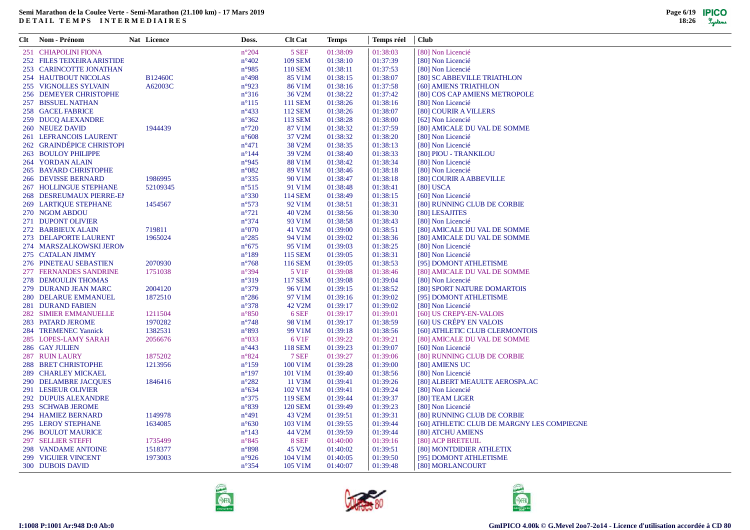**Semi Marathon de la Coulee Verte - Semi-Marathon (21.100 km) - 17 Mars 2019**
**DETAIL TEMPS INTERMEDIAIRES**

| Clt | Nom - Prénom | Nat | Licence | Doss. | Clt Cat | Temps | Temps réel | Club |
|---|---|---|---|---|---|---|---|---|
| 251 | CHIAPOLINI FIONA | | | n°204 | 5 SEF | 01:38:09 | 01:38:03 | [80] Non Licencié |
| 252 | FILES TEIXEIRA ARISTIDE | | | n°402 | 109 SEM | 01:38:10 | 01:37:39 | [80] Non Licencié |
| 253 | CARINCOTTE JONATHAN | | | n°985 | 110 SEM | 01:38:11 | 01:37:53 | [80] Non Licencié |
| 254 | HAUTBOUT NICOLAS | | B12460C | n°498 | 85 V1M | 01:38:15 | 01:38:07 | [80] SC ABBEVILLE TRIATHLON |
| 255 | VIGNOLLES SYLVAIN | | A62003C | n°923 | 86 V1M | 01:38:16 | 01:37:58 | [60] AMIENS TRIATHLON |
| 256 | DEMEYER CHRISTOPHE | | | n°316 | 36 V2M | 01:38:22 | 01:37:42 | [80] COS CAP AMIENS METROPOLE |
| 257 | BISSUEL NATHAN | | | n°115 | 111 SEM | 01:38:26 | 01:38:16 | [80] Non Licencié |
| 258 | GACEL FABRICE | | | n°433 | 112 SEM | 01:38:26 | 01:38:07 | [80] COURIR A VILLERS |
| 259 | DUCQ ALEXANDRE | | | n°362 | 113 SEM | 01:38:28 | 01:38:00 | [62] Non Licencié |
| 260 | NEUEZ DAVID | | 1944439 | n°720 | 87 V1M | 01:38:32 | 01:37:59 | [80] AMICALE DU VAL DE SOMME |
| 261 | LEFRANCOIS LAURENT | | | n°608 | 37 V2M | 01:38:32 | 01:38:20 | [80] Non Licencié |
| 262 | GRAINDÉPICE CHRISTOPI | | | n°471 | 38 V2M | 01:38:35 | 01:38:13 | [80] Non Licencié |
| 263 | BOULOY PHILIPPE | | | n°144 | 39 V2M | 01:38:40 | 01:38:33 | [80] PIOU - TRANKILOU |
| 264 | YORDAN ALAIN | | | n°945 | 88 V1M | 01:38:42 | 01:38:34 | [80] Non Licencié |
| 265 | BAYARD CHRISTOPHE | | | n°082 | 89 V1M | 01:38:46 | 01:38:18 | [80] Non Licencié |
| 266 | DEVISSE BERNARD | | 1986995 | n°335 | 90 V1M | 01:38:47 | 01:38:18 | [80] COURIR A ABBEVILLE |
| 267 | HOLLINGUE STEPHANE | | 52109345 | n°515 | 91 V1M | 01:38:48 | 01:38:41 | [80] USCA |
| 268 | DESREUMAUX PIERRE-EI | | | n°330 | 114 SEM | 01:38:49 | 01:38:15 | [60] Non Licencié |
| 269 | LARTIQUE STEPHANE | | 1454567 | n°573 | 92 V1M | 01:38:51 | 01:38:31 | [80] RUNNING CLUB DE CORBIE |
| 270 | NGOM ABDOU | | | n°721 | 40 V2M | 01:38:56 | 01:38:30 | [80] LESAJITES |
| 271 | DUPONT OLIVIER | | | n°374 | 93 V1M | 01:38:58 | 01:38:43 | [80] Non Licencié |
| 272 | BARBIEUX ALAIN | | 719811 | n°070 | 41 V2M | 01:39:00 | 01:38:51 | [80] AMICALE DU VAL DE SOMME |
| 273 | DELAPORTE LAURENT | | 1965024 | n°285 | 94 V1M | 01:39:02 | 01:38:36 | [80] AMICALE DU VAL DE SOMME |
| 274 | MARSZALKOWSKI JEROM | | | n°675 | 95 V1M | 01:39:03 | 01:38:25 | [80] Non Licencié |
| 275 | CATALAN JIMMY | | | n°189 | 115 SEM | 01:39:05 | 01:38:31 | [80] Non Licencié |
| 276 | PINETEAU SEBASTIEN | | 2070930 | n°768 | 116 SEM | 01:39:05 | 01:38:53 | [95] DOMONT ATHLETISME |
| 277 | FERNANDES SANDRINE | | 1751038 | n°394 | 5 V1F | 01:39:08 | 01:38:46 | [80] AMICALE DU VAL DE SOMME |
| 278 | DEMOULIN THOMAS | | | n°319 | 117 SEM | 01:39:08 | 01:39:04 | [80] Non Licencié |
| 279 | DURAND JEAN MARC | | 2004120 | n°379 | 96 V1M | 01:39:15 | 01:38:52 | [80] SPORT NATURE DOMARTOIS |
| 280 | DELARUE EMMANUEL | | 1872510 | n°286 | 97 V1M | 01:39:16 | 01:39:02 | [95] DOMONT ATHLETISME |
| 281 | DURAND FABIEN | | | n°378 | 42 V2M | 01:39:17 | 01:39:02 | [80] Non Licencié |
| 282 | SIMIER EMMANUELLE | | 1211504 | n°850 | 6 SEF | 01:39:17 | 01:39:01 | [60] US CREPY-EN-VALOIS |
| 283 | PATARD JEROME | | 1970282 | n°748 | 98 V1M | 01:39:17 | 01:38:59 | [60] US CRÉPY EN VALOIS |
| 284 | TREMENEC Yannick | | 1382531 | n°893 | 99 V1M | 01:39:18 | 01:38:56 | [60] ATHLETIC CLUB CLERMONTOIS |
| 285 | LOPES-LAMY SARAH | | 2056676 | n°033 | 6 V1F | 01:39:22 | 01:39:21 | [80] AMICALE DU VAL DE SOMME |
| 286 | GAY JULIEN | | | n°443 | 118 SEM | 01:39:23 | 01:39:07 | [60] Non Licencié |
| 287 | RUIN LAURY | | 1875202 | n°824 | 7 SEF | 01:39:27 | 01:39:06 | [80] RUNNING CLUB DE CORBIE |
| 288 | BRET CHRISTOPHE | | 1213956 | n°159 | 100 V1M | 01:39:28 | 01:39:00 | [80] AMIENS UC |
| 289 | CHARLEY MICKAEL | | | n°197 | 101 V1M | 01:39:40 | 01:38:56 | [80] Non Licencié |
| 290 | DELAMBRE JACQUES | | 1846416 | n°282 | 11 V3M | 01:39:41 | 01:39:26 | [80] ALBERT MEAULTE AEROSPA.AC |
| 291 | LESIEUR OLIVIER | | | n°634 | 102 V1M | 01:39:41 | 01:39:24 | [80] Non Licencié |
| 292 | DUPUIS ALEXANDRE | | | n°375 | 119 SEM | 01:39:44 | 01:39:37 | [80] TEAM LIGER |
| 293 | SCHWAB JEROME | | | n°839 | 120 SEM | 01:39:49 | 01:39:23 | [80] Non Licencié |
| 294 | HAMIEZ BERNARD | | 1149978 | n°491 | 43 V2M | 01:39:51 | 01:39:31 | [80] RUNNING CLUB DE CORBIE |
| 295 | LEROY STEPHANE | | 1634085 | n°630 | 103 V1M | 01:39:55 | 01:39:44 | [60] ATHLETIC CLUB DE MARGNY LES COMPIEGNE |
| 296 | BOULOT MAURICE | | | n°143 | 44 V2M | 01:39:59 | 01:39:44 | [80] ATCHU AMIENS |
| 297 | SELLIER STEFFI | | 1735499 | n°845 | 8 SEF | 01:40:00 | 01:39:16 | [80] ACP BRETEUIL |
| 298 | VANDAME ANTOINE | | 1518377 | n°898 | 45 V2M | 01:40:02 | 01:39:51 | [80] MONTDIDIER ATHLETIX |
| 299 | VIGUIER VINCENT | | 1973003 | n°926 | 104 V1M | 01:40:05 | 01:39:50 | [95] DOMONT ATHLETISME |
| 300 | DUBOIS DAVID | | | n°354 | 105 V1M | 01:40:07 | 01:39:48 | [80] MORLANCOURT |

I:1008 P:1001 Ar:948 D:0 Ab:0

GmIPICO 4.00k © G.Mevel 2oo7-2o14 - Licence d'utilisation accordée à CD 80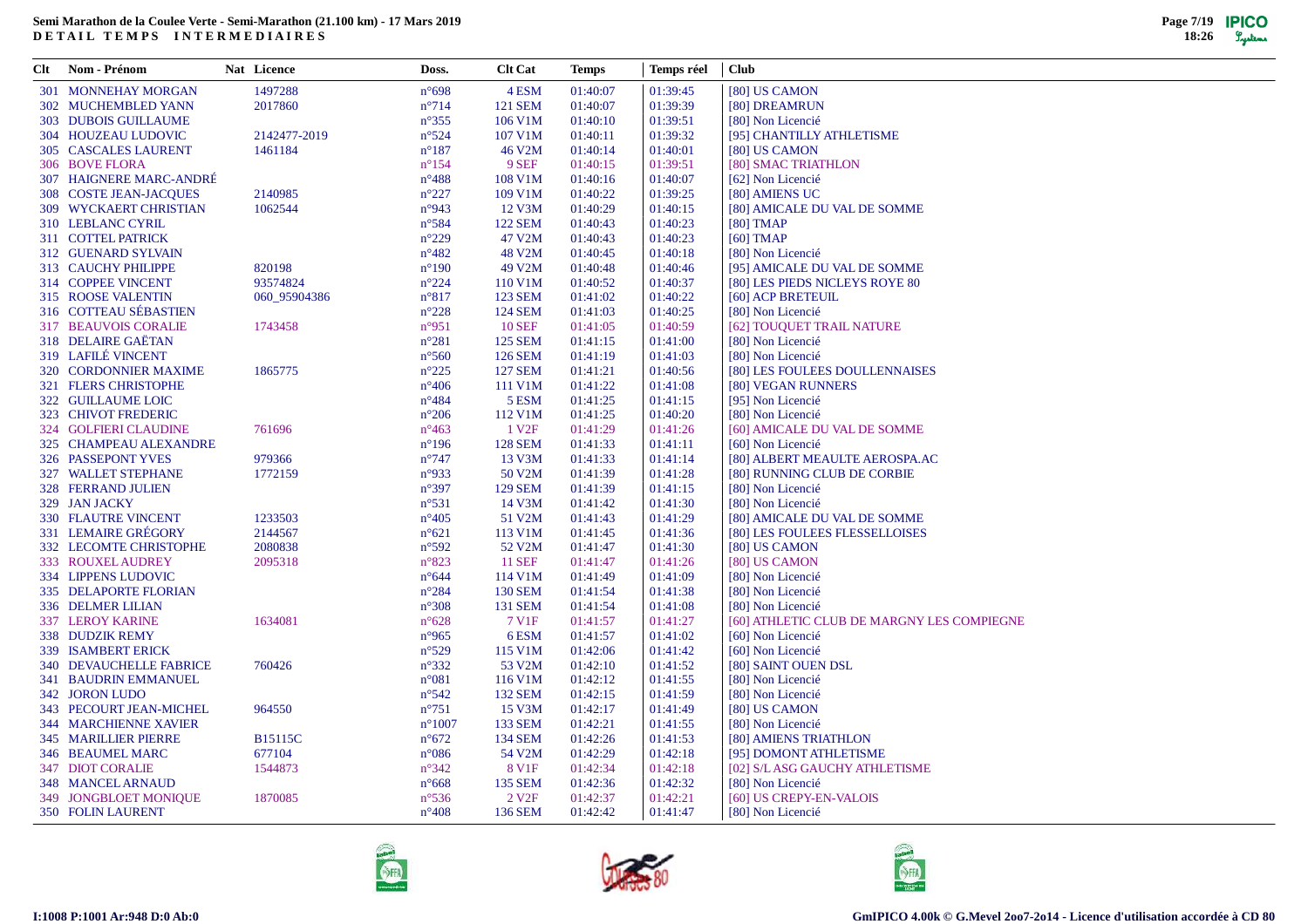**Semi Marathon de la Coulee Verte - Semi-Marathon (21.100 km) - 17 Mars 2019**
**DETAIL TEMPS INTERMEDIAIRES**

| Clt | Nom - Prénom | Nat | Licence | Doss. | Clt Cat | Temps | Temps réel | Club |
|---|---|---|---|---|---|---|---|---|
| 301 | MONNEHAY MORGAN | | 1497288 | n°698 | 4 ESM | 01:40:07 | 01:39:45 | [80] US CAMON |
| 302 | MUCHEMBLED YANN | | 2017860 | n°714 | 121 SEM | 01:40:07 | 01:39:39 | [80] DREAMRUN |
| 303 | DUBOIS GUILLAUME | | | n°355 | 106 V1M | 01:40:10 | 01:39:51 | [80] Non Licencié |
| 304 | HOUZEAU LUDOVIC | | 2142477-2019 | n°524 | 107 V1M | 01:40:11 | 01:39:32 | [95] CHANTILLY ATHLETISME |
| 305 | CASCALES LAURENT | | 1461184 | n°187 | 46 V2M | 01:40:14 | 01:40:01 | [80] US CAMON |
| 306 | BOVE FLORA | | | n°154 | 9 SEF | 01:40:15 | 01:39:51 | [80] SMAC TRIATHLON |
| 307 | HAIGNERE MARC-ANDRÉ | | | n°488 | 108 V1M | 01:40:16 | 01:40:07 | [62] Non Licencié |
| 308 | COSTE JEAN-JACQUES | | 2140985 | n°227 | 109 V1M | 01:40:22 | 01:39:25 | [80] AMIENS UC |
| 309 | WYCKAERT CHRISTIAN | | 1062544 | n°943 | 12 V3M | 01:40:29 | 01:40:15 | [80] AMICALE DU VAL DE SOMME |
| 310 | LEBLANC CYRIL | | | n°584 | 122 SEM | 01:40:43 | 01:40:23 | [80] TMAP |
| 311 | COTTEL PATRICK | | | n°229 | 47 V2M | 01:40:43 | 01:40:23 | [60] TMAP |
| 312 | GUENARD SYLVAIN | | | n°482 | 48 V2M | 01:40:45 | 01:40:18 | [80] Non Licencié |
| 313 | CAUCHY PHILIPPE | | 820198 | n°190 | 49 V2M | 01:40:48 | 01:40:46 | [95] AMICALE DU VAL DE SOMME |
| 314 | COPPEE VINCENT | | 93574824 | n°224 | 110 V1M | 01:40:52 | 01:40:37 | [80] LES PIEDS NICLEYS ROYE 80 |
| 315 | ROOSE VALENTIN | | 060_95904386 | n°817 | 123 SEM | 01:41:02 | 01:40:22 | [60] ACP BRETEUIL |
| 316 | COTTEAU SÉBASTIEN | | | n°228 | 124 SEM | 01:41:03 | 01:40:25 | [80] Non Licencié |
| 317 | BEAUVOIS CORALIE | | 1743458 | n°951 | 10 SEF | 01:41:05 | 01:40:59 | [62] TOUQUET TRAIL NATURE |
| 318 | DELAIRE GAËTAN | | | n°281 | 125 SEM | 01:41:15 | 01:41:00 | [80] Non Licencié |
| 319 | LAFILÉ VINCENT | | | n°560 | 126 SEM | 01:41:19 | 01:41:03 | [80] Non Licencié |
| 320 | CORDONNIER MAXIME | | 1865775 | n°225 | 127 SEM | 01:41:21 | 01:40:56 | [80] LES FOULEES DOULLENNAISES |
| 321 | FLERS CHRISTOPHE | | | n°406 | 111 V1M | 01:41:22 | 01:41:08 | [80] VEGAN RUNNERS |
| 322 | GUILLAUME LOIC | | | n°484 | 5 ESM | 01:41:25 | 01:41:15 | [95] Non Licencié |
| 323 | CHIVOT FREDERIC | | | n°206 | 112 V1M | 01:41:25 | 01:40:20 | [80] Non Licencié |
| 324 | GOLFIERI CLAUDINE | | 761696 | n°463 | 1 V2F | 01:41:29 | 01:41:26 | [60] AMICALE DU VAL DE SOMME |
| 325 | CHAMPEAU ALEXANDRE | | | n°196 | 128 SEM | 01:41:33 | 01:41:11 | [60] Non Licencié |
| 326 | PASSEPONT YVES | | 979366 | n°747 | 13 V3M | 01:41:33 | 01:41:14 | [80] ALBERT MEAULTE AEROSPA.AC |
| 327 | WALLET STEPHANE | | 1772159 | n°933 | 50 V2M | 01:41:39 | 01:41:28 | [80] RUNNING CLUB DE CORBIE |
| 328 | FERRAND JULIEN | | | n°397 | 129 SEM | 01:41:39 | 01:41:15 | [80] Non Licencié |
| 329 | JAN JACKY | | | n°531 | 14 V3M | 01:41:42 | 01:41:30 | [80] Non Licencié |
| 330 | FLAUTRE VINCENT | | 1233503 | n°405 | 51 V2M | 01:41:43 | 01:41:29 | [80] AMICALE DU VAL DE SOMME |
| 331 | LEMAIRE GRÉGORY | | 2144567 | n°621 | 113 V1M | 01:41:45 | 01:41:36 | [80] LES FOULEES FLESSELLOISES |
| 332 | LECOMTE CHRISTOPHE | | 2080838 | n°592 | 52 V2M | 01:41:47 | 01:41:30 | [80] US CAMON |
| 333 | ROUXEL AUDREY | | 2095318 | n°823 | 11 SEF | 01:41:47 | 01:41:26 | [80] US CAMON |
| 334 | LIPPENS LUDOVIC | | | n°644 | 114 V1M | 01:41:49 | 01:41:09 | [80] Non Licencié |
| 335 | DELAPORTE FLORIAN | | | n°284 | 130 SEM | 01:41:54 | 01:41:38 | [80] Non Licencié |
| 336 | DELMER LILIAN | | | n°308 | 131 SEM | 01:41:54 | 01:41:08 | [80] Non Licencié |
| 337 | LEROY KARINE | | 1634081 | n°628 | 7 V1F | 01:41:57 | 01:41:27 | [60] ATHLETIC CLUB DE MARGNY LES COMPIEGNE |
| 338 | DUDZIK REMY | | | n°965 | 6 ESM | 01:41:57 | 01:41:02 | [60] Non Licencié |
| 339 | ISAMBERT ERICK | | | n°529 | 115 V1M | 01:42:06 | 01:41:42 | [60] Non Licencié |
| 340 | DEVAUCHELLE FABRICE | | 760426 | n°332 | 53 V2M | 01:42:10 | 01:41:52 | [80] SAINT OUEN DSL |
| 341 | BAUDRIN EMMANUEL | | | n°081 | 116 V1M | 01:42:12 | 01:41:55 | [80] Non Licencié |
| 342 | JORON LUDO | | | n°542 | 132 SEM | 01:42:15 | 01:41:59 | [80] Non Licencié |
| 343 | PECOURT JEAN-MICHEL | | 964550 | n°751 | 15 V3M | 01:42:17 | 01:41:49 | [80] US CAMON |
| 344 | MARCHIENNE XAVIER | | | n°1007 | 133 SEM | 01:42:21 | 01:41:55 | [80] Non Licencié |
| 345 | MARILLIER PIERRE | | B15115C | n°672 | 134 SEM | 01:42:26 | 01:41:53 | [80] AMIENS TRIATHLON |
| 346 | BEAUMEL MARC | | 677104 | n°086 | 54 V2M | 01:42:29 | 01:42:18 | [95] DOMONT ATHLETISME |
| 347 | DIOT CORALIE | | 1544873 | n°342 | 8 V1F | 01:42:34 | 01:42:18 | [02] S/L ASG GAUCHY ATHLETISME |
| 348 | MANCEL ARNAUD | | | n°668 | 135 SEM | 01:42:36 | 01:42:32 | [80] Non Licencié |
| 349 | JONGBLOET MONIQUE | | 1870085 | n°536 | 2 V2F | 01:42:37 | 01:42:21 | [60] US CREPY-EN-VALOIS |
| 350 | FOLIN LAURENT | | | n°408 | 136 SEM | 01:42:42 | 01:41:47 | [80] Non Licencié |

I:1008 P:1001 Ar:948 D:0 Ab:0

GmIPICO 4.00k © G.Mevel 2oo7-2o14 - Licence d'utilisation accordée à CD 80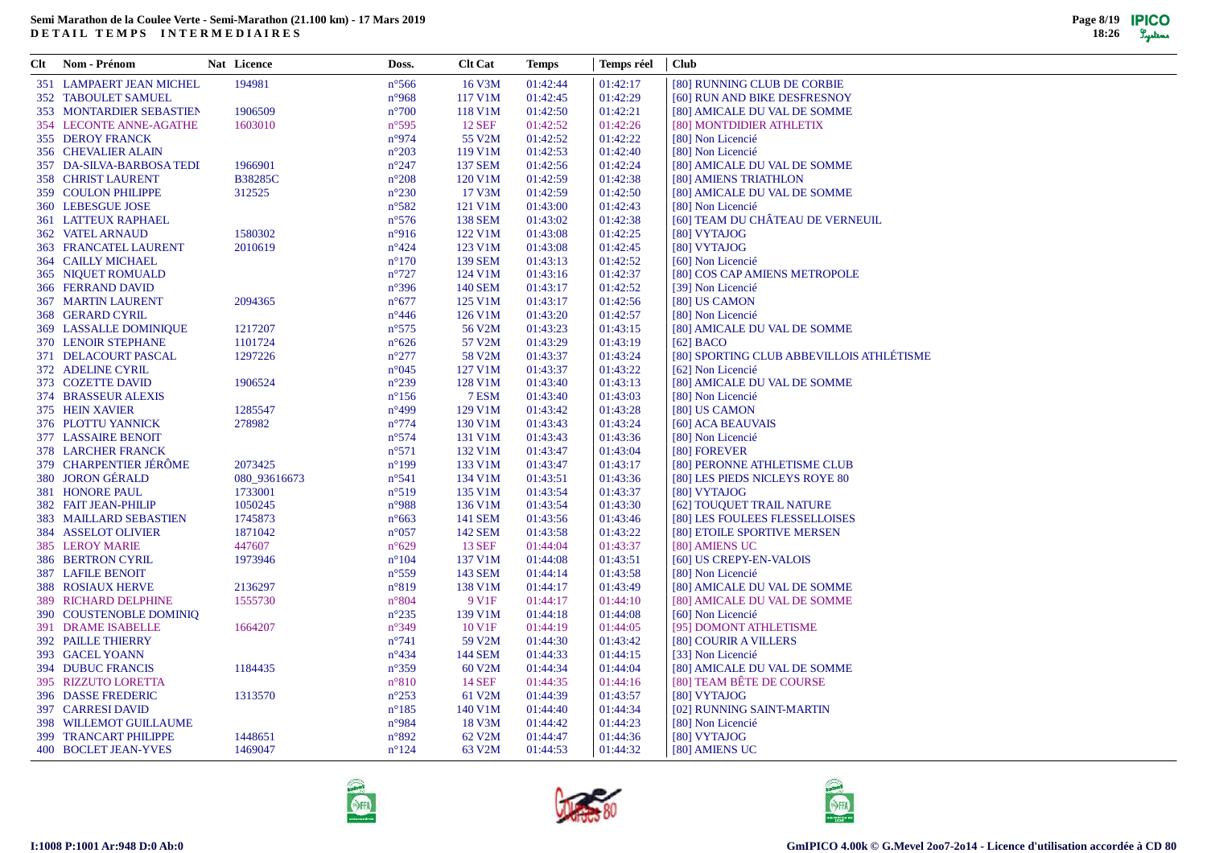**Semi Marathon de la Coulee Verte - Semi-Marathon (21.100 km) - 17 Mars 2019**
**DETAIL TEMPS INTERMEDIAIRES**

| Clt | Nom - Prénom | Nat | Licence | Doss. | Clt Cat | Temps | Temps réel | Club |
|---|---|---|---|---|---|---|---|---|
| 351 | LAMPAERT JEAN MICHEL | | 194981 | n°566 | 16 V3M | 01:42:44 | 01:42:17 | [80] RUNNING CLUB DE CORBIE |
| 352 | TABOULET SAMUEL | | | n°968 | 117 V1M | 01:42:45 | 01:42:29 | [60] RUN AND BIKE DESFRESNOY |
| 353 | MONTARDIER SEBASTIEN | | 1906509 | n°700 | 118 V1M | 01:42:50 | 01:42:21 | [80] AMICALE DU VAL DE SOMME |
| 354 | LECONTE ANNE-AGATHE | | 1603010 | n°595 | 12 SEF | 01:42:52 | 01:42:26 | [80] MONTDIDIER ATHLETIX |
| 355 | DEROY FRANCK | | | n°974 | 55 V2M | 01:42:52 | 01:42:22 | [80] Non Licencié |
| 356 | CHEVALIER ALAIN | | | n°203 | 119 V1M | 01:42:53 | 01:42:40 | [80] Non Licencié |
| 357 | DA-SILVA-BARBOSA TEDI | | 1966901 | n°247 | 137 SEM | 01:42:56 | 01:42:24 | [80] AMICALE DU VAL DE SOMME |
| 358 | CHRIST LAURENT | | B38285C | n°208 | 120 V1M | 01:42:59 | 01:42:38 | [80] AMIENS TRIATHLON |
| 359 | COULON PHILIPPE | | 312525 | n°230 | 17 V3M | 01:42:59 | 01:42:50 | [80] AMICALE DU VAL DE SOMME |
| 360 | LEBESGUE JOSE | | | n°582 | 121 V1M | 01:43:00 | 01:42:43 | [80] Non Licencié |
| 361 | LATTEUX RAPHAEL | | | n°576 | 138 SEM | 01:43:02 | 01:42:38 | [60] TEAM DU CHÂTEAU DE VERNEUIL |
| 362 | VATEL ARNAUD | | 1580302 | n°916 | 122 V1M | 01:43:08 | 01:42:25 | [80] VYTAJOG |
| 363 | FRANCATEL LAURENT | | 2010619 | n°424 | 123 V1M | 01:43:08 | 01:42:45 | [80] VYTAJOG |
| 364 | CAILLY MICHAEL | | | n°170 | 139 SEM | 01:43:13 | 01:42:52 | [60] Non Licencié |
| 365 | NIQUET ROMUALD | | | n°727 | 124 V1M | 01:43:16 | 01:42:37 | [80] COS CAP AMIENS METROPOLE |
| 366 | FERRAND DAVID | | | n°396 | 140 SEM | 01:43:17 | 01:42:52 | [39] Non Licencié |
| 367 | MARTIN LAURENT | | 2094365 | n°677 | 125 V1M | 01:43:17 | 01:42:56 | [80] US CAMON |
| 368 | GERARD CYRIL | | | n°446 | 126 V1M | 01:43:20 | 01:42:57 | [80] Non Licencié |
| 369 | LASSALLE DOMINIQUE | | 1217207 | n°575 | 56 V2M | 01:43:23 | 01:43:15 | [80] AMICALE DU VAL DE SOMME |
| 370 | LENOIR STEPHANE | | 1101724 | n°626 | 57 V2M | 01:43:29 | 01:43:19 | [62] BACO |
| 371 | DELACOURT PASCAL | | 1297226 | n°277 | 58 V2M | 01:43:37 | 01:43:24 | [80] SPORTING CLUB ABBEVILLOIS ATHLÉTISME |
| 372 | ADELINE CYRIL | | | n°045 | 127 V1M | 01:43:37 | 01:43:22 | [62] Non Licencié |
| 373 | COZETTE DAVID | | 1906524 | n°239 | 128 V1M | 01:43:40 | 01:43:13 | [80] AMICALE DU VAL DE SOMME |
| 374 | BRASSEUR ALEXIS | | | n°156 | 7 ESM | 01:43:40 | 01:43:03 | [80] Non Licencié |
| 375 | HEIN XAVIER | | 1285547 | n°499 | 129 V1M | 01:43:42 | 01:43:28 | [80] US CAMON |
| 376 | PLOTTU YANNICK | | 278982 | n°774 | 130 V1M | 01:43:43 | 01:43:24 | [60] ACA BEAUVAIS |
| 377 | LASSAIRE BENOIT | | | n°574 | 131 V1M | 01:43:43 | 01:43:36 | [80] Non Licencié |
| 378 | LARCHER FRANCK | | | n°571 | 132 V1M | 01:43:47 | 01:43:04 | [80] FOREVER |
| 379 | CHARPENTIER JÉRÔME | | 2073425 | n°199 | 133 V1M | 01:43:47 | 01:43:17 | [80] PERONNE ATHLETISME CLUB |
| 380 | JORON GÉRALD | | 080_93616673 | n°541 | 134 V1M | 01:43:51 | 01:43:36 | [80] LES PIEDS NICLEYS ROYE 80 |
| 381 | HONORE PAUL | | 1733001 | n°519 | 135 V1M | 01:43:54 | 01:43:37 | [80] VYTAJOG |
| 382 | FAIT JEAN-PHILIP | | 1050245 | n°988 | 136 V1M | 01:43:54 | 01:43:30 | [62] TOUQUET TRAIL NATURE |
| 383 | MAILLARD SEBASTIEN | | 1745873 | n°663 | 141 SEM | 01:43:56 | 01:43:46 | [80] LES FOULEES FLESSELLOISES |
| 384 | ASSELOT OLIVIER | | 1871042 | n°057 | 142 SEM | 01:43:58 | 01:43:22 | [80] ETOILE SPORTIVE MERSEN |
| 385 | LEROY MARIE | | 447607 | n°629 | 13 SEF | 01:44:04 | 01:43:37 | [80] AMIENS UC |
| 386 | BERTRON CYRIL | | 1973946 | n°104 | 137 V1M | 01:44:08 | 01:43:51 | [60] US CREPY-EN-VALOIS |
| 387 | LAFILE BENOIT | | | n°559 | 143 SEM | 01:44:14 | 01:43:58 | [80] Non Licencié |
| 388 | ROSIAUX HERVE | | 2136297 | n°819 | 138 V1M | 01:44:17 | 01:43:49 | [80] AMICALE DU VAL DE SOMME |
| 389 | RICHARD DELPHINE | | 1555730 | n°804 | 9 V1F | 01:44:17 | 01:44:10 | [80] AMICALE DU VAL DE SOMME |
| 390 | COUSTENOBLE DOMINIQ | | | n°235 | 139 V1M | 01:44:18 | 01:44:08 | [60] Non Licencié |
| 391 | DRAME ISABELLE | | 1664207 | n°349 | 10 V1F | 01:44:19 | 01:44:05 | [95] DOMONT ATHLETISME |
| 392 | PAILLE THIERRY | | | n°741 | 59 V2M | 01:44:30 | 01:43:42 | [80] COURIR A VILLERS |
| 393 | GACEL YOANN | | | n°434 | 144 SEM | 01:44:33 | 01:44:15 | [33] Non Licencié |
| 394 | DUBUC FRANCIS | | 1184435 | n°359 | 60 V2M | 01:44:34 | 01:44:04 | [80] AMICALE DU VAL DE SOMME |
| 395 | RIZZUTO LORETTA | | | n°810 | 14 SEF | 01:44:35 | 01:44:16 | [80] TEAM BÊTE DE COURSE |
| 396 | DASSE FREDERIC | | 1313570 | n°253 | 61 V2M | 01:44:39 | 01:43:57 | [80] VYTAJOG |
| 397 | CARRESI DAVID | | | n°185 | 140 V1M | 01:44:40 | 01:44:34 | [02] RUNNING SAINT-MARTIN |
| 398 | WILLEMOT GUILLAUME | | | n°984 | 18 V3M | 01:44:42 | 01:44:23 | [80] Non Licencié |
| 399 | TRANCART PHILIPPE | | 1448651 | n°892 | 62 V2M | 01:44:47 | 01:44:36 | [80] VYTAJOG |
| 400 | BOCLET JEAN-YVES | | 1469047 | n°124 | 63 V2M | 01:44:53 | 01:44:32 | [80] AMIENS UC |

I:1008 P:1001 Ar:948 D:0 Ab:0

GmIPICO 4.00k © G.Mevel 2oo7-2o14 - Licence d'utilisation accordée à CD 80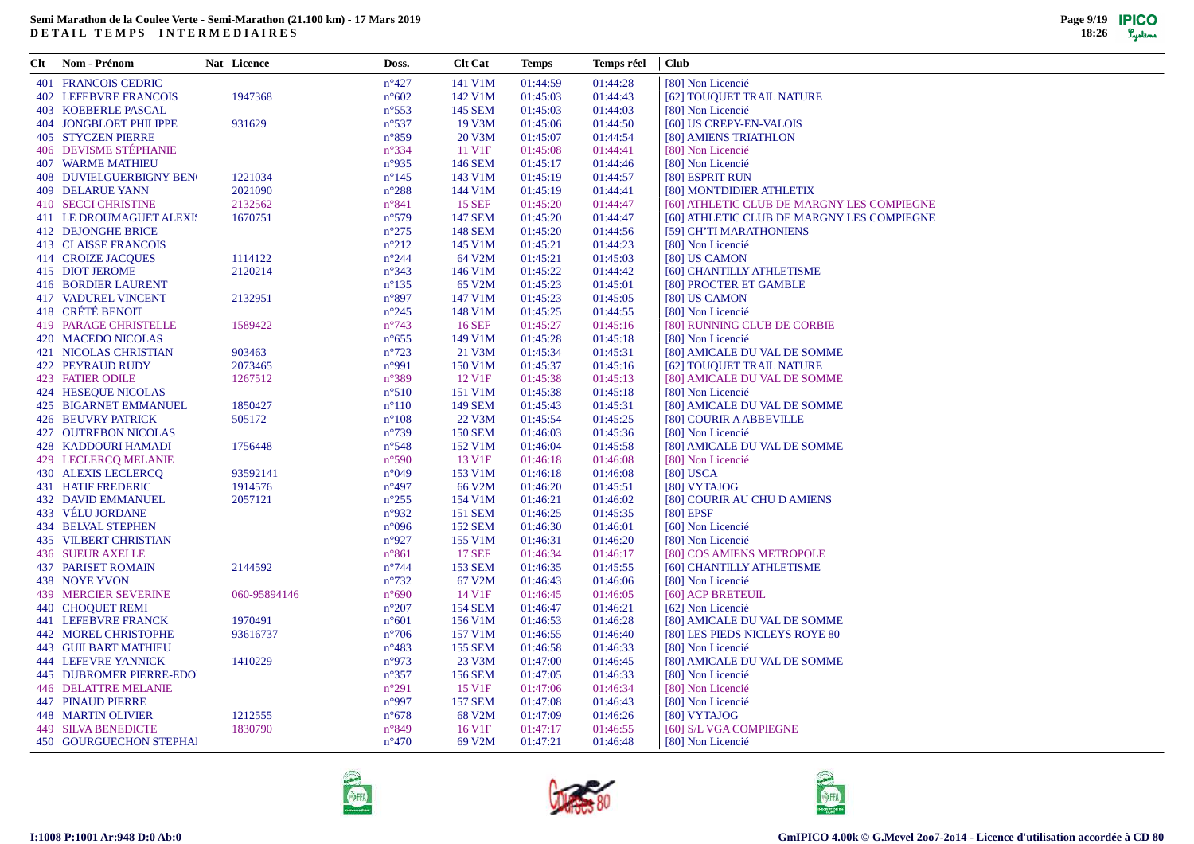**Semi Marathon de la Coulee Verte - Semi-Marathon (21.100 km) - 17 Mars 2019**
**DETAIL TEMPS INTERMEDIAIRES**

| Clt | Nom - Prénom | Nat | Licence | Doss. | Clt Cat | Temps | Temps réel | Club |
|---|---|---|---|---|---|---|---|---|
| 401 | FRANCOIS CEDRIC | | | n°427 | 141 V1M | 01:44:59 | 01:44:28 | [80] Non Licencié |
| 402 | LEFEBVRE FRANCOIS | | 1947368 | n°602 | 142 V1M | 01:45:03 | 01:44:43 | [62] TOUQUET TRAIL NATURE |
| 403 | KOEBERLE PASCAL | | | n°553 | 145 SEM | 01:45:03 | 01:44:03 | [80] Non Licencié |
| 404 | JONGBLOET PHILIPPE | | 931629 | n°537 | 19 V3M | 01:45:06 | 01:44:50 | [60] US CREPY-EN-VALOIS |
| 405 | STYCZEN PIERRE | | | n°859 | 20 V3M | 01:45:07 | 01:44:54 | [80] AMIENS TRIATHLON |
| 406 | DEVISME STÉPHANIE | | | n°334 | 11 V1F | 01:45:08 | 01:44:41 | [80] Non Licencié |
| 407 | WARME MATHIEU | | | n°935 | 146 SEM | 01:45:17 | 01:44:46 | [80] Non Licencié |
| 408 | DUVIELGUERBIGNY BEN( | | 1221034 | n°145 | 143 V1M | 01:45:19 | 01:44:57 | [80] ESPRIT RUN |
| 409 | DELARUE YANN | | 2021090 | n°288 | 144 V1M | 01:45:19 | 01:44:41 | [80] MONTDIDIER ATHLETIX |
| 410 | SECCI CHRISTINE | | 2132562 | n°841 | 15 SEF | 01:45:20 | 01:44:47 | [60] ATHLETIC CLUB DE MARGNY LES COMPIEGNE |
| 411 | LE DROUMAGUET ALEXIS | | 1670751 | n°579 | 147 SEM | 01:45:20 | 01:44:47 | [60] ATHLETIC CLUB DE MARGNY LES COMPIEGNE |
| 412 | DEJONGHE BRICE | | | n°275 | 148 SEM | 01:45:20 | 01:44:56 | [59] CH'TI MARATHONIENS |
| 413 | CLAISSE FRANCOIS | | | n°212 | 145 V1M | 01:45:21 | 01:44:23 | [80] Non Licencié |
| 414 | CROIZE JACQUES | | 1114122 | n°244 | 64 V2M | 01:45:21 | 01:45:03 | [80] US CAMON |
| 415 | DIOT JEROME | | 2120214 | n°343 | 146 V1M | 01:45:22 | 01:44:42 | [60] CHANTILLY ATHLETISME |
| 416 | BORDIER LAURENT | | | n°135 | 65 V2M | 01:45:23 | 01:45:01 | [80] PROCTER ET GAMBLE |
| 417 | VADUREL VINCENT | | 2132951 | n°897 | 147 V1M | 01:45:23 | 01:45:05 | [80] US CAMON |
| 418 | CRÉTÉ BENOIT | | | n°245 | 148 V1M | 01:45:25 | 01:44:55 | [80] Non Licencié |
| 419 | PARAGE CHRISTELLE | | 1589422 | n°743 | 16 SEF | 01:45:27 | 01:45:16 | [80] RUNNING CLUB DE CORBIE |
| 420 | MACEDO NICOLAS | | | n°655 | 149 V1M | 01:45:28 | 01:45:18 | [80] Non Licencié |
| 421 | NICOLAS CHRISTIAN | | 903463 | n°723 | 21 V3M | 01:45:34 | 01:45:31 | [80] AMICALE DU VAL DE SOMME |
| 422 | PEYRAUD RUDY | | 2073465 | n°991 | 150 V1M | 01:45:37 | 01:45:16 | [62] TOUQUET TRAIL NATURE |
| 423 | FATIER ODILE | | 1267512 | n°389 | 12 V1F | 01:45:38 | 01:45:13 | [80] AMICALE DU VAL DE SOMME |
| 424 | HESEQUE NICOLAS | | | n°510 | 151 V1M | 01:45:38 | 01:45:18 | [80] Non Licencié |
| 425 | BIGARNET EMMANUEL | | 1850427 | n°110 | 149 SEM | 01:45:43 | 01:45:31 | [80] AMICALE DU VAL DE SOMME |
| 426 | BEUVRY PATRICK | | 505172 | n°108 | 22 V3M | 01:45:54 | 01:45:25 | [80] COURIR A ABBEVILLE |
| 427 | OUTREBON NICOLAS | | | n°739 | 150 SEM | 01:46:03 | 01:45:36 | [80] Non Licencié |
| 428 | KADDOURI HAMADI | | 1756448 | n°548 | 152 V1M | 01:46:04 | 01:45:58 | [80] AMICALE DU VAL DE SOMME |
| 429 | LECLERCQ MELANIE | | | n°590 | 13 V1F | 01:46:18 | 01:46:08 | [80] Non Licencié |
| 430 | ALEXIS LECLERCQ | | 93592141 | n°049 | 153 V1M | 01:46:18 | 01:46:08 | [80] USCA |
| 431 | HATIF FREDERIC | | 1914576 | n°497 | 66 V2M | 01:46:20 | 01:45:51 | [80] VYTAJOG |
| 432 | DAVID EMMANUEL | | 2057121 | n°255 | 154 V1M | 01:46:21 | 01:46:02 | [80] COURIR AU CHU D AMIENS |
| 433 | VÉLU JORDANE | | | n°932 | 151 SEM | 01:46:25 | 01:45:35 | [80] EPSF |
| 434 | BELVAL STEPHEN | | | n°096 | 152 SEM | 01:46:30 | 01:46:01 | [60] Non Licencié |
| 435 | VILBERT CHRISTIAN | | | n°927 | 155 V1M | 01:46:31 | 01:46:20 | [80] Non Licencié |
| 436 | SUEUR AXELLE | | | n°861 | 17 SEF | 01:46:34 | 01:46:17 | [80] COS AMIENS METROPOLE |
| 437 | PARISET ROMAIN | | 2144592 | n°744 | 153 SEM | 01:46:35 | 01:45:55 | [60] CHANTILLY ATHLETISME |
| 438 | NOYE YVON | | | n°732 | 67 V2M | 01:46:43 | 01:46:06 | [80] Non Licencié |
| 439 | MERCIER SEVERINE | | 060-95894146 | n°690 | 14 V1F | 01:46:45 | 01:46:05 | [60] ACP BRETEUIL |
| 440 | CHOQUET REMI | | | n°207 | 154 SEM | 01:46:47 | 01:46:21 | [62] Non Licencié |
| 441 | LEFEBVRE FRANCK | | 1970491 | n°601 | 156 V1M | 01:46:53 | 01:46:28 | [80] AMICALE DU VAL DE SOMME |
| 442 | MOREL CHRISTOPHE | | 93616737 | n°706 | 157 V1M | 01:46:55 | 01:46:40 | [80] LES PIEDS NICLEYS ROYE 80 |
| 443 | GUILBART MATHIEU | | | n°483 | 155 SEM | 01:46:58 | 01:46:33 | [80] Non Licencié |
| 444 | LEFEVRE YANNICK | | 1410229 | n°973 | 23 V3M | 01:47:00 | 01:46:45 | [80] AMICALE DU VAL DE SOMME |
| 445 | DUBROMER PIERRE-EDO | | | n°357 | 156 SEM | 01:47:05 | 01:46:33 | [80] Non Licencié |
| 446 | DELATTRE MELANIE | | | n°291 | 15 V1F | 01:47:06 | 01:46:34 | [80] Non Licencié |
| 447 | PINAUD PIERRE | | | n°997 | 157 SEM | 01:47:08 | 01:46:43 | [80] Non Licencié |
| 448 | MARTIN OLIVIER | | 1212555 | n°678 | 68 V2M | 01:47:09 | 01:46:26 | [80] VYTAJOG |
| 449 | SILVA BENEDICTE | | 1830790 | n°849 | 16 V1F | 01:47:17 | 01:46:55 | [60] S/L VGA COMPIEGNE |
| 450 | GOURGUECHON STEPHA | | | n°470 | 69 V2M | 01:47:21 | 01:46:48 | [80] Non Licencié |

I:1008 P:1001 Ar:948 D:0 Ab:0

GmIPICO 4.00k © G.Mevel 2oo7-2o14 - Licence d'utilisation accordée à CD 80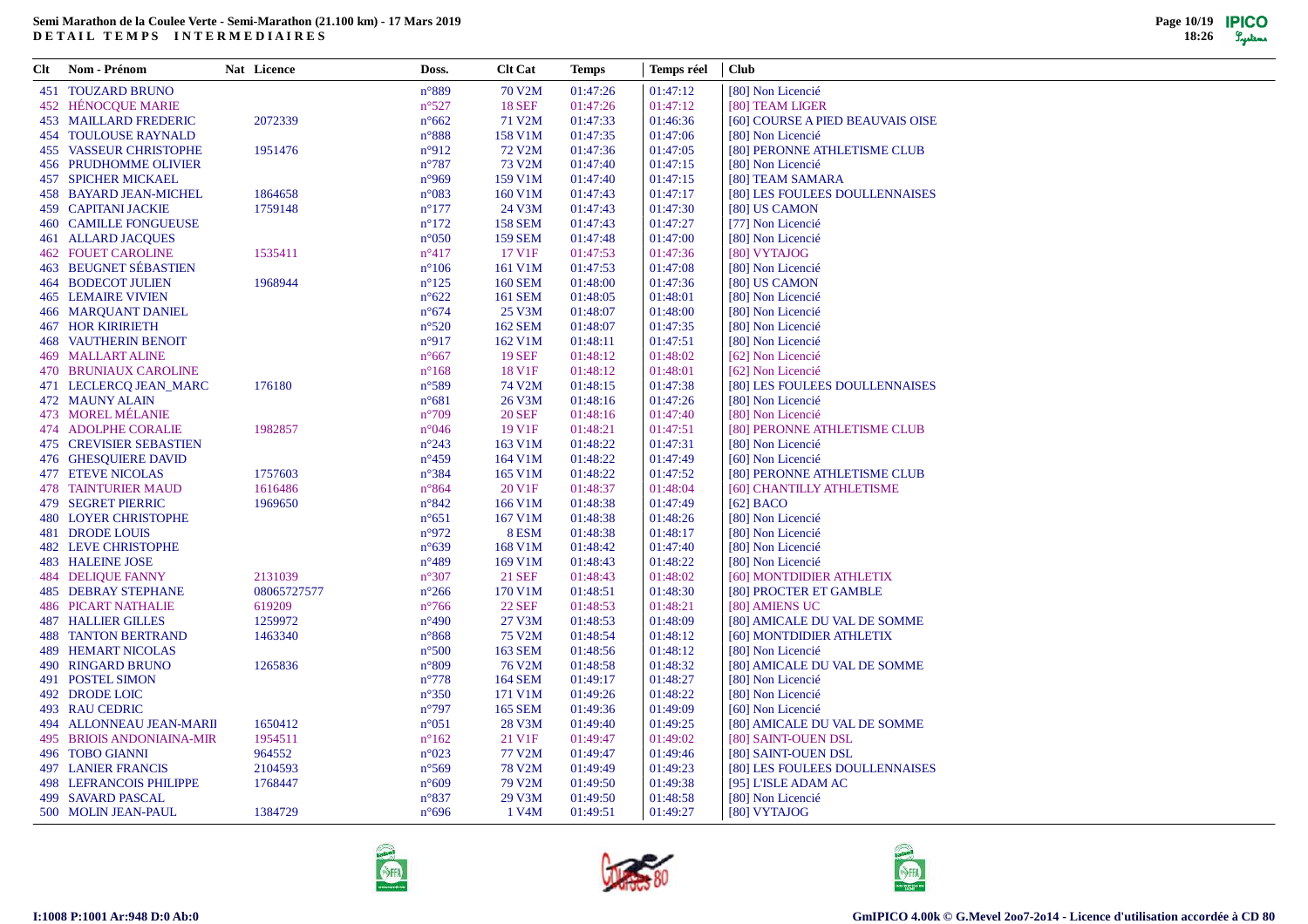**Semi Marathon de la Coulee Verte - Semi-Marathon (21.100 km) - 17 Mars 2019**
**DETAIL TEMPS INTERMEDIAIRES**

| Clt | Nom - Prénom | Nat | Licence | Doss. | Clt Cat | Temps | Temps réel | Club |
|---|---|---|---|---|---|---|---|---|
| 451 | TOUZARD BRUNO | | | n°889 | 70 V2M | 01:47:26 | 01:47:12 | [80] Non Licencié |
| 452 | HÉNOCQUE MARIE | | | n°527 | 18 SEF | 01:47:26 | 01:47:12 | [80] TEAM LIGER |
| 453 | MAILLARD FREDERIC | | 2072339 | n°662 | 71 V2M | 01:47:33 | 01:46:36 | [60] COURSE A PIED BEAUVAIS OISE |
| 454 | TOULOUSE RAYNALD | | | n°888 | 158 V1M | 01:47:35 | 01:47:06 | [80] Non Licencié |
| 455 | VASSEUR CHRISTOPHE | | 1951476 | n°912 | 72 V2M | 01:47:36 | 01:47:05 | [80] PERONNE ATHLETISME CLUB |
| 456 | PRUDHOMME OLIVIER | | | n°787 | 73 V2M | 01:47:40 | 01:47:15 | [80] Non Licencié |
| 457 | SPICHER MICKAEL | | | n°969 | 159 V1M | 01:47:40 | 01:47:15 | [80] TEAM SAMARA |
| 458 | BAYARD JEAN-MICHEL | | 1864658 | n°083 | 160 V1M | 01:47:43 | 01:47:17 | [80] LES FOULEES DOULLENNAISES |
| 459 | CAPITANI JACKIE | | 1759148 | n°177 | 24 V3M | 01:47:43 | 01:47:30 | [80] US CAMON |
| 460 | CAMILLE FONGUEUSE | | | n°172 | 158 SEM | 01:47:43 | 01:47:27 | [77] Non Licencié |
| 461 | ALLARD JACQUES | | | n°050 | 159 SEM | 01:47:48 | 01:47:00 | [80] Non Licencié |
| 462 | FOUET CAROLINE | | 1535411 | n°417 | 17 V1F | 01:47:53 | 01:47:36 | [80] VYTAJOG |
| 463 | BEUGNET SÉBASTIEN | | | n°106 | 161 V1M | 01:47:53 | 01:47:08 | [80] Non Licencié |
| 464 | BODECOT JULIEN | | 1968944 | n°125 | 160 SEM | 01:48:00 | 01:47:36 | [80] US CAMON |
| 465 | LEMAIRE VIVIEN | | | n°622 | 161 SEM | 01:48:05 | 01:48:01 | [80] Non Licencié |
| 466 | MARQUANT DANIEL | | | n°674 | 25 V3M | 01:48:07 | 01:48:00 | [80] Non Licencié |
| 467 | HOR KIRIRIETH | | | n°520 | 162 SEM | 01:48:07 | 01:47:35 | [80] Non Licencié |
| 468 | VAUTHERIN BENOIT | | | n°917 | 162 V1M | 01:48:11 | 01:47:51 | [80] Non Licencié |
| 469 | MALLART ALINE | | | n°667 | 19 SEF | 01:48:12 | 01:48:02 | [62] Non Licencié |
| 470 | BRUNIAUX CAROLINE | | | n°168 | 18 V1F | 01:48:12 | 01:48:01 | [62] Non Licencié |
| 471 | LECLERCQ JEAN_MARC | | 176180 | n°589 | 74 V2M | 01:48:15 | 01:47:38 | [80] LES FOULEES DOULLENNAISES |
| 472 | MAUNY ALAIN | | | n°681 | 26 V3M | 01:48:16 | 01:47:26 | [80] Non Licencié |
| 473 | MOREL MÉLANIE | | | n°709 | 20 SEF | 01:48:16 | 01:47:40 | [80] Non Licencié |
| 474 | ADOLPHE CORALIE | | 1982857 | n°046 | 19 V1F | 01:48:21 | 01:47:51 | [80] PERONNE ATHLETISME CLUB |
| 475 | CREVISIER SEBASTIEN | | | n°243 | 163 V1M | 01:48:22 | 01:47:31 | [80] Non Licencié |
| 476 | GHESQUIERE DAVID | | | n°459 | 164 V1M | 01:48:22 | 01:47:49 | [60] Non Licencié |
| 477 | ETEVE NICOLAS | | 1757603 | n°384 | 165 V1M | 01:48:22 | 01:47:52 | [80] PERONNE ATHLETISME CLUB |
| 478 | TAINTURIER MAUD | | 1616486 | n°864 | 20 V1F | 01:48:37 | 01:48:04 | [60] CHANTILLY ATHLETISME |
| 479 | SEGRET PIERRIC | | 1969650 | n°842 | 166 V1M | 01:48:38 | 01:47:49 | [62] BACO |
| 480 | LOYER CHRISTOPHE | | | n°651 | 167 V1M | 01:48:38 | 01:48:26 | [80] Non Licencié |
| 481 | DRODE LOUIS | | | n°972 | 8 ESM | 01:48:38 | 01:48:17 | [80] Non Licencié |
| 482 | LEVE CHRISTOPHE | | | n°639 | 168 V1M | 01:48:42 | 01:47:40 | [80] Non Licencié |
| 483 | HALEINE JOSE | | | n°489 | 169 V1M | 01:48:43 | 01:48:22 | [80] Non Licencié |
| 484 | DELIQUE FANNY | | 2131039 | n°307 | 21 SEF | 01:48:43 | 01:48:02 | [60] MONTDIDIER ATHLETIX |
| 485 | DEBRAY STEPHANE | | 08065727577 | n°266 | 170 V1M | 01:48:51 | 01:48:30 | [80] PROCTER ET GAMBLE |
| 486 | PICART NATHALIE | | 619209 | n°766 | 22 SEF | 01:48:53 | 01:48:21 | [80] AMIENS UC |
| 487 | HALLIER GILLES | | 1259972 | n°490 | 27 V3M | 01:48:53 | 01:48:09 | [80] AMICALE DU VAL DE SOMME |
| 488 | TANTON BERTRAND | | 1463340 | n°868 | 75 V2M | 01:48:54 | 01:48:12 | [60] MONTDIDIER ATHLETIX |
| 489 | HEMART NICOLAS | | | n°500 | 163 SEM | 01:48:56 | 01:48:12 | [80] Non Licencié |
| 490 | RINGARD BRUNO | | 1265836 | n°809 | 76 V2M | 01:48:58 | 01:48:32 | [80] AMICALE DU VAL DE SOMME |
| 491 | POSTEL SIMON | | | n°778 | 164 SEM | 01:49:17 | 01:48:27 | [80] Non Licencié |
| 492 | DRODE LOIC | | | n°350 | 171 V1M | 01:49:26 | 01:48:22 | [80] Non Licencié |
| 493 | RAU CEDRIC | | | n°797 | 165 SEM | 01:49:36 | 01:49:09 | [60] Non Licencié |
| 494 | ALLONNEAU JEAN-MARII | | 1650412 | n°051 | 28 V3M | 01:49:40 | 01:49:25 | [80] AMICALE DU VAL DE SOMME |
| 495 | BRIOIS ANDONIAINA-MIR | | 1954511 | n°162 | 21 V1F | 01:49:47 | 01:49:02 | [80] SAINT-OUEN DSL |
| 496 | TOBO GIANNI | | 964552 | n°023 | 77 V2M | 01:49:47 | 01:49:46 | [80] SAINT-OUEN DSL |
| 497 | LANIER FRANCIS | | 2104593 | n°569 | 78 V2M | 01:49:49 | 01:49:23 | [80] LES FOULEES DOULLENNAISES |
| 498 | LEFRANCOIS PHILIPPE | | 1768447 | n°609 | 79 V2M | 01:49:50 | 01:49:38 | [95] L'ISLE ADAM AC |
| 499 | SAVARD PASCAL | | | n°837 | 29 V3M | 01:49:50 | 01:48:58 | [80] Non Licencié |
| 500 | MOLIN JEAN-PAUL | | 1384729 | n°696 | 1 V4M | 01:49:51 | 01:49:27 | [80] VYTAJOG |

I:1008 P:1001 Ar:948 D:0 Ab:0

GmIPICO 4.00k © G.Mevel 2oo7-2o14 - Licence d'utilisation accordée à CD 80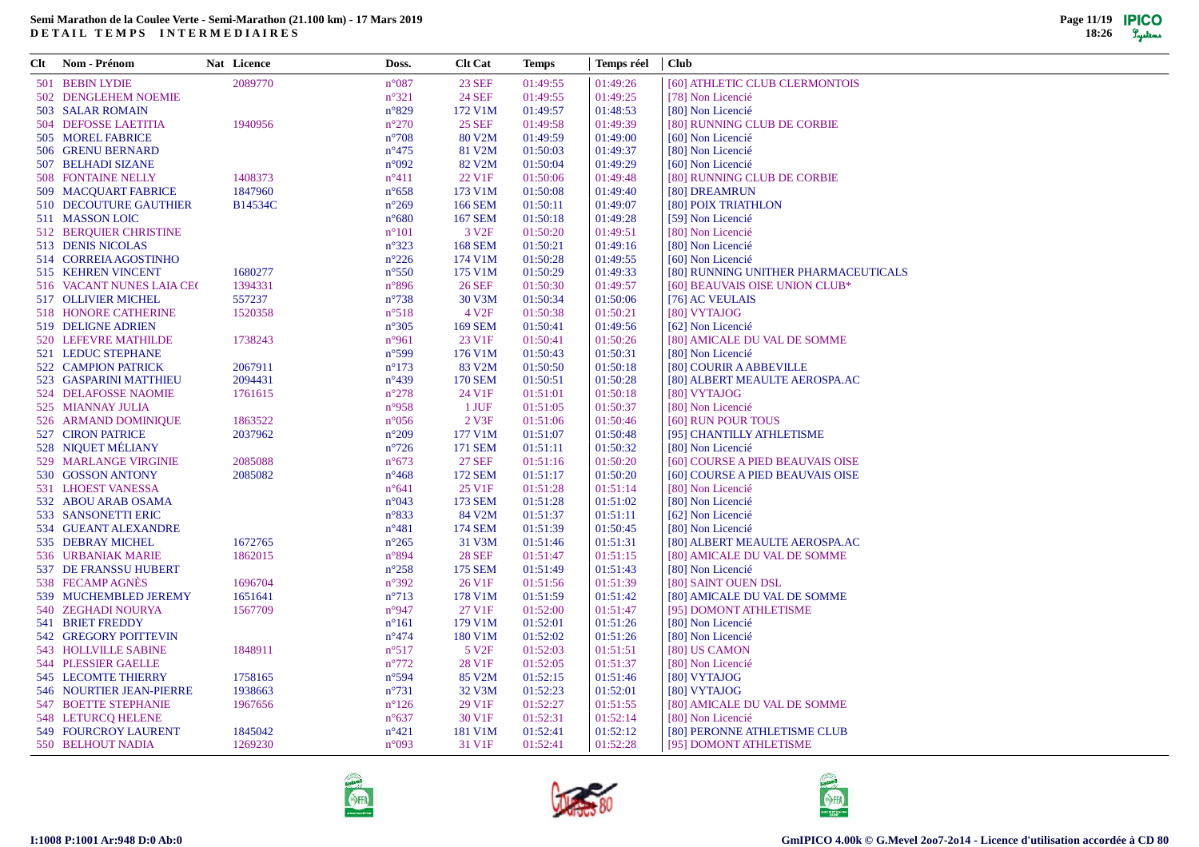**Semi Marathon de la Coulee Verte - Semi-Marathon (21.100 km) - 17 Mars 2019**
**DETAIL TEMPS INTERMEDIAIRES**

| Clt | Nom - Prénom | Nat | Licence | Doss. | Clt Cat | Temps | Temps réel | Club |
|---|---|---|---|---|---|---|---|---|
| 501 | BEBIN LYDIE | | 2089770 | n°087 | 23 SEF | 01:49:55 | 01:49:26 | [60] ATHLETIC CLUB CLERMONTOIS |
| 502 | DENGLEHEM NOEMIE | | | n°321 | 24 SEF | 01:49:55 | 01:49:25 | [78] Non Licencié |
| 503 | SALAR ROMAIN | | | n°829 | 172 V1M | 01:49:57 | 01:48:53 | [80] Non Licencié |
| 504 | DEFOSSE LAETITIA | | 1940956 | n°270 | 25 SEF | 01:49:58 | 01:49:39 | [80] RUNNING CLUB DE CORBIE |
| 505 | MOREL FABRICE | | | n°708 | 80 V2M | 01:49:59 | 01:49:00 | [60] Non Licencié |
| 506 | GRENU BERNARD | | | n°475 | 81 V2M | 01:50:03 | 01:49:37 | [80] Non Licencié |
| 507 | BELHADI SIZANE | | | n°092 | 82 V2M | 01:50:04 | 01:49:29 | [60] Non Licencié |
| 508 | FONTAINE NELLY | | 1408373 | n°411 | 22 V1F | 01:50:06 | 01:49:48 | [80] RUNNING CLUB DE CORBIE |
| 509 | MACQUART FABRICE | | 1847960 | n°658 | 173 V1M | 01:50:08 | 01:49:40 | [80] DREAMRUN |
| 510 | DECOUTURE GAUTHIER | | B14534C | n°269 | 166 SEM | 01:50:11 | 01:49:07 | [80] POIX TRIATHLON |
| 511 | MASSON LOIC | | | n°680 | 167 SEM | 01:50:18 | 01:49:28 | [59] Non Licencié |
| 512 | BERQUIER CHRISTINE | | | n°101 | 3 V2F | 01:50:20 | 01:49:51 | [80] Non Licencié |
| 513 | DENIS NICOLAS | | | n°323 | 168 SEM | 01:50:21 | 01:49:16 | [80] Non Licencié |
| 514 | CORREIA AGOSTINHO | | | n°226 | 174 V1M | 01:50:28 | 01:49:55 | [60] Non Licencié |
| 515 | KEHREN VINCENT | | 1680277 | n°550 | 175 V1M | 01:50:29 | 01:49:33 | [80] RUNNING UNITHER PHARMACEUTICALS |
| 516 | VACANT NUNES LAIA CE( | | 1394331 | n°896 | 26 SEF | 01:50:30 | 01:49:57 | [60] BEAUVAIS OISE UNION CLUB* |
| 517 | OLLIVIER MICHEL | | 557237 | n°738 | 30 V3M | 01:50:34 | 01:50:06 | [76] AC VEULAIS |
| 518 | HONORE CATHERINE | | 1520358 | n°518 | 4 V2F | 01:50:38 | 01:50:21 | [80] VYTAJOG |
| 519 | DELIGNE ADRIEN | | | n°305 | 169 SEM | 01:50:41 | 01:49:56 | [62] Non Licencié |
| 520 | LEFEVRE MATHILDE | | 1738243 | n°961 | 23 V1F | 01:50:41 | 01:50:26 | [80] AMICALE DU VAL DE SOMME |
| 521 | LEDUC STEPHANE | | | n°599 | 176 V1M | 01:50:43 | 01:50:31 | [80] Non Licencié |
| 522 | CAMPION PATRICK | | 2067911 | n°173 | 83 V2M | 01:50:50 | 01:50:18 | [80] COURIR A ABBEVILLE |
| 523 | GASPARINI MATTHIEU | | 2094431 | n°439 | 170 SEM | 01:50:51 | 01:50:28 | [80] ALBERT MEAULTE AEROSPA.AC |
| 524 | DELAFOSSE NAOMIE | | 1761615 | n°278 | 24 V1F | 01:51:01 | 01:50:18 | [80] VYTAJOG |
| 525 | MIANNAY JULIA | | | n°958 | 1 JUF | 01:51:05 | 01:50:37 | [80] Non Licencié |
| 526 | ARMAND DOMINIQUE | | 1863522 | n°056 | 2 V3F | 01:51:06 | 01:50:46 | [60] RUN POUR TOUS |
| 527 | CIRON PATRICE | | 2037962 | n°209 | 177 V1M | 01:51:07 | 01:50:48 | [95] CHANTILLY ATHLETISME |
| 528 | NIQUET MÉLIANY | | | n°726 | 171 SEM | 01:51:11 | 01:50:32 | [80] Non Licencié |
| 529 | MARLANGE VIRGINIE | | 2085088 | n°673 | 27 SEF | 01:51:16 | 01:50:20 | [60] COURSE A PIED BEAUVAIS OISE |
| 530 | GOSSON ANTONY | | 2085082 | n°468 | 172 SEM | 01:51:17 | 01:50:20 | [60] COURSE A PIED BEAUVAIS OISE |
| 531 | LHOEST VANESSA | | | n°641 | 25 V1F | 01:51:28 | 01:51:14 | [80] Non Licencié |
| 532 | ABOU ARAB OSAMA | | | n°043 | 173 SEM | 01:51:28 | 01:51:02 | [80] Non Licencié |
| 533 | SANSONETTI ERIC | | | n°833 | 84 V2M | 01:51:37 | 01:51:11 | [62] Non Licencié |
| 534 | GUEANT ALEXANDRE | | | n°481 | 174 SEM | 01:51:39 | 01:50:45 | [80] Non Licencié |
| 535 | DEBRAY MICHEL | | 1672765 | n°265 | 31 V3M | 01:51:46 | 01:51:31 | [80] ALBERT MEAULTE AEROSPA.AC |
| 536 | URBANIAK MARIE | | 1862015 | n°894 | 28 SEF | 01:51:47 | 01:51:15 | [80] AMICALE DU VAL DE SOMME |
| 537 | DE FRANSSU HUBERT | | | n°258 | 175 SEM | 01:51:49 | 01:51:43 | [80] Non Licencié |
| 538 | FECAMP AGNÈS | | 1696704 | n°392 | 26 V1F | 01:51:56 | 01:51:39 | [80] SAINT OUEN DSL |
| 539 | MUCHEMBLED JEREMY | | 1651641 | n°713 | 178 V1M | 01:51:59 | 01:51:42 | [80] AMICALE DU VAL DE SOMME |
| 540 | ZEGHADI NOURYA | | 1567709 | n°947 | 27 V1F | 01:52:00 | 01:51:47 | [95] DOMONT ATHLETISME |
| 541 | BRIET FREDDY | | | n°161 | 179 V1M | 01:52:01 | 01:51:26 | [80] Non Licencié |
| 542 | GREGORY POITTEVIN | | | n°474 | 180 V1M | 01:52:02 | 01:51:26 | [80] Non Licencié |
| 543 | HOLLVILLE SABINE | | 1848911 | n°517 | 5 V2F | 01:52:03 | 01:51:51 | [80] US CAMON |
| 544 | PLESSIER GAELLE | | | n°772 | 28 V1F | 01:52:05 | 01:51:37 | [80] Non Licencié |
| 545 | LECOMTE THIERRY | | 1758165 | n°594 | 85 V2M | 01:52:15 | 01:51:46 | [80] VYTAJOG |
| 546 | NOURTIER JEAN-PIERRE | | 1938663 | n°731 | 32 V3M | 01:52:23 | 01:52:01 | [80] VYTAJOG |
| 547 | BOETTE STEPHANIE | | 1967656 | n°126 | 29 V1F | 01:52:27 | 01:51:55 | [80] AMICALE DU VAL DE SOMME |
| 548 | LETURCQ HELENE | | | n°637 | 30 V1F | 01:52:31 | 01:52:14 | [80] Non Licencié |
| 549 | FOURCROY LAURENT | | 1845042 | n°421 | 181 V1M | 01:52:41 | 01:52:12 | [80] PERONNE ATHLETISME CLUB |
| 550 | BELHOUT NADIA | | 1269230 | n°093 | 31 V1F | 01:52:41 | 01:52:28 | [95] DOMONT ATHLETISME |

I:1008 P:1001 Ar:948 D:0 Ab:0

GmIPICO 4.00k © G.Mevel 2oo7-2o14 - Licence d'utilisation accordée à CD 80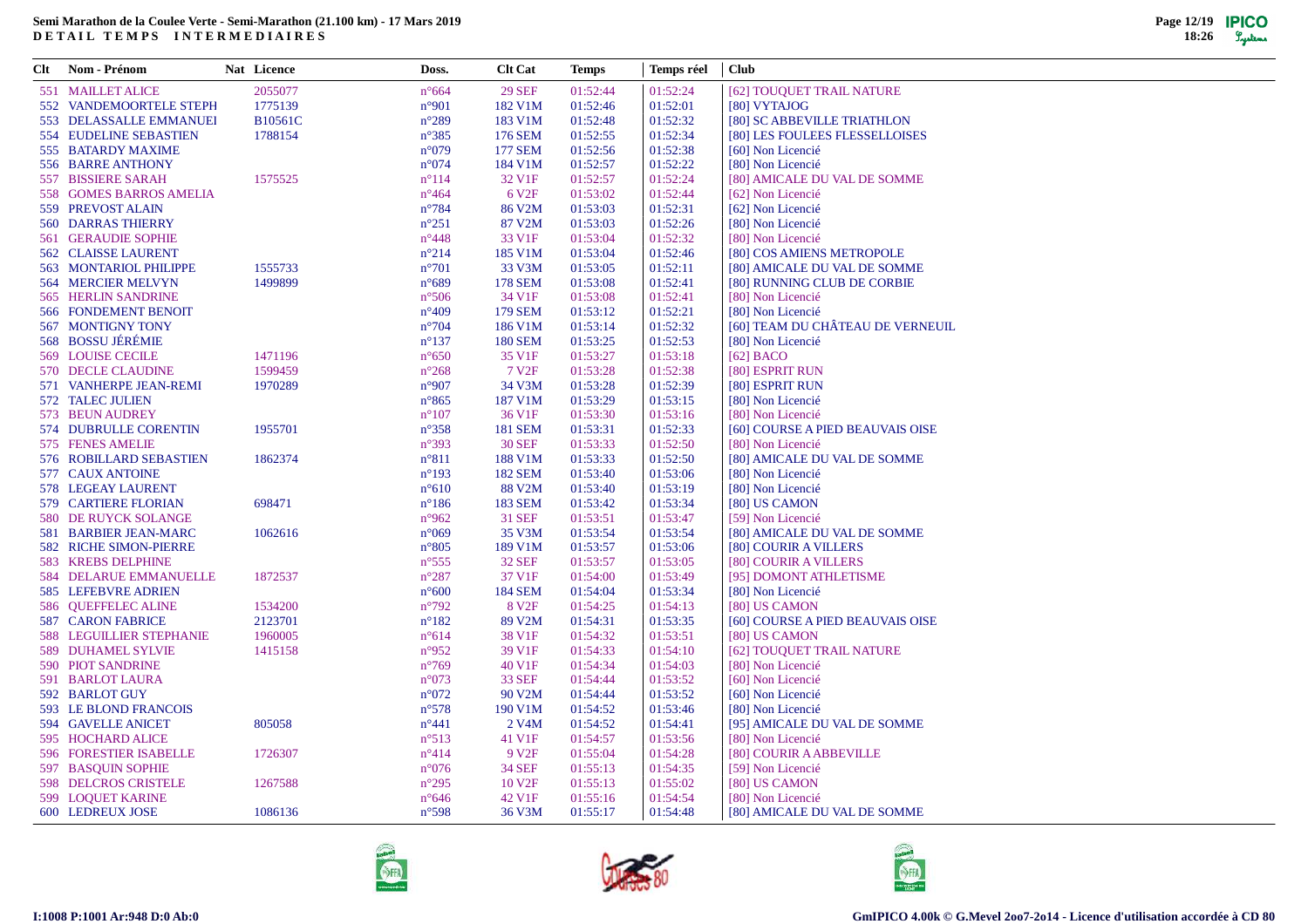**Semi Marathon de la Coulee Verte - Semi-Marathon (21.100 km) - 17 Mars 2019**
**DETAIL TEMPS INTERMEDIAIRES**

| Clt | Nom - Prénom | Nat | Licence | Doss. | Clt Cat | Temps | Temps réel | Club |
|---|---|---|---|---|---|---|---|---|
| 551 | MAILLET ALICE | | 2055077 | n°664 | 29 SEF | 01:52:44 | 01:52:24 | [62] TOUQUET TRAIL NATURE |
| 552 | VANDEMOORTELE STEPH | | 1775139 | n°901 | 182 V1M | 01:52:46 | 01:52:01 | [80] VYTAJOG |
| 553 | DELASSALLE EMMANUEI | | B10561C | n°289 | 183 V1M | 01:52:48 | 01:52:32 | [80] SC ABBEVILLE TRIATHLON |
| 554 | EUDELINE SEBASTIEN | | 1788154 | n°385 | 176 SEM | 01:52:55 | 01:52:34 | [80] LES FOULEES FLESSELLOISES |
| 555 | BATARDY MAXIME | | | n°079 | 177 SEM | 01:52:56 | 01:52:38 | [60] Non Licencié |
| 556 | BARRE ANTHONY | | | n°074 | 184 V1M | 01:52:57 | 01:52:22 | [80] Non Licencié |
| 557 | BISSIERE SARAH | | 1575525 | n°114 | 32 V1F | 01:52:57 | 01:52:24 | [80] AMICALE DU VAL DE SOMME |
| 558 | GOMES BARROS AMELIA | | | n°464 | 6 V2F | 01:53:02 | 01:52:44 | [62] Non Licencié |
| 559 | PREVOST ALAIN | | | n°784 | 86 V2M | 01:53:03 | 01:52:31 | [62] Non Licencié |
| 560 | DARRAS THIERRY | | | n°251 | 87 V2M | 01:53:03 | 01:52:26 | [80] Non Licencié |
| 561 | GERAUDIE SOPHIE | | | n°448 | 33 V1F | 01:53:04 | 01:52:32 | [80] Non Licencié |
| 562 | CLAISSE LAURENT | | | n°214 | 185 V1M | 01:53:04 | 01:52:46 | [80] COS AMIENS METROPOLE |
| 563 | MONTARIOL PHILIPPE | | 1555733 | n°701 | 33 V3M | 01:53:05 | 01:52:11 | [80] AMICALE DU VAL DE SOMME |
| 564 | MERCIER MELVYN | | 1499899 | n°689 | 178 SEM | 01:53:08 | 01:52:41 | [80] RUNNING CLUB DE CORBIE |
| 565 | HERLIN SANDRINE | | | n°506 | 34 V1F | 01:53:08 | 01:52:41 | [80] Non Licencié |
| 566 | FONDEMENT BENOIT | | | n°409 | 179 SEM | 01:53:12 | 01:52:21 | [80] Non Licencié |
| 567 | MONTIGNY TONY | | | n°704 | 186 V1M | 01:53:14 | 01:52:32 | [60] TEAM DU CHÂTEAU DE VERNEUIL |
| 568 | BOSSU JÉRÉMIE | | | n°137 | 180 SEM | 01:53:25 | 01:52:53 | [80] Non Licencié |
| 569 | LOUISE CECILE | | 1471196 | n°650 | 35 V1F | 01:53:27 | 01:53:18 | [62] BACO |
| 570 | DECLE CLAUDINE | | 1599459 | n°268 | 7 V2F | 01:53:28 | 01:52:38 | [80] ESPRIT RUN |
| 571 | VANHERPE JEAN-REMI | | 1970289 | n°907 | 34 V3M | 01:53:28 | 01:52:39 | [80] ESPRIT RUN |
| 572 | TALEC JULIEN | | | n°865 | 187 V1M | 01:53:29 | 01:53:15 | [80] Non Licencié |
| 573 | BEUN AUDREY | | | n°107 | 36 V1F | 01:53:30 | 01:53:16 | [80] Non Licencié |
| 574 | DUBRULLE CORENTIN | | 1955701 | n°358 | 181 SEM | 01:53:31 | 01:52:33 | [60] COURSE A PIED BEAUVAIS OISE |
| 575 | FENES AMELIE | | | n°393 | 30 SEF | 01:53:33 | 01:52:50 | [80] Non Licencié |
| 576 | ROBILLARD SEBASTIEN | | 1862374 | n°811 | 188 V1M | 01:53:33 | 01:52:50 | [80] AMICALE DU VAL DE SOMME |
| 577 | CAUX ANTOINE | | | n°193 | 182 SEM | 01:53:40 | 01:53:06 | [80] Non Licencié |
| 578 | LEGEAY LAURENT | | | n°610 | 88 V2M | 01:53:40 | 01:53:19 | [80] Non Licencié |
| 579 | CARTIERE FLORIAN | | 698471 | n°186 | 183 SEM | 01:53:42 | 01:53:34 | [80] US CAMON |
| 580 | DE RUYCK SOLANGE | | | n°962 | 31 SEF | 01:53:51 | 01:53:47 | [59] Non Licencié |
| 581 | BARBIER JEAN-MARC | | 1062616 | n°069 | 35 V3M | 01:53:54 | 01:53:54 | [80] AMICALE DU VAL DE SOMME |
| 582 | RICHE SIMON-PIERRE | | | n°805 | 189 V1M | 01:53:57 | 01:53:06 | [80] COURIR A VILLERS |
| 583 | KREBS DELPHINE | | | n°555 | 32 SEF | 01:53:57 | 01:53:05 | [80] COURIR A VILLERS |
| 584 | DELARUE EMMANUELLE | | 1872537 | n°287 | 37 V1F | 01:54:00 | 01:53:49 | [95] DOMONT ATHLETISME |
| 585 | LEFEBVRE ADRIEN | | | n°600 | 184 SEM | 01:54:04 | 01:53:34 | [80] Non Licencié |
| 586 | QUEFFELEC ALINE | | 1534200 | n°792 | 8 V2F | 01:54:25 | 01:54:13 | [80] US CAMON |
| 587 | CARON FABRICE | | 2123701 | n°182 | 89 V2M | 01:54:31 | 01:53:35 | [60] COURSE A PIED BEAUVAIS OISE |
| 588 | LEGUILLIER STEPHANIE | | 1960005 | n°614 | 38 V1F | 01:54:32 | 01:53:51 | [80] US CAMON |
| 589 | DUHAMEL SYLVIE | | 1415158 | n°952 | 39 V1F | 01:54:33 | 01:54:10 | [62] TOUQUET TRAIL NATURE |
| 590 | PIOT SANDRINE | | | n°769 | 40 V1F | 01:54:34 | 01:54:03 | [80] Non Licencié |
| 591 | BARLOT LAURA | | | n°073 | 33 SEF | 01:54:44 | 01:53:52 | [60] Non Licencié |
| 592 | BARLOT GUY | | | n°072 | 90 V2M | 01:54:44 | 01:53:52 | [60] Non Licencié |
| 593 | LE BLOND FRANCOIS | | | n°578 | 190 V1M | 01:54:52 | 01:53:46 | [80] Non Licencié |
| 594 | GAVELLE ANICET | | 805058 | n°441 | 2 V4M | 01:54:52 | 01:54:41 | [95] AMICALE DU VAL DE SOMME |
| 595 | HOCHARD ALICE | | | n°513 | 41 V1F | 01:54:57 | 01:53:56 | [80] Non Licencié |
| 596 | FORESTIER ISABELLE | | 1726307 | n°414 | 9 V2F | 01:55:04 | 01:54:28 | [80] COURIR A ABBEVILLE |
| 597 | BASQUIN SOPHIE | | | n°076 | 34 SEF | 01:55:13 | 01:54:35 | [59] Non Licencié |
| 598 | DELCROS CRISTELE | | 1267588 | n°295 | 10 V2F | 01:55:13 | 01:55:02 | [80] US CAMON |
| 599 | LOQUET KARINE | | | n°646 | 42 V1F | 01:55:16 | 01:54:54 | [80] Non Licencié |
| 600 | LEDREUX JOSE | | 1086136 | n°598 | 36 V3M | 01:55:17 | 01:54:48 | [80] AMICALE DU VAL DE SOMME |

I:1008 P:1001 Ar:948 D:0 Ab:0

GmIPICO 4.00k © G.Mevel 2oo7-2o14 - Licence d'utilisation accordée à CD 80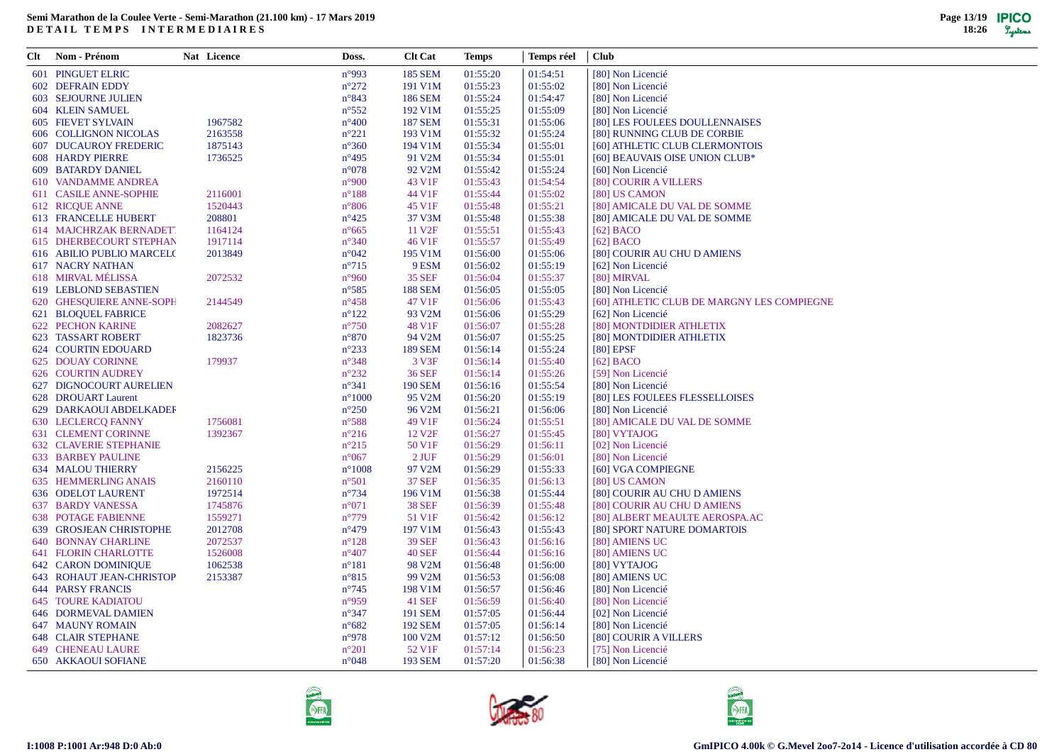**Semi Marathon de la Coulee Verte - Semi-Marathon (21.100 km) - 17 Mars 2019**
**DETAIL TEMPS INTERMEDIAIRES**

| Clt | Nom - Prénom | Nat | Licence | Doss. | Clt Cat | Temps | Temps réel | Club |
|---|---|---|---|---|---|---|---|---|
| 601 | PINGUET ELRIC | | | n°993 | 185 SEM | 01:55:20 | 01:54:51 | [80] Non Licencié |
| 602 | DEFRAIN EDDY | | | n°272 | 191 V1M | 01:55:23 | 01:55:02 | [80] Non Licencié |
| 603 | SEJOURNE JULIEN | | | n°843 | 186 SEM | 01:55:24 | 01:54:47 | [80] Non Licencié |
| 604 | KLEIN SAMUEL | | | n°552 | 192 V1M | 01:55:25 | 01:55:09 | [80] Non Licencié |
| 605 | FIEVET SYLVAIN | | 1967582 | n°400 | 187 SEM | 01:55:31 | 01:55:06 | [80] LES FOULEES DOULLENNAISES |
| 606 | COLLIGNON NICOLAS | | 2163558 | n°221 | 193 V1M | 01:55:32 | 01:55:24 | [80] RUNNING CLUB DE CORBIE |
| 607 | DUCAUROY FREDERIC | | 1875143 | n°360 | 194 V1M | 01:55:34 | 01:55:01 | [60] ATHLETIC CLUB CLERMONTOIS |
| 608 | HARDY PIERRE | | 1736525 | n°495 | 91 V2M | 01:55:34 | 01:55:01 | [60] BEAUVAIS OISE UNION CLUB* |
| 609 | BATARDY DANIEL | | | n°078 | 92 V2M | 01:55:42 | 01:55:24 | [60] Non Licencié |
| 610 | VANDAMME ANDREA | | | n°900 | 43 V1F | 01:55:43 | 01:54:54 | [80] COURIR A VILLERS |
| 611 | CASILE ANNE-SOPHIE | | 2116001 | n°188 | 44 V1F | 01:55:44 | 01:55:02 | [80] US CAMON |
| 612 | RICQUE ANNE | | 1520443 | n°806 | 45 V1F | 01:55:48 | 01:55:21 | [80] AMICALE DU VAL DE SOMME |
| 613 | FRANCELLE HUBERT | | 208801 | n°425 | 37 V3M | 01:55:48 | 01:55:38 | [80] AMICALE DU VAL DE SOMME |
| 614 | MAJCHRZAK BERNADETT | | 1164124 | n°665 | 11 V2F | 01:55:51 | 01:55:43 | [62] BACO |
| 615 | DHERBECOURT STEPHAN | | 1917114 | n°340 | 46 V1F | 01:55:57 | 01:55:49 | [62] BACO |
| 616 | ABILIO PUBLIO MARCELO | | 2013849 | n°042 | 195 V1M | 01:56:00 | 01:55:06 | [80] COURIR AU CHU D AMIENS |
| 617 | NACRY NATHAN | | | n°715 | 9 ESM | 01:56:02 | 01:55:19 | [62] Non Licencié |
| 618 | MIRVAL MÉLISSA | | 2072532 | n°960 | 35 SEF | 01:56:04 | 01:55:37 | [80] MIRVAL |
| 619 | LEBLOND SEBASTIEN | | | n°585 | 188 SEM | 01:56:05 | 01:55:05 | [80] Non Licencié |
| 620 | GHESQUIERE ANNE-SOPH | | 2144549 | n°458 | 47 V1F | 01:56:06 | 01:55:43 | [60] ATHLETIC CLUB DE MARGNY LES COMPIEGNE |
| 621 | BLOQUEL FABRICE | | | n°122 | 93 V2M | 01:56:06 | 01:55:29 | [62] Non Licencié |
| 622 | PECHON KARINE | | 2082627 | n°750 | 48 V1F | 01:56:07 | 01:55:28 | [80] MONTDIDIER ATHLETIX |
| 623 | TASSART ROBERT | | 1823736 | n°870 | 94 V2M | 01:56:07 | 01:55:25 | [80] MONTDIDIER ATHLETIX |
| 624 | COURTIN EDOUARD | | | n°233 | 189 SEM | 01:56:14 | 01:55:24 | [80] EPSF |
| 625 | DOUAY CORINNE | | 179937 | n°348 | 3 V3F | 01:56:14 | 01:55:40 | [62] BACO |
| 626 | COURTIN AUDREY | | | n°232 | 36 SEF | 01:56:14 | 01:55:26 | [59] Non Licencié |
| 627 | DIGNOCOURT AURELIEN | | | n°341 | 190 SEM | 01:56:16 | 01:55:54 | [80] Non Licencié |
| 628 | DROUART Laurent | | | n°1000 | 95 V2M | 01:56:20 | 01:55:19 | [80] LES FOULEES FLESSELLOISES |
| 629 | DARKAOUI ABDELKADER | | | n°250 | 96 V2M | 01:56:21 | 01:56:06 | [80] Non Licencié |
| 630 | LECLERCQ FANNY | | 1756081 | n°588 | 49 V1F | 01:56:24 | 01:55:51 | [80] AMICALE DU VAL DE SOMME |
| 631 | CLEMENT CORINNE | | 1392367 | n°216 | 12 V2F | 01:56:27 | 01:55:45 | [80] VYTAJOG |
| 632 | CLAVERIE STEPHANIE | | | n°215 | 50 V1F | 01:56:29 | 01:56:11 | [02] Non Licencié |
| 633 | BARBEY PAULINE | | | n°067 | 2 JUF | 01:56:29 | 01:56:01 | [80] Non Licencié |
| 634 | MALOU THIERRY | | 2156225 | n°1008 | 97 V2M | 01:56:29 | 01:55:33 | [60] VGA COMPIEGNE |
| 635 | HEMMERLING ANAIS | | 2160110 | n°501 | 37 SEF | 01:56:35 | 01:56:13 | [80] US CAMON |
| 636 | ODELOT LAURENT | | 1972514 | n°734 | 196 V1M | 01:56:38 | 01:55:44 | [80] COURIR AU CHU D AMIENS |
| 637 | BARDY VANESSA | | 1745876 | n°071 | 38 SEF | 01:56:39 | 01:55:48 | [80] COURIR AU CHU D AMIENS |
| 638 | POTAGE FABIENNE | | 1559271 | n°779 | 51 V1F | 01:56:42 | 01:56:12 | [80] ALBERT MEAULTE AEROSPA.AC |
| 639 | GROSJEAN CHRISTOPHE | | 2012708 | n°479 | 197 V1M | 01:56:43 | 01:55:43 | [80] SPORT NATURE DOMARTOIS |
| 640 | BONNAY CHARLINE | | 2072537 | n°128 | 39 SEF | 01:56:43 | 01:56:16 | [80] AMIENS UC |
| 641 | FLORIN CHARLOTTE | | 1526008 | n°407 | 40 SEF | 01:56:44 | 01:56:16 | [80] AMIENS UC |
| 642 | CARON DOMINIQUE | | 1062538 | n°181 | 98 V2M | 01:56:48 | 01:56:00 | [80] VYTAJOG |
| 643 | ROHAUT JEAN-CHRISTOP | | 2153387 | n°815 | 99 V2M | 01:56:53 | 01:56:08 | [80] AMIENS UC |
| 644 | PARSY FRANCIS | | | n°745 | 198 V1M | 01:56:57 | 01:56:46 | [80] Non Licencié |
| 645 | TOURE KADIATOU | | | n°959 | 41 SEF | 01:56:59 | 01:56:40 | [80] Non Licencié |
| 646 | DORMEVAL DAMIEN | | | n°347 | 191 SEM | 01:57:05 | 01:56:44 | [02] Non Licencié |
| 647 | MAUNY ROMAIN | | | n°682 | 192 SEM | 01:57:05 | 01:56:14 | [80] Non Licencié |
| 648 | CLAIR STEPHANE | | | n°978 | 100 V2M | 01:57:12 | 01:56:50 | [80] COURIR A VILLERS |
| 649 | CHENEAU LAURE | | | n°201 | 52 V1F | 01:57:14 | 01:56:23 | [75] Non Licencié |
| 650 | AKKAOUI SOFIANE | | | n°048 | 193 SEM | 01:57:20 | 01:56:38 | [80] Non Licencié |

I:1008 P:1001 Ar:948 D:0 Ab:0

GmIPICO 4.00k © G.Mevel 2oo7-2o14 - Licence d'utilisation accordée à CD 80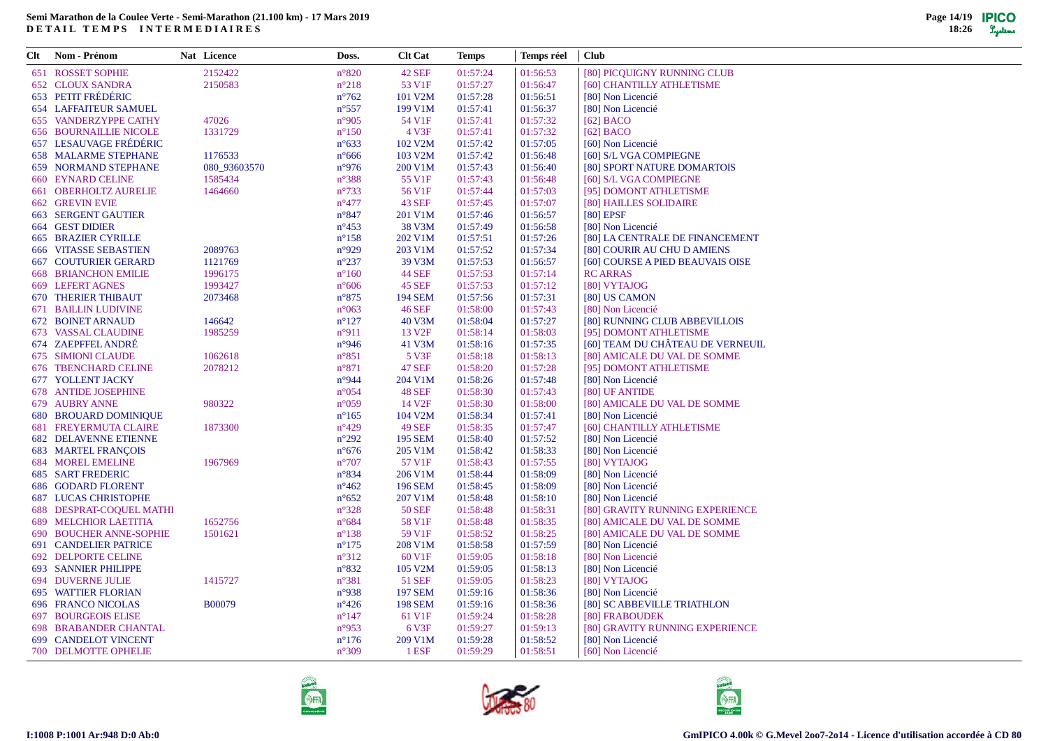**Semi Marathon de la Coulee Verte - Semi-Marathon (21.100 km) - 17 Mars 2019**
**DETAIL TEMPS INTERMEDIAIRES**

| Clt | Nom - Prénom | Nat | Licence | Doss. | Clt Cat | Temps | Temps réel | Club |
|---|---|---|---|---|---|---|---|---|
| 651 | ROSSET SOPHIE | | 2152422 | n°820 | 42 SEF | 01:57:24 | 01:56:53 | [80] PICQUIGNY RUNNING CLUB |
| 652 | CLOUX SANDRA | | 2150583 | n°218 | 53 V1F | 01:57:27 | 01:56:47 | [60] CHANTILLY ATHLETISME |
| 653 | PETIT FRÉDÉRIC | | | n°762 | 101 V2M | 01:57:28 | 01:56:51 | [80] Non Licencié |
| 654 | LAFFAITEUR SAMUEL | | | n°557 | 199 V1M | 01:57:41 | 01:56:37 | [80] Non Licencié |
| 655 | VANDERZYPPE CATHY | | 47026 | n°905 | 54 V1F | 01:57:41 | 01:57:32 | [62] BACO |
| 656 | BOURNAILLIE NICOLE | | 1331729 | n°150 | 4 V3F | 01:57:41 | 01:57:32 | [62] BACO |
| 657 | LESAUVAGE FRÉDÉRIC | | | n°633 | 102 V2M | 01:57:42 | 01:57:05 | [60] Non Licencié |
| 658 | MALARME STEPHANE | | 1176533 | n°666 | 103 V2M | 01:57:42 | 01:56:48 | [60] S/L VGA COMPIEGNE |
| 659 | NORMAND STEPHANE | | 080_93603570 | n°976 | 200 V1M | 01:57:43 | 01:56:40 | [80] SPORT NATURE DOMARTOIS |
| 660 | EYNARD CELINE | | 1585434 | n°388 | 55 V1F | 01:57:43 | 01:56:48 | [60] S/L VGA COMPIEGNE |
| 661 | OBERHOLTZ AURELIE | | 1464660 | n°733 | 56 V1F | 01:57:44 | 01:57:03 | [95] DOMONT ATHLETISME |
| 662 | GREVIN EVIE | | | n°477 | 43 SEF | 01:57:45 | 01:57:07 | [80] HAILLES SOLIDAIRE |
| 663 | SERGENT GAUTIER | | | n°847 | 201 V1M | 01:57:46 | 01:56:57 | [80] EPSF |
| 664 | GEST DIDIER | | | n°453 | 38 V3M | 01:57:49 | 01:56:58 | [80] Non Licencié |
| 665 | BRAZIER CYRILLE | | | n°158 | 202 V1M | 01:57:51 | 01:57:26 | [80] LA CENTRALE DE FINANCEMENT |
| 666 | VITASSE SEBASTIEN | | 2089763 | n°929 | 203 V1M | 01:57:52 | 01:57:34 | [80] COURIR AU CHU D AMIENS |
| 667 | COUTURIER GERARD | | 1121769 | n°237 | 39 V3M | 01:57:53 | 01:56:57 | [60] COURSE A PIED BEAUVAIS OISE |
| 668 | BRIANCHON EMILIE | | 1996175 | n°160 | 44 SEF | 01:57:53 | 01:57:14 | RC ARRAS |
| 669 | LEFERT AGNES | | 1993427 | n°606 | 45 SEF | 01:57:53 | 01:57:12 | [80] VYTAJOG |
| 670 | THERIER THIBAUT | | 2073468 | n°875 | 194 SEM | 01:57:56 | 01:57:31 | [80] US CAMON |
| 671 | BAILLIN LUDIVINE | | | n°063 | 46 SEF | 01:58:00 | 01:57:43 | [80] Non Licencié |
| 672 | BOINET ARNAUD | | 146642 | n°127 | 40 V3M | 01:58:04 | 01:57:27 | [80] RUNNING CLUB ABBEVILLOIS |
| 673 | VASSAL CLAUDINE | | 1985259 | n°911 | 13 V2F | 01:58:14 | 01:58:03 | [95] DOMONT ATHLETISME |
| 674 | ZAEPFFEL ANDRÉ | | | n°946 | 41 V3M | 01:58:16 | 01:57:35 | [60] TEAM DU CHÂTEAU DE VERNEUIL |
| 675 | SIMIONI CLAUDE | | 1062618 | n°851 | 5 V3F | 01:58:18 | 01:58:13 | [80] AMICALE DU VAL DE SOMME |
| 676 | TBENCHARD CELINE | | 2078212 | n°871 | 47 SEF | 01:58:20 | 01:57:28 | [95] DOMONT ATHLETISME |
| 677 | YOLLENT JACKY | | | n°944 | 204 V1M | 01:58:26 | 01:57:48 | [80] Non Licencié |
| 678 | ANTIDE JOSEPHINE | | | n°054 | 48 SEF | 01:58:30 | 01:57:43 | [80] UF ANTIDE |
| 679 | AUBRY ANNE | | 980322 | n°059 | 14 V2F | 01:58:30 | 01:58:00 | [80] AMICALE DU VAL DE SOMME |
| 680 | BROUARD DOMINIQUE | | | n°165 | 104 V2M | 01:58:34 | 01:57:41 | [80] Non Licencié |
| 681 | FREYERMUTA CLAIRE | | 1873300 | n°429 | 49 SEF | 01:58:35 | 01:57:47 | [60] CHANTILLY ATHLETISME |
| 682 | DELAVENNE ETIENNE | | | n°292 | 195 SEM | 01:58:40 | 01:57:52 | [80] Non Licencié |
| 683 | MARTEL FRANÇOIS | | | n°676 | 205 V1M | 01:58:42 | 01:58:33 | [80] Non Licencié |
| 684 | MOREL EMELINE | | 1967969 | n°707 | 57 V1F | 01:58:43 | 01:57:55 | [80] VYTAJOG |
| 685 | SART FREDERIC | | | n°834 | 206 V1M | 01:58:44 | 01:58:09 | [80] Non Licencié |
| 686 | GODARD FLORENT | | | n°462 | 196 SEM | 01:58:45 | 01:58:09 | [80] Non Licencié |
| 687 | LUCAS CHRISTOPHE | | | n°652 | 207 V1M | 01:58:48 | 01:58:10 | [80] Non Licencié |
| 688 | DESPRAT-COQUEL MATHI | | | n°328 | 50 SEF | 01:58:48 | 01:58:31 | [80] GRAVITY RUNNING EXPERIENCE |
| 689 | MELCHIOR LAETITIA | | 1652756 | n°684 | 58 V1F | 01:58:48 | 01:58:35 | [80] AMICALE DU VAL DE SOMME |
| 690 | BOUCHER ANNE-SOPHIE | | 1501621 | n°138 | 59 V1F | 01:58:52 | 01:58:25 | [80] AMICALE DU VAL DE SOMME |
| 691 | CANDELIER PATRICE | | | n°175 | 208 V1M | 01:58:58 | 01:57:59 | [80] Non Licencié |
| 692 | DELPORTE CELINE | | | n°312 | 60 V1F | 01:59:05 | 01:58:18 | [80] Non Licencié |
| 693 | SANNIER PHILIPPE | | | n°832 | 105 V2M | 01:59:05 | 01:58:13 | [80] Non Licencié |
| 694 | DUVERNE JULIE | | 1415727 | n°381 | 51 SEF | 01:59:05 | 01:58:23 | [80] VYTAJOG |
| 695 | WATTIER FLORIAN | | | n°938 | 197 SEM | 01:59:16 | 01:58:36 | [80] Non Licencié |
| 696 | FRANCO NICOLAS | | B00079 | n°426 | 198 SEM | 01:59:16 | 01:58:36 | [80] SC ABBEVILLE TRIATHLON |
| 697 | BOURGEOIS ELISE | | | n°147 | 61 V1F | 01:59:24 | 01:58:28 | [80] FRABOUDEK |
| 698 | BRABANDER CHANTAL | | | n°953 | 6 V3F | 01:59:27 | 01:59:13 | [80] GRAVITY RUNNING EXPERIENCE |
| 699 | CANDELOT VINCENT | | | n°176 | 209 V1M | 01:59:28 | 01:58:52 | [80] Non Licencié |
| 700 | DELMOTTE OPHELIE | | | n°309 | 1 ESF | 01:59:29 | 01:58:51 | [60] Non Licencié |

I:1008 P:1001 Ar:948 D:0 Ab:0

GmIPICO 4.00k © G.Mevel 2oo7-2o14 - Licence d'utilisation accordée à CD 80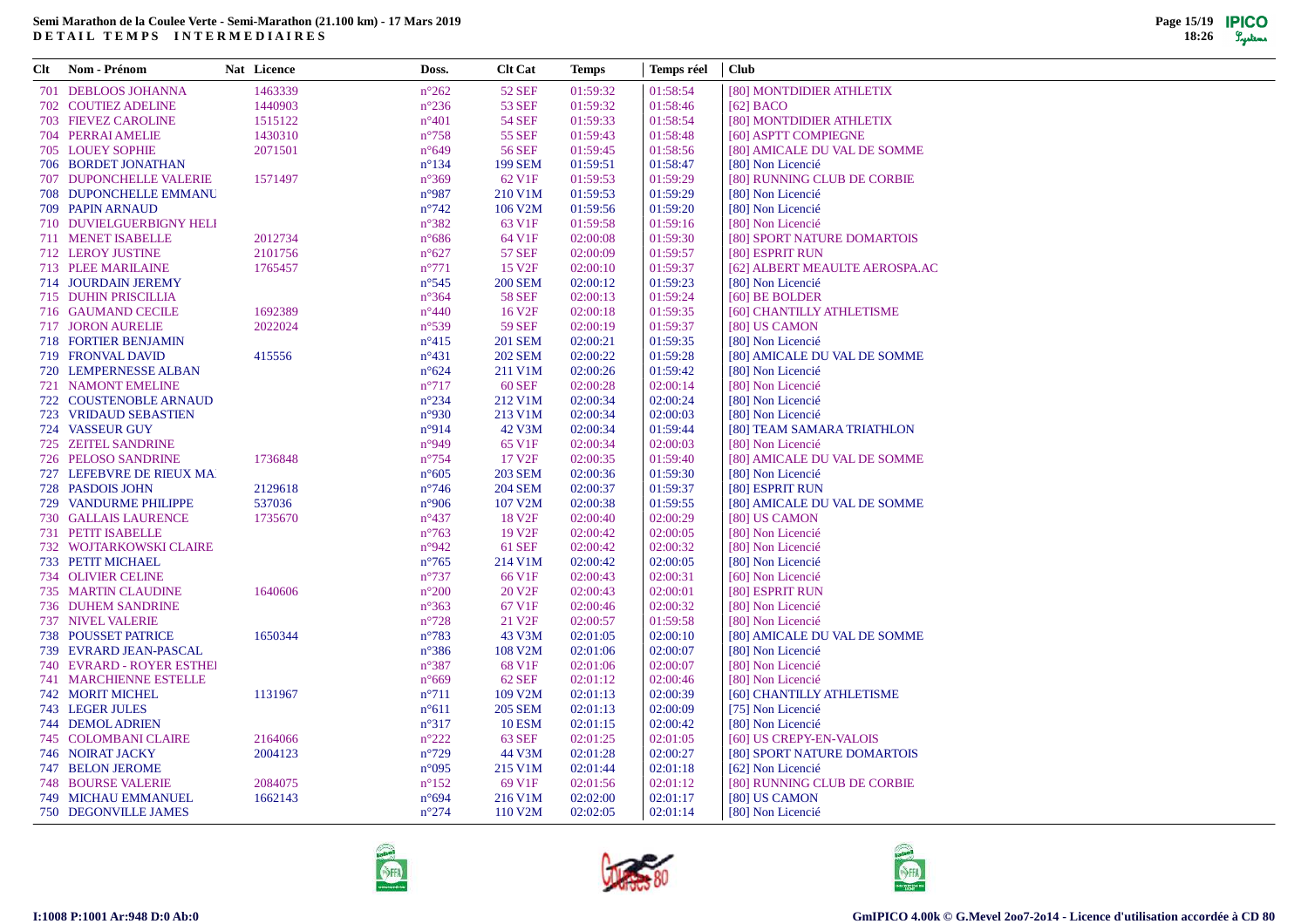**Semi Marathon de la Coulee Verte - Semi-Marathon (21.100 km) - 17 Mars 2019**
**DETAIL TEMPS INTERMEDIAIRES**

| Clt | Nom - Prénom | Nat | Licence | Doss. | Clt Cat | Temps | Temps réel | Club |
|---|---|---|---|---|---|---|---|---|
| 701 | DEBLOOS JOHANNA | | 1463339 | n°262 | 52 SEF | 01:59:32 | 01:58:54 | [80] MONTDIDIER ATHLETIX |
| 702 | COUTIEZ ADELINE | | 1440903 | n°236 | 53 SEF | 01:59:32 | 01:58:46 | [62] BACO |
| 703 | FIEVEZ CAROLINE | | 1515122 | n°401 | 54 SEF | 01:59:33 | 01:58:54 | [80] MONTDIDIER ATHLETIX |
| 704 | PERRAI AMELIE | | 1430310 | n°758 | 55 SEF | 01:59:43 | 01:58:48 | [60] ASPTT COMPIEGNE |
| 705 | LOUEY SOPHIE | | 2071501 | n°649 | 56 SEF | 01:59:45 | 01:58:56 | [80] AMICALE DU VAL DE SOMME |
| 706 | BORDET JONATHAN | | | n°134 | 199 SEM | 01:59:51 | 01:58:47 | [80] Non Licencié |
| 707 | DUPONCHELLE VALERIE | | 1571497 | n°369 | 62 V1F | 01:59:53 | 01:59:29 | [80] RUNNING CLUB DE CORBIE |
| 708 | DUPONCHELLE EMMANU | | | n°987 | 210 V1M | 01:59:53 | 01:59:29 | [80] Non Licencié |
| 709 | PAPIN ARNAUD | | | n°742 | 106 V2M | 01:59:56 | 01:59:20 | [80] Non Licencié |
| 710 | DUVIELGUERBIGNY HELI | | | n°382 | 63 V1F | 01:59:58 | 01:59:16 | [80] Non Licencié |
| 711 | MENET ISABELLE | | 2012734 | n°686 | 64 V1F | 02:00:08 | 01:59:30 | [80] SPORT NATURE DOMARTOIS |
| 712 | LEROY JUSTINE | | 2101756 | n°627 | 57 SEF | 02:00:09 | 01:59:57 | [80] ESPRIT RUN |
| 713 | PLEE MARILAINE | | 1765457 | n°771 | 15 V2F | 02:00:10 | 01:59:37 | [62] ALBERT MEAULTE AEROSPA.AC |
| 714 | JOURDAIN JEREMY | | | n°545 | 200 SEM | 02:00:12 | 01:59:23 | [80] Non Licencié |
| 715 | DUHIN PRISCILLIA | | | n°364 | 58 SEF | 02:00:13 | 01:59:24 | [60] BE BOLDER |
| 716 | GAUMAND CECILE | | 1692389 | n°440 | 16 V2F | 02:00:18 | 01:59:35 | [60] CHANTILLY ATHLETISME |
| 717 | JORON AURELIE | | 2022024 | n°539 | 59 SEF | 02:00:19 | 01:59:37 | [80] US CAMON |
| 718 | FORTIER BENJAMIN | | | n°415 | 201 SEM | 02:00:21 | 01:59:35 | [80] Non Licencié |
| 719 | FRONVAL DAVID | | 415556 | n°431 | 202 SEM | 02:00:22 | 01:59:28 | [80] AMICALE DU VAL DE SOMME |
| 720 | LEMPERNESSE ALBAN | | | n°624 | 211 V1M | 02:00:26 | 01:59:42 | [80] Non Licencié |
| 721 | NAMONT EMELINE | | | n°717 | 60 SEF | 02:00:28 | 02:00:14 | [80] Non Licencié |
| 722 | COUSTENOBLE ARNAUD | | | n°234 | 212 V1M | 02:00:34 | 02:00:24 | [80] Non Licencié |
| 723 | VRIDAUD SEBASTIEN | | | n°930 | 213 V1M | 02:00:34 | 02:00:03 | [80] Non Licencié |
| 724 | VASSEUR GUY | | | n°914 | 42 V3M | 02:00:34 | 01:59:44 | [80] TEAM SAMARA TRIATHLON |
| 725 | ZEITEL SANDRINE | | | n°949 | 65 V1F | 02:00:34 | 02:00:03 | [80] Non Licencié |
| 726 | PELOSO SANDRINE | | 1736848 | n°754 | 17 V2F | 02:00:35 | 01:59:40 | [80] AMICALE DU VAL DE SOMME |
| 727 | LEFEBVRE DE RIEUX MA | | | n°605 | 203 SEM | 02:00:36 | 01:59:30 | [80] Non Licencié |
| 728 | PASDOIS JOHN | | 2129618 | n°746 | 204 SEM | 02:00:37 | 01:59:37 | [80] ESPRIT RUN |
| 729 | VANDURME PHILIPPE | | 537036 | n°906 | 107 V2M | 02:00:38 | 01:59:55 | [80] AMICALE DU VAL DE SOMME |
| 730 | GALLAIS LAURENCE | | 1735670 | n°437 | 18 V2F | 02:00:40 | 02:00:29 | [80] US CAMON |
| 731 | PETIT ISABELLE | | | n°763 | 19 V2F | 02:00:42 | 02:00:05 | [80] Non Licencié |
| 732 | WOJTARKOWSKI CLAIRE | | | n°942 | 61 SEF | 02:00:42 | 02:00:32 | [80] Non Licencié |
| 733 | PETIT MICHAEL | | | n°765 | 214 V1M | 02:00:42 | 02:00:05 | [80] Non Licencié |
| 734 | OLIVIER CELINE | | | n°737 | 66 V1F | 02:00:43 | 02:00:31 | [60] Non Licencié |
| 735 | MARTIN CLAUDINE | | 1640606 | n°200 | 20 V2F | 02:00:43 | 02:00:01 | [80] ESPRIT RUN |
| 736 | DUHEM SANDRINE | | | n°363 | 67 V1F | 02:00:46 | 02:00:32 | [80] Non Licencié |
| 737 | NIVEL VALERIE | | | n°728 | 21 V2F | 02:00:57 | 01:59:58 | [80] Non Licencié |
| 738 | POUSSET PATRICE | | 1650344 | n°783 | 43 V3M | 02:01:05 | 02:00:10 | [80] AMICALE DU VAL DE SOMME |
| 739 | EVRARD JEAN-PASCAL | | | n°386 | 108 V2M | 02:01:06 | 02:00:07 | [80] Non Licencié |
| 740 | EVRARD - ROYER ESTHE | | | n°387 | 68 V1F | 02:01:06 | 02:00:07 | [80] Non Licencié |
| 741 | MARCHIENNE ESTELLE | | | n°669 | 62 SEF | 02:01:12 | 02:00:46 | [80] Non Licencié |
| 742 | MORIT MICHEL | | 1131967 | n°711 | 109 V2M | 02:01:13 | 02:00:39 | [60] CHANTILLY ATHLETISME |
| 743 | LEGER JULES | | | n°611 | 205 SEM | 02:01:13 | 02:00:09 | [75] Non Licencié |
| 744 | DEMOL ADRIEN | | | n°317 | 10 ESM | 02:01:15 | 02:00:42 | [80] Non Licencié |
| 745 | COLOMBANI CLAIRE | | 2164066 | n°222 | 63 SEF | 02:01:25 | 02:01:05 | [60] US CREPY-EN-VALOIS |
| 746 | NOIRAT JACKY | | 2004123 | n°729 | 44 V3M | 02:01:28 | 02:00:27 | [80] SPORT NATURE DOMARTOIS |
| 747 | BELON JEROME | | | n°095 | 215 V1M | 02:01:44 | 02:01:18 | [62] Non Licencié |
| 748 | BOURSE VALERIE | | 2084075 | n°152 | 69 V1F | 02:01:56 | 02:01:12 | [80] RUNNING CLUB DE CORBIE |
| 749 | MICHAU EMMANUEL | | 1662143 | n°694 | 216 V1M | 02:02:00 | 02:01:17 | [80] US CAMON |
| 750 | DEGONVILLE JAMES | | | n°274 | 110 V2M | 02:02:05 | 02:01:14 | [80] Non Licencié |

I:1008 P:1001 Ar:948 D:0 Ab:0

GmIPICO 4.00k © G.Mevel 2oo7-2o14 - Licence d'utilisation accordée à CD 80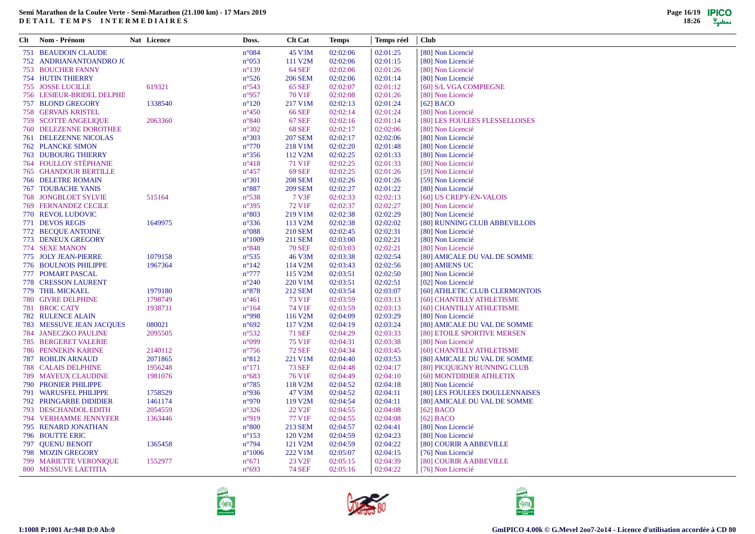**Semi Marathon de la Coulee Verte - Semi-Marathon (21.100 km) - 17 Mars 2019**
**DETAIL TEMPS INTERMEDIAIRES**

| Clt | Nom - Prénom | Nat | Licence | Doss. | Clt Cat | Temps | Temps réel | Club |
|---|---|---|---|---|---|---|---|---|
| 751 | BEAUDOIN CLAUDE | | | n°084 | 45 V3M | 02:02:06 | 02:01:25 | [80] Non Licencié |
| 752 | ANDRIANANTOANDRO JC | | | n°053 | 111 V2M | 02:02:06 | 02:01:15 | [80] Non Licencié |
| 753 | BOUCHER FANNY | | | n°139 | 64 SEF | 02:02:06 | 02:01:26 | [80] Non Licencié |
| 754 | HUTIN THIERRY | | | n°526 | 206 SEM | 02:02:06 | 02:01:14 | [80] Non Licencié |
| 755 | JOSSE LUCILLE | | 619321 | n°543 | 65 SEF | 02:02:07 | 02:01:12 | [60] S/L VGA COMPIEGNE |
| 756 | LESIEUR-BRIDEL DELPHI | | | n°957 | 70 V1F | 02:02:08 | 02:01:26 | [80] Non Licencié |
| 757 | BLOND GREGORY | | 1338540 | n°120 | 217 V1M | 02:02:13 | 02:01:24 | [62] BACO |
| 758 | GERVAIS KRISTEL | | | n°450 | 66 SEF | 02:02:14 | 02:01:24 | [80] Non Licencié |
| 759 | SCOTTE ANGELIQUE | | 2063360 | n°840 | 67 SEF | 02:02:16 | 02:01:14 | [80] LES FOULEES FLESSELLOISES |
| 760 | DELEZENNE DOROTHEE | | | n°302 | 68 SEF | 02:02:17 | 02:02:06 | [80] Non Licencié |
| 761 | DELEZENNE NICOLAS | | | n°303 | 207 SEM | 02:02:17 | 02:02:06 | [80] Non Licencié |
| 762 | PLANCKE SIMON | | | n°770 | 218 V1M | 02:02:20 | 02:01:48 | [80] Non Licencié |
| 763 | DUBOURG THIERRY | | | n°356 | 112 V2M | 02:02:25 | 02:01:33 | [80] Non Licencié |
| 764 | FOULLOY STÉPHANIE | | | n°418 | 71 V1F | 02:02:25 | 02:01:33 | [80] Non Licencié |
| 765 | GHANDOUR BERTILLE | | | n°457 | 69 SEF | 02:02:25 | 02:01:26 | [59] Non Licencié |
| 766 | DELETRE ROMAIN | | | n°301 | 208 SEM | 02:02:26 | 02:01:26 | [59] Non Licencié |
| 767 | TOUBACHE YANIS | | | n°887 | 209 SEM | 02:02:27 | 02:01:22 | [80] Non Licencié |
| 768 | JONGBLOET SYLVIE | | 515164 | n°538 | 7 V3F | 02:02:33 | 02:02:13 | [60] US CREPY-EN-VALOIS |
| 769 | FERNANDEZ CECILE | | | n°395 | 72 V1F | 02:02:37 | 02:02:27 | [80] Non Licencié |
| 770 | REVOL LUDOVIC | | | n°803 | 219 V1M | 02:02:38 | 02:02:29 | [80] Non Licencié |
| 771 | DEVOS REGIS | | 1649975 | n°336 | 113 V2M | 02:02:38 | 02:02:02 | [80] RUNNING CLUB ABBEVILLOIS |
| 772 | BECQUE ANTOINE | | | n°088 | 210 SEM | 02:02:45 | 02:02:31 | [80] Non Licencié |
| 773 | DENEUX GREGORY | | | n°1009 | 211 SEM | 02:03:00 | 02:02:21 | [80] Non Licencié |
| 774 | SEXE MANON | | | n°848 | 70 SEF | 02:03:03 | 02:02:21 | [80] Non Licencié |
| 775 | JOLY JEAN-PIERRE | | 1079158 | n°535 | 46 V3M | 02:03:38 | 02:02:54 | [80] AMICALE DU VAL DE SOMME |
| 776 | BOULNOIS PHILIPPE | | 1967364 | n°142 | 114 V2M | 02:03:43 | 02:02:56 | [80] AMIENS UC |
| 777 | POMART PASCAL | | | n°777 | 115 V2M | 02:03:51 | 02:02:50 | [80] Non Licencié |
| 778 | CRESSON LAURENT | | | n°240 | 220 V1M | 02:03:51 | 02:02:51 | [02] Non Licencié |
| 779 | THIL MICKAEL | | 1979180 | n°878 | 212 SEM | 02:03:54 | 02:03:07 | [60] ATHLETIC CLUB CLERMONTOIS |
| 780 | GIVRE DELPHINE | | 1798749 | n°461 | 73 V1F | 02:03:59 | 02:03:13 | [60] CHANTILLY ATHLETISME |
| 781 | BROC CATY | | 1938731 | n°164 | 74 V1F | 02:03:59 | 02:03:13 | [60] CHANTILLY ATHLETISME |
| 782 | RULENCE ALAIN | | | n°998 | 116 V2M | 02:04:09 | 02:03:29 | [80] Non Licencié |
| 783 | MESSUVE JEAN JACQUES | | 080021 | n°692 | 117 V2M | 02:04:19 | 02:03:24 | [80] AMICALE DU VAL DE SOMME |
| 784 | JANECZKO PAULINE | | 2095505 | n°532 | 71 SEF | 02:04:29 | 02:03:33 | [80] ETOILE SPORTIVE MERSEN |
| 785 | BERGERET VALERIE | | | n°099 | 75 V1F | 02:04:31 | 02:03:38 | [80] Non Licencié |
| 786 | PENNEKIN KARINE | | 2140112 | n°756 | 72 SEF | 02:04:34 | 02:03:45 | [60] CHANTILLY ATHLETISME |
| 787 | ROBLIN ARNAUD | | 2071865 | n°812 | 221 V1M | 02:04:40 | 02:03:53 | [80] AMICALE DU VAL DE SOMME |
| 788 | CALAIS DELPHINE | | 1956248 | n°171 | 73 SEF | 02:04:48 | 02:04:17 | [80] PICQUIGNY RUNNING CLUB |
| 789 | MAYEUX CLAUDINE | | 1981076 | n°683 | 76 V1F | 02:04:49 | 02:04:10 | [60] MONTDIDIER ATHLETIX |
| 790 | PRONIER PHILIPPE | | | n°785 | 118 V2M | 02:04:52 | 02:04:18 | [80] Non Licencié |
| 791 | WARUSFEL PHILIPPE | | 1758529 | n°936 | 47 V3M | 02:04:52 | 02:04:11 | [80] LES FOULEES DOULLENNAISES |
| 792 | PRINGARBE DIDIDIER | | 1461174 | n°970 | 119 V2M | 02:04:54 | 02:04:11 | [80] AMICALE DU VAL DE SOMME |
| 793 | DESCHANDOL EDITH | | 2054559 | n°326 | 22 V2F | 02:04:55 | 02:04:08 | [62] BACO |
| 794 | VERHAMME JENNYFER | | 1363446 | n°919 | 77 V1F | 02:04:55 | 02:04:08 | [62] BACO |
| 795 | RENARD JONATHAN | | | n°800 | 213 SEM | 02:04:57 | 02:04:41 | [80] Non Licencié |
| 796 | BOUTTE ERIC | | | n°153 | 120 V2M | 02:04:59 | 02:04:23 | [80] Non Licencié |
| 797 | QUENU BENOIT | | 1365458 | n°794 | 121 V2M | 02:04:59 | 02:04:22 | [80] COURIR A ABBEVILLE |
| 798 | MOZIN GREGORY | | | n°1006 | 222 V1M | 02:05:07 | 02:04:15 | [76] Non Licencié |
| 799 | MARIETTE VERONIQUE | | 1552977 | n°671 | 23 V2F | 02:05:15 | 02:04:39 | [80] COURIR A ABBEVILLE |
| 800 | MESSUVE LAETITIA | | | n°693 | 74 SEF | 02:05:16 | 02:04:22 | [76] Non Licencié |

I:1008 P:1001 Ar:948 D:0 Ab:0

GmIPICO 4.00k © G.Mevel 2oo7-2o14 - Licence d'utilisation accordée à CD 80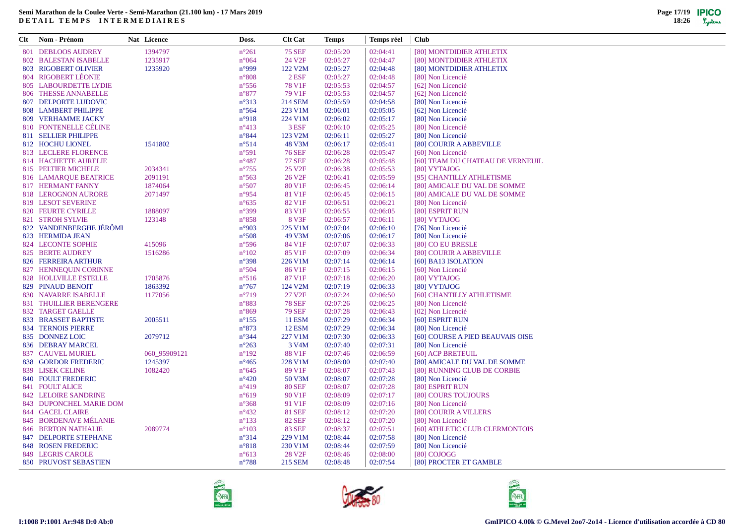**Semi Marathon de la Coulee Verte - Semi-Marathon (21.100 km) - 17 Mars 2019**
**D E T A I L   T E M P S   I N T E R M E D I A I R E S**

| Clt | Nom - Prénom | Nat | Licence | Doss. | Clt Cat | Temps | Temps réel | Club |
|---|---|---|---|---|---|---|---|---|
| 801 | DEBLOOS AUDREY | | 1394797 | n°261 | 75 SEF | 02:05:20 | 02:04:41 | [80] MONTDIDIER ATHLETIX |
| 802 | BALESTAN ISABELLE | | 1235917 | n°064 | 24 V2F | 02:05:27 | 02:04:47 | [80] MONTDIDIER ATHLETIX |
| 803 | RIGOBERT OLIVIER | | 1235920 | n°999 | 122 V2M | 02:05:27 | 02:04:48 | [80] MONTDIDIER ATHLETIX |
| 804 | RIGOBERT LÉONIE | | | n°808 | 2 ESF | 02:05:27 | 02:04:48 | [80] Non Licencié |
| 805 | LABOURDETTE LYDIE | | | n°556 | 78 V1F | 02:05:53 | 02:04:57 | [62] Non Licencié |
| 806 | THESSE ANNABELLE | | | n°877 | 79 V1F | 02:05:53 | 02:04:57 | [62] Non Licencié |
| 807 | DELPORTE LUDOVIC | | | n°313 | 214 SEM | 02:05:59 | 02:04:58 | [80] Non Licencié |
| 808 | LAMBERT PHILIPPE | | | n°564 | 223 V1M | 02:06:01 | 02:05:05 | [62] Non Licencié |
| 809 | VERHAMME JACKY | | | n°918 | 224 V1M | 02:06:02 | 02:05:17 | [80] Non Licencié |
| 810 | FONTENELLE CÉLINE | | | n°413 | 3 ESF | 02:06:10 | 02:05:25 | [80] Non Licencié |
| 811 | SELLIER PHILIPPE | | | n°844 | 123 V2M | 02:06:11 | 02:05:27 | [80] Non Licencié |
| 812 | HOCHU LIONEL | | 1541802 | n°514 | 48 V3M | 02:06:17 | 02:05:41 | [80] COURIR A ABBEVILLE |
| 813 | LECLERE FLORENCE | | | n°591 | 76 SEF | 02:06:28 | 02:05:47 | [60] Non Licencié |
| 814 | HACHETTE AURELIE | | | n°487 | 77 SEF | 02:06:28 | 02:05:48 | [60] TEAM DU CHATEAU DE VERNEUIL |
| 815 | PELTIER MICHELE | | 2034341 | n°755 | 25 V2F | 02:06:38 | 02:05:53 | [80] VYTAJOG |
| 816 | LAMARQUE BEATRICE | | 2091191 | n°563 | 26 V2F | 02:06:41 | 02:05:59 | [95] CHANTILLY ATHLETISME |
| 817 | HERMANT FANNY | | 1874064 | n°507 | 80 V1F | 02:06:45 | 02:06:14 | [80] AMICALE DU VAL DE SOMME |
| 818 | LEROGNON AURORE | | 2071497 | n°954 | 81 V1F | 02:06:45 | 02:06:15 | [80] AMICALE DU VAL DE SOMME |
| 819 | LESOT SEVERINE | | | n°635 | 82 V1F | 02:06:51 | 02:06:21 | [80] Non Licencié |
| 820 | FEURTE CYRILLE | | 1888097 | n°399 | 83 V1F | 02:06:55 | 02:06:05 | [80] ESPRIT RUN |
| 821 | STROH SYLVIE | | 123148 | n°858 | 8 V3F | 02:06:57 | 02:06:11 | [80] VYTAJOG |
| 822 | VANDENBERGHE JÉRÔMI | | | n°903 | 225 V1M | 02:07:04 | 02:06:10 | [76] Non Licencié |
| 823 | HERMIDA JEAN | | | n°508 | 49 V3M | 02:07:06 | 02:06:17 | [80] Non Licencié |
| 824 | LECONTE SOPHIE | | 415096 | n°596 | 84 V1F | 02:07:07 | 02:06:33 | [80] CO EU BRESLE |
| 825 | BERTE AUDREY | | 1516286 | n°102 | 85 V1F | 02:07:09 | 02:06:34 | [80] COURIR A ABBEVILLE |
| 826 | FERREIRA ARTHUR | | | n°398 | 226 V1M | 02:07:14 | 02:06:14 | [60] BA13 ISOLATION |
| 827 | HENNEQUIN CORINNE | | | n°504 | 86 V1F | 02:07:15 | 02:06:15 | [60] Non Licencié |
| 828 | HOLLVILLE ESTELLE | | 1705876 | n°516 | 87 V1F | 02:07:18 | 02:06:20 | [80] VYTAJOG |
| 829 | PINAUD BENOIT | | 1863392 | n°767 | 124 V2M | 02:07:19 | 02:06:33 | [80] VYTAJOG |
| 830 | NAVARRE ISABELLE | | 1177056 | n°719 | 27 V2F | 02:07:24 | 02:06:50 | [60] CHANTILLY ATHLETISME |
| 831 | THUILLIER BERENGERE | | | n°883 | 78 SEF | 02:07:26 | 02:06:25 | [80] Non Licencié |
| 832 | TARGET GAELLE | | | n°869 | 79 SEF | 02:07:28 | 02:06:43 | [02] Non Licencié |
| 833 | BRASSET BAPTISTE | | 2005511 | n°155 | 11 ESM | 02:07:29 | 02:06:34 | [60] ESPRIT RUN |
| 834 | TERNOIS PIERRE | | | n°873 | 12 ESM | 02:07:29 | 02:06:34 | [80] Non Licencié |
| 835 | DONNEZ LOIC | | 2079712 | n°344 | 227 V1M | 02:07:30 | 02:06:33 | [60] COURSE A PIED BEAUVAIS OISE |
| 836 | DEBRAY MARCEL | | | n°263 | 3 V4M | 02:07:40 | 02:07:31 | [80] Non Licencié |
| 837 | CAUVEL MURIEL | | 060_95909121 | n°192 | 88 V1F | 02:07:46 | 02:06:59 | [60] ACP BRETEUIL |
| 838 | GORDOR FREDERIC | | 1245397 | n°465 | 228 V1M | 02:08:00 | 02:07:40 | [80] AMICALE DU VAL DE SOMME |
| 839 | LISEK CELINE | | 1082420 | n°645 | 89 V1F | 02:08:07 | 02:07:43 | [80] RUNNING CLUB DE CORBIE |
| 840 | FOULT FREDERIC | | | n°420 | 50 V3M | 02:08:07 | 02:07:28 | [80] Non Licencié |
| 841 | FOULT ALICE | | | n°419 | 80 SEF | 02:08:07 | 02:07:28 | [80] ESPRIT RUN |
| 842 | LELOIRE SANDRINE | | | n°619 | 90 V1F | 02:08:09 | 02:07:17 | [80] COURS TOUJOURS |
| 843 | DUPONCHEL MARIE DOM | | | n°368 | 91 V1F | 02:08:09 | 02:07:16 | [80] Non Licencié |
| 844 | GACEL CLAIRE | | | n°432 | 81 SEF | 02:08:12 | 02:07:20 | [80] COURIR A VILLERS |
| 845 | BORDENAVE MÉLANIE | | | n°133 | 82 SEF | 02:08:12 | 02:07:20 | [80] Non Licencié |
| 846 | BERTON NATHALIE | | 2089774 | n°103 | 83 SEF | 02:08:37 | 02:07:51 | [60] ATHLETIC CLUB CLERMONTOIS |
| 847 | DELPORTE STEPHANE | | | n°314 | 229 V1M | 02:08:44 | 02:07:58 | [80] Non Licencié |
| 848 | ROSEN FREDERIC | | | n°818 | 230 V1M | 02:08:44 | 02:07:59 | [80] Non Licencié |
| 849 | LEGRIS CAROLE | | | n°613 | 28 V2F | 02:08:46 | 02:08:00 | [80] COJOGG |
| 850 | PRUVOST SEBASTIEN | | | n°788 | 215 SEM | 02:08:48 | 02:07:54 | [80] PROCTER ET GAMBLE |

I:1008 P:1001 Ar:948 D:0 Ab:0

GmIPICO 4.00k © G.Mevel 2007-2014 - Licence d'utilisation accordée à CD 80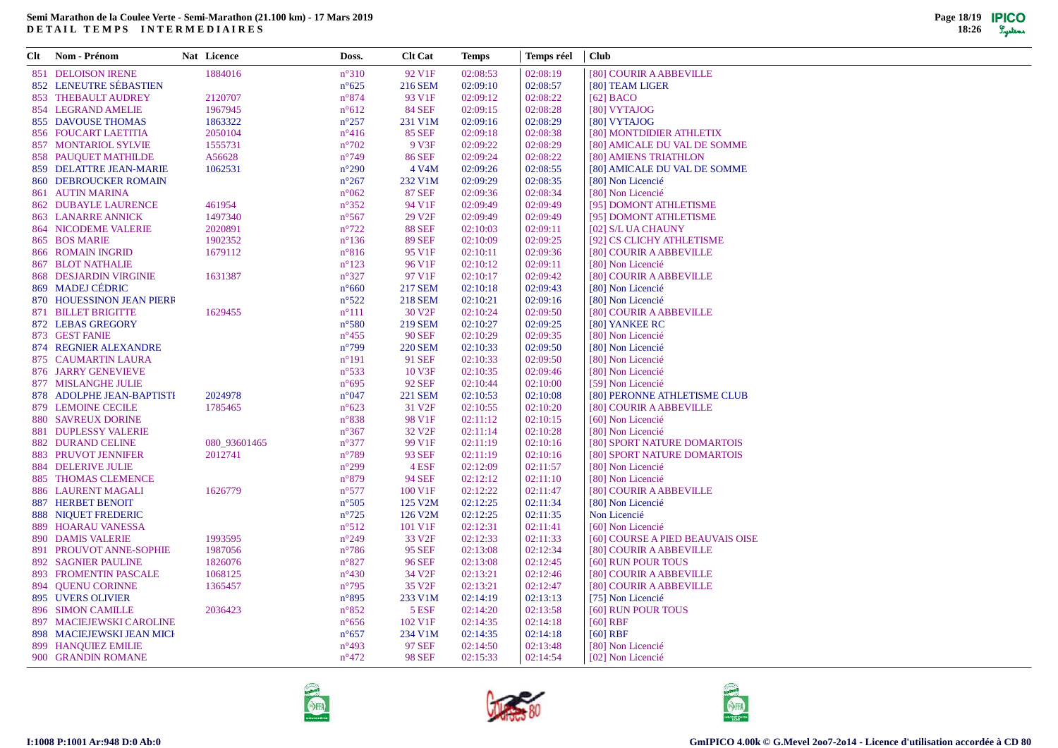**Semi Marathon de la Coulee Verte - Semi-Marathon (21.100 km) - 17 Mars 2019**
**DETAIL TEMPS INTERMEDIAIRES**

| Clt | Nom - Prénom | Nat | Licence | Doss. | Clt Cat | Temps | Temps réel | Club |
|---|---|---|---|---|---|---|---|---|
| 851 | DELOISON IRENE | | 1884016 | n°310 | 92 V1F | 02:08:53 | 02:08:19 | [80] COURIR A ABBEVILLE |
| 852 | LENEUTRE SÉBASTIEN | | | n°625 | 216 SEM | 02:09:10 | 02:08:57 | [80] TEAM LIGER |
| 853 | THEBAULT AUDREY | | 2120707 | n°874 | 93 V1F | 02:09:12 | 02:08:22 | [62] BACO |
| 854 | LEGRAND AMELIE | | 1967945 | n°612 | 84 SEF | 02:09:15 | 02:08:28 | [80] VYTAJOG |
| 855 | DAVOUSE THOMAS | | 1863322 | n°257 | 231 V1M | 02:09:16 | 02:08:29 | [80] VYTAJOG |
| 856 | FOUCART LAETITIA | | 2050104 | n°416 | 85 SEF | 02:09:18 | 02:08:38 | [80] MONTDIDIER ATHLETIX |
| 857 | MONTARIOL SYLVIE | | 1555731 | n°702 | 9 V3F | 02:09:22 | 02:08:29 | [80] AMICALE DU VAL DE SOMME |
| 858 | PAUQUET MATHILDE | | A56628 | n°749 | 86 SEF | 02:09:24 | 02:08:22 | [80] AMIENS TRIATHLON |
| 859 | DELATTRE JEAN-MARIE | | 1062531 | n°290 | 4 V4M | 02:09:26 | 02:08:55 | [80] AMICALE DU VAL DE SOMME |
| 860 | DEBROUCKER ROMAIN | | | n°267 | 232 V1M | 02:09:29 | 02:08:35 | [80] Non Licencié |
| 861 | AUTIN MARINA | | | n°062 | 87 SEF | 02:09:36 | 02:08:34 | [80] Non Licencié |
| 862 | DUBAYLE LAURENCE | | 461954 | n°352 | 94 V1F | 02:09:49 | 02:09:49 | [95] DOMONT ATHLETISME |
| 863 | LANARRE ANNICK | | 1497340 | n°567 | 29 V2F | 02:09:49 | 02:09:49 | [95] DOMONT ATHLETISME |
| 864 | NICODEME VALERIE | | 2020891 | n°722 | 88 SEF | 02:10:03 | 02:09:11 | [02] S/L UA CHAUNY |
| 865 | BOS MARIE | | 1902352 | n°136 | 89 SEF | 02:10:09 | 02:09:25 | [92] CS CLICHY ATHLETISME |
| 866 | ROMAIN INGRID | | 1679112 | n°816 | 95 V1F | 02:10:11 | 02:09:36 | [80] COURIR A ABBEVILLE |
| 867 | BLOT NATHALIE | | | n°123 | 96 V1F | 02:10:12 | 02:09:11 | [80] Non Licencié |
| 868 | DESJARDIN VIRGINIE | | 1631387 | n°327 | 97 V1F | 02:10:17 | 02:09:42 | [80] COURIR A ABBEVILLE |
| 869 | MADEJ CÉDRIC | | | n°660 | 217 SEM | 02:10:18 | 02:09:43 | [80] Non Licencié |
| 870 | HOUESSINON JEAN PIERR | | | n°522 | 218 SEM | 02:10:21 | 02:09:16 | [80] Non Licencié |
| 871 | BILLET BRIGITTE | | 1629455 | n°111 | 30 V2F | 02:10:24 | 02:09:50 | [80] COURIR A ABBEVILLE |
| 872 | LEBAS GREGORY | | | n°580 | 219 SEM | 02:10:27 | 02:09:25 | [80] YANKEE RC |
| 873 | GEST FANIE | | | n°455 | 90 SEF | 02:10:29 | 02:09:35 | [80] Non Licencié |
| 874 | REGNIER ALEXANDRE | | | n°799 | 220 SEM | 02:10:33 | 02:09:50 | [80] Non Licencié |
| 875 | CAUMARTIN LAURA | | | n°191 | 91 SEF | 02:10:33 | 02:09:50 | [80] Non Licencié |
| 876 | JARRY GENEVIEVE | | | n°533 | 10 V3F | 02:10:35 | 02:09:46 | [80] Non Licencié |
| 877 | MISLANGHE JULIE | | | n°695 | 92 SEF | 02:10:44 | 02:10:00 | [59] Non Licencié |
| 878 | ADOLPHE JEAN-BAPTISTI | | 2024978 | n°047 | 221 SEM | 02:10:53 | 02:10:08 | [80] PERONNE ATHLETISME CLUB |
| 879 | LEMOINE CECILE | | 1785465 | n°623 | 31 V2F | 02:10:55 | 02:10:20 | [80] COURIR A ABBEVILLE |
| 880 | SAVREUX DORINE | | | n°838 | 98 V1F | 02:11:12 | 02:10:15 | [60] Non Licencié |
| 881 | DUPLESSY VALERIE | | | n°367 | 32 V2F | 02:11:14 | 02:10:28 | [80] Non Licencié |
| 882 | DURAND CELINE | | 080_93601465 | n°377 | 99 V1F | 02:11:19 | 02:10:16 | [80] SPORT NATURE DOMARTOIS |
| 883 | PRUVOT JENNIFER | | 2012741 | n°789 | 93 SEF | 02:11:19 | 02:10:16 | [80] SPORT NATURE DOMARTOIS |
| 884 | DELERIVE JULIE | | | n°299 | 4 ESF | 02:12:09 | 02:11:57 | [80] Non Licencié |
| 885 | THOMAS CLEMENCE | | | n°879 | 94 SEF | 02:12:12 | 02:11:10 | [80] Non Licencié |
| 886 | LAURENT MAGALI | | 1626779 | n°577 | 100 V1F | 02:12:22 | 02:11:47 | [80] COURIR A ABBEVILLE |
| 887 | HERBET BENOIT | | | n°505 | 125 V2M | 02:12:25 | 02:11:34 | [80] Non Licencié |
| 888 | NIQUET FREDERIC | | | n°725 | 126 V2M | 02:12:25 | 02:11:35 | Non Licencié |
| 889 | HOARAU VANESSA | | | n°512 | 101 V1F | 02:12:31 | 02:11:41 | [60] Non Licencié |
| 890 | DAMIS VALERIE | | 1993595 | n°249 | 33 V2F | 02:12:33 | 02:11:33 | [60] COURSE A PIED BEAUVAIS OISE |
| 891 | PROUVOT ANNE-SOPHIE | | 1987056 | n°786 | 95 SEF | 02:13:08 | 02:12:34 | [80] COURIR A ABBEVILLE |
| 892 | SAGNIER PAULINE | | 1826076 | n°827 | 96 SEF | 02:13:08 | 02:12:45 | [60] RUN POUR TOUS |
| 893 | FROMENTIN PASCALE | | 1068125 | n°430 | 34 V2F | 02:13:21 | 02:12:46 | [80] COURIR A ABBEVILLE |
| 894 | QUENU CORINNE | | 1365457 | n°795 | 35 V2F | 02:13:21 | 02:12:47 | [80] COURIR A ABBEVILLE |
| 895 | UVERS OLIVIER | | | n°895 | 233 V1M | 02:14:19 | 02:13:13 | [75] Non Licencié |
| 896 | SIMON CAMILLE | | 2036423 | n°852 | 5 ESF | 02:14:20 | 02:13:58 | [60] RUN POUR TOUS |
| 897 | MACIEJEWSKI CAROLINE | | | n°656 | 102 V1F | 02:14:35 | 02:14:18 | [60] RBF |
| 898 | MACIEJEWSKI JEAN MICH | | | n°657 | 234 V1M | 02:14:35 | 02:14:18 | [60] RBF |
| 899 | HANQUIEZ EMILIE | | | n°493 | 97 SEF | 02:14:50 | 02:13:48 | [80] Non Licencié |
| 900 | GRANDIN ROMANE | | | n°472 | 98 SEF | 02:15:33 | 02:14:54 | [02] Non Licencié |

I:1008 P:1001 Ar:948 D:0 Ab:0

GmIPICO 4.00k © G.Mevel 2oo7-2o14 - Licence d'utilisation accordée à CD 80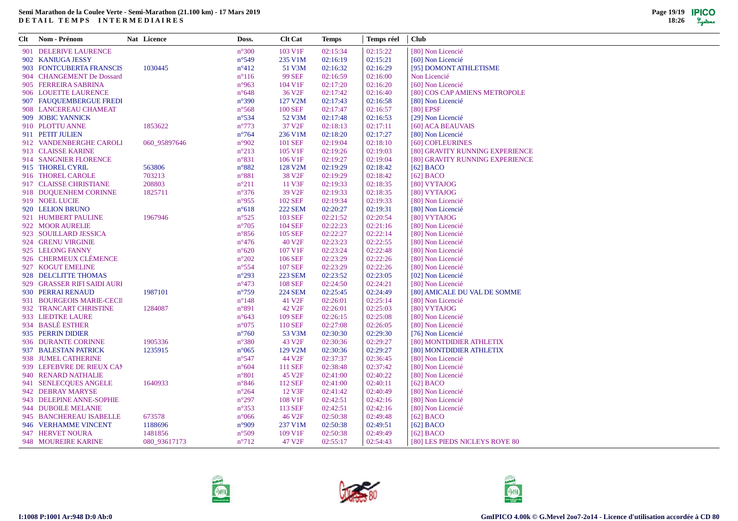# Semi Marathon de la Coulee Verte - Semi-Marathon (21.100 km) - 17 Mars 2019

**DETAIL TEMPS INTERMEDIAIRES**

| Clt | Nom - Prénom | Nat | Licence | Doss. | Clt Cat | Temps | Temps réel | Club |
|---|---|---|---|---|---|---|---|---|
| 901 | DELERIVE LAURENCE | | | n°300 | 103 V1F | 02:15:34 | 02:15:22 | [80] Non Licencié |
| 902 | KANIUGA JESSY | | | n°549 | 235 V1M | 02:16:19 | 02:15:21 | [60] Non Licencié |
| 903 | FONTCUBERTA FRANSCIS | | 1030445 | n°412 | 51 V3M | 02:16:32 | 02:16:29 | [95] DOMONT ATHLETISME |
| 904 | CHANGEMENT De Dossard | | | n°116 | 99 SEF | 02:16:59 | 02:16:00 | Non Licencié |
| 905 | FERREIRA SABRINA | | | n°963 | 104 V1F | 02:17:20 | 02:16:20 | [60] Non Licencié |
| 906 | LOUETTE LAURENCE | | | n°648 | 36 V2F | 02:17:42 | 02:16:40 | [80] COS CAP AMIENS METROPOLE |
| 907 | FAUQUEMBERGUE FREDI | | | n°390 | 127 V2M | 02:17:43 | 02:16:58 | [80] Non Licencié |
| 908 | LANCEREAU CHAMEAT | | | n°568 | 100 SEF | 02:17:47 | 02:16:57 | [80] EPSF |
| 909 | JOBIC YANNICK | | | n°534 | 52 V3M | 02:17:48 | 02:16:53 | [29] Non Licencié |
| 910 | PLOTTU ANNE | | 1853622 | n°773 | 37 V2F | 02:18:13 | 02:17:11 | [60] ACA BEAUVAIS |
| 911 | PETIT JULIEN | | | n°764 | 236 V1M | 02:18:20 | 02:17:27 | [80] Non Licencié |
| 912 | VANDENBERGHE CAROLI | | 060_95897646 | n°902 | 101 SEF | 02:19:04 | 02:18:10 | [60] COFLEURINES |
| 913 | CLAISSE KARINE | | | n°213 | 105 V1F | 02:19:26 | 02:19:03 | [80] GRAVITY RUNNING EXPERIENCE |
| 914 | SANGNIER FLORENCE | | | n°831 | 106 V1F | 02:19:27 | 02:19:04 | [80] GRAVITY RUNNING EXPERIENCE |
| 915 | THOREL CYRIL | | 563806 | n°882 | 128 V2M | 02:19:29 | 02:18:42 | [62] BACO |
| 916 | THOREL CAROLE | | 703213 | n°881 | 38 V2F | 02:19:29 | 02:18:42 | [62] BACO |
| 917 | CLAISSE CHRISTIANE | | 208803 | n°211 | 11 V3F | 02:19:33 | 02:18:35 | [80] VYTAJOG |
| 918 | DUQUENHEM CORINNE | | 1825711 | n°376 | 39 V2F | 02:19:33 | 02:18:35 | [80] VYTAJOG |
| 919 | NOEL LUCIE | | | n°955 | 102 SEF | 02:19:34 | 02:19:33 | [80] Non Licencié |
| 920 | LELION BRUNO | | | n°618 | 222 SEM | 02:20:27 | 02:19:31 | [80] Non Licencié |
| 921 | HUMBERT PAULINE | | 1967946 | n°525 | 103 SEF | 02:21:52 | 02:20:54 | [80] VYTAJOG |
| 922 | MOOR AURELIE | | | n°705 | 104 SEF | 02:22:23 | 02:21:16 | [80] Non Licencié |
| 923 | SOUILLARD JESSICA | | | n°856 | 105 SEF | 02:22:27 | 02:22:14 | [80] Non Licencié |
| 924 | GRENU VIRGINIE | | | n°476 | 40 V2F | 02:23:23 | 02:22:55 | [80] Non Licencié |
| 925 | LELONG FANNY | | | n°620 | 107 V1F | 02:23:24 | 02:22:48 | [80] Non Licencié |
| 926 | CHERMEUX CLÉMENCE | | | n°202 | 106 SEF | 02:23:29 | 02:22:26 | [80] Non Licencié |
| 927 | KOGUT EMELINE | | | n°554 | 107 SEF | 02:23:29 | 02:22:26 | [80] Non Licencié |
| 928 | DELCLITTE THOMAS | | | n°293 | 223 SEM | 02:23:52 | 02:23:05 | [02] Non Licencié |
| 929 | GRASSER RIFI SAIDI AURI | | | n°473 | 108 SEF | 02:24:50 | 02:24:21 | [80] Non Licencié |
| 930 | PERRAI RENAUD | | 1987101 | n°759 | 224 SEM | 02:25:45 | 02:24:49 | [80] AMICALE DU VAL DE SOMME |
| 931 | BOURGEOIS MARIE-CECII | | | n°148 | 41 V2F | 02:26:01 | 02:25:14 | [80] Non Licencié |
| 932 | TRANCART CHRISTINE | | 1284087 | n°891 | 42 V2F | 02:26:01 | 02:25:03 | [80] VYTAJOG |
| 933 | LIEDTKE LAURE | | | n°643 | 109 SEF | 02:26:15 | 02:25:08 | [80] Non Licencié |
| 934 | BASLÉ ESTHER | | | n°075 | 110 SEF | 02:27:08 | 02:26:05 | [80] Non Licencié |
| 935 | PERRIN DIDIER | | | n°760 | 53 V3M | 02:30:30 | 02:29:30 | [76] Non Licencié |
| 936 | DURANTE CORINNE | | 1905336 | n°380 | 43 V2F | 02:30:36 | 02:29:27 | [80] MONTDIDIER ATHLETIX |
| 937 | BALESTAN PATRICK | | 1235915 | n°065 | 129 V2M | 02:30:36 | 02:29:27 | [80] MONTDIDIER ATHLETIX |
| 938 | JUMEL CATHERINE | | | n°547 | 44 V2F | 02:37:37 | 02:36:45 | [80] Non Licencié |
| 939 | LEFEBVRE DE RIEUX CAI | | | n°604 | 111 SEF | 02:38:48 | 02:37:42 | [80] Non Licencié |
| 940 | RENARD NATHALIE | | | n°801 | 45 V2F | 02:41:00 | 02:40:22 | [80] Non Licencié |
| 941 | SENLECQUES ANGELE | | 1640933 | n°846 | 112 SEF | 02:41:00 | 02:40:11 | [62] BACO |
| 942 | DEBRAY MARYSE | | | n°264 | 12 V3F | 02:41:42 | 02:40:49 | [80] Non Licencié |
| 943 | DELEPINE ANNE-SOPHIE | | | n°297 | 108 V1F | 02:42:51 | 02:42:16 | [80] Non Licencié |
| 944 | DUBOILE MELANIE | | | n°353 | 113 SEF | 02:42:51 | 02:42:16 | [80] Non Licencié |
| 945 | BANCHEREAU ISABELLE | | 673578 | n°066 | 46 V2F | 02:50:38 | 02:49:48 | [62] BACO |
| 946 | VERHAMME VINCENT | | 1188696 | n°909 | 237 V1M | 02:50:38 | 02:49:51 | [62] BACO |
| 947 | HERVET NOURA | | 1481856 | n°509 | 109 V1F | 02:50:38 | 02:49:49 | [62] BACO |
| 948 | MOUREIRE KARINE | | 080_93617173 | n°712 | 47 V2F | 02:55:17 | 02:54:43 | [80] LES PIEDS NICLEYS ROYE 80 |

I:1008 P:1001 Ar:948 D:0 Ab:0